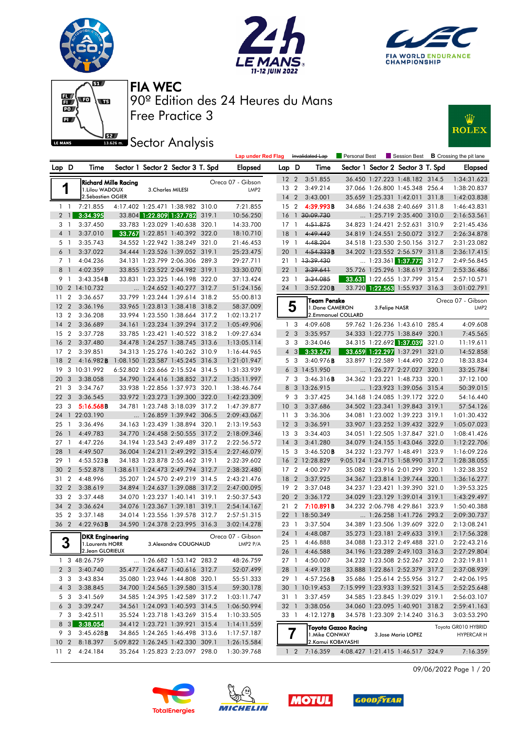# FIA WEC

## 90º Edition des 24 Heures du Mans

## Free Practice 3

## Sector Analysis

Lap under Red Flag | ~~Invalidated Lap~~ | Personal Best | Session Best | **B** Crossing the pit lane

### 1 — Richard Mille Racing — Oreca 07 - Gibson — LMP2

1.Lilou WADOUX, 2.Sébastien OGIER, 3.Charles MILESI

| Lap | D | Time | Sector 1 | Sector 2 | Sector 3 | T. Spd | Elapsed |
|---|---|---|---|---|---|---|---|
| 1 | 1 | 7:21.855 | 4:17.402 | 1:25.471 | 1:38.982 | 310.0 | 7:21.855 |
| 2 | 1 | 3:34.395 | 33.804 | 1:22.809 | 1:37.782 | 319.1 | 10:56.250 |
| 3 | 1 | 3:37.450 | 33.783 | 1:23.029 | 1:40.638 | 320.1 | 14:33.700 |
| 4 | 1 | 3:37.010 | 33.767 | 1:22.851 | 1:40.392 | 322.0 | 18:10.710 |
| 5 | 1 | 3:35.743 | 34.552 | 1:22.942 | 1:38.249 | 321.0 | 21:46.453 |
| 6 | 1 | 3:37.022 | 34.444 | 1:23.526 | 1:39.052 | 319.1 | 25:23.475 |
| 7 | 1 | 4:04.236 | 34.131 | 1:23.799 | 2:06.306 | 289.3 | 29:27.711 |
| 8 | 1 | 4:02.359 | 33.855 | 1:23.522 | 2:04.982 | 319.1 | 33:30.070 |
| 9 | 1 | 3:43.354**B** | 33.831 | 1:23.325 | 1:46.198 | 322.0 | 37:13.424 |
| 10 | 2 | 14:10.732 | ... | 1:24.652 | 1:40.277 | 312.7 | 51:24.156 |
| 11 | 2 | 3:36.657 | 33.799 | 1:23.244 | 1:39.614 | 318.2 | 55:00.813 |
| 12 | 2 | 3:36.196 | 33.965 | 1:23.813 | 1:38.418 | 318.2 | 58:37.009 |
| 13 | 2 | 3:36.208 | 33.994 | 1:23.550 | 1:38.664 | 317.2 | 1:02:13.217 |
| 14 | 2 | 3:36.689 | 34.161 | 1:23.234 | 1:39.294 | 317.2 | 1:05:49.906 |
| 15 | 2 | 3:37.728 | 33.785 | 1:23.421 | 1:40.522 | 318.2 | 1:09:27.634 |
| 16 | 2 | 3:37.480 | 34.478 | 1:24.257 | 1:38.745 | 313.6 | 1:13:05.114 |
| 17 | 2 | 3:39.851 | 34.313 | 1:25.276 | 1:40.262 | 310.9 | 1:16:44.965 |
| 18 | 2 | 4:16.982**B** | 1:08.150 | 1:23.587 | 1:45.245 | 316.3 | 1:21:01.947 |
| 19 | 3 | 10:31.992 | 6:52.802 | 1:23.666 | 2:15.524 | 314.5 | 1:31:33.939 |
| 20 | 3 | 3:38.058 | 34.790 | 1:24.416 | 1:38.852 | 317.2 | 1:35:11.997 |
| 21 | 3 | 3:34.767 | 33.938 | 1:22.856 | 1:37.973 | 320.1 | 1:38:46.764 |
| 22 | 3 | 3:36.545 | 33.972 | 1:23.273 | 1:39.300 | 322.0 | 1:42:23.309 |
| 23 | 3 | 5:16.568**B** | 34.781 | 1:23.748 | 3:18.039 | 317.2 | 1:47:39.877 |
| 24 | 1 | 22:03.190 | ... | 1:26.859 | 1:39.942 | 306.5 | 2:09:43.067 |
| 25 | 1 | 3:36.496 | 34.163 | 1:23.439 | 1:38.894 | 320.1 | 2:13:19.563 |
| 26 | 1 | 4:49.783 | 34.770 | 1:24.458 | 2:50.555 | 317.2 | 2:18:09.346 |
| 27 | 1 | 4:47.226 | 34.194 | 1:23.543 | 2:49.489 | 317.2 | 2:22:56.572 |
| 28 | 1 | 4:49.507 | 36.004 | 1:24.211 | 2:49.292 | 315.4 | 2:27:46.079 |
| 29 | 1 | 4:53.523**B** | 34.183 | 1:23.878 | 2:55.462 | 319.1 | 2:32:39.602 |
| 30 | 2 | 5:52.878 | 1:38.611 | 1:24.473 | 2:49.794 | 312.7 | 2:38:32.480 |
| 31 | 2 | 4:48.996 | 35.207 | 1:24.570 | 2:49.219 | 314.5 | 2:43:21.476 |
| 32 | 2 | 3:38.619 | 34.894 | 1:24.637 | 1:39.088 | 317.2 | 2:47:00.095 |
| 33 | 2 | 3:37.448 | 34.070 | 1:23.237 | 1:40.141 | 319.1 | 2:50:37.543 |
| 34 | 2 | 3:36.624 | 34.076 | 1:23.367 | 1:39.181 | 319.1 | 2:54:14.167 |
| 35 | 2 | 3:37.148 | 34.014 | 1:23.556 | 1:39.578 | 312.7 | 2:57:51.315 |
| 36 | 2 | 4:22.963**B** | 34.590 | 1:24.378 | 2:23.995 | 316.3 | 3:02:14.278 |

### 3 — DKR Engineering — Oreca 07 - Gibson — LMP2 P/A

1.Laurents HORR, 2.Jean GLORIEUX, 3.Alexandre COUGNAUD

| Lap | D | Time | Sector 1 | Sector 2 | Sector 3 | T. Spd | Elapsed |
|---|---|---|---|---|---|---|---|
| 1 | 3 | 48:26.759 | ... | 1:26.682 | 1:53.142 | 283.2 | 48:26.759 |
| 2 | 3 | 3:40.740 | 35.477 | 1:24.647 | 1:40.616 | 312.7 | 52:07.499 |
| 3 | 3 | 3:43.834 | 35.080 | 1:23.946 | 1:44.808 | 320.1 | 55:51.333 |
| 4 | 3 | 3:38.845 | 34.700 | 1:24.565 | 1:39.580 | 315.4 | 59:30.178 |
| 5 | 3 | 3:41.569 | 34.585 | 1:24.395 | 1:42.589 | 317.2 | 1:03:11.747 |
| 6 | 3 | 3:39.247 | 34.561 | 1:24.093 | 1:40.593 | 314.5 | 1:06:50.994 |
| 7 | 3 | 3:42.511 | 35.524 | 1:23.718 | 1:43.269 | 315.4 | 1:10:33.505 |
| 8 | 3 | 3:38.054 | 34.412 | 1:23.721 | 1:39.921 | 315.4 | 1:14:11.559 |
| 9 | 3 | 3:45.628**B** | 34.865 | 1:24.265 | 1:46.498 | 313.6 | 1:17:57.187 |
| 10 | 2 | 8:18.397 | 5:09.822 | 1:26.245 | 1:42.330 | 309.1 | 1:26:15.584 |
| 11 | 2 | 4:24.184 | 35.264 | 1:25.823 | 2:23.097 | 298.0 | 1:30:39.768 |
| 12 | 2 | 3:51.855 | 36.450 | 1:27.223 | 1:48.182 | 314.5 | 1:34:31.623 |
| 13 | 2 | 3:49.214 | 37.066 | 1:26.800 | 1:45.348 | 256.4 | 1:38:20.837 |
| 14 | 2 | 3:43.001 | 35.659 | 1:25.331 | 1:42.011 | 311.8 | 1:42:03.838 |
| 15 | 2 | 4:39.993**B** | 34.686 | 1:24.638 | 2:40.669 | 311.8 | 1:46:43.831 |
| 16 | 1 | ~~30:09.730~~ | ... | 1:25.719 | 2:35.400 | 310.0 | 2:16:53.561 |
| 17 | 1 | ~~4:51.875~~ | 34.823 | 1:24.421 | 2:52.631 | 310.9 | 2:21:45.436 |
| 18 | 1 | ~~4:49.442~~ | 34.819 | 1:24.551 | 2:50.072 | 312.7 | 2:26:34.878 |
| 19 | 1 | ~~4:48.204~~ | 34.518 | 1:23.530 | 2:50.156 | 312.7 | 2:31:23.082 |
| 20 | 1 | ~~4:54.333~~**B** | 34.202 | 1:23.552 | 2:56.579 | 311.8 | 2:36:17.415 |
| 21 | 1 | ~~13:39.430~~ | ... | 1:23.361 | 1:37.772 | 312.7 | 2:49:56.845 |
| 22 | 1 | ~~3:39.641~~ | 35.726 | 1:25.296 | 1:38.619 | 312.7 | 2:53:36.486 |
| 23 | 1 | ~~3:34.085~~ | 33.631 | 1:22.655 | 1:37.799 | 315.4 | 2:57:10.571 |
| 24 | 1 | 3:52.220**B** | 33.720 | 1:22.563 | 1:55.937 | 316.3 | 3:01:02.791 |

### 5 — Team Penske — Oreca 07 - Gibson — LMP2

1.Dane CAMERON, 2.Emmanuel COLLARD, 3.Felipe NASR

| Lap | D | Time | Sector 1 | Sector 2 | Sector 3 | T. Spd | Elapsed |
|---|---|---|---|---|---|---|---|
| 1 | 3 | 4:09.608 | 59.762 | 1:26.236 | 1:43.610 | 285.4 | 4:09.608 |
| 2 | 3 | 3:35.957 | 34.333 | 1:22.775 | 1:38.849 | 320.1 | 7:45.565 |
| 3 | 3 | 3:34.046 | 34.315 | 1:22.692 | 1:37.039 | 321.0 | 11:19.611 |
| 4 | 3 | 3:33.247 | 33.659 | 1:22.297 | 1:37.291 | 321.0 | 14:52.858 |
| 5 | 3 | 3:40.976**B** | 33.897 | 1:22.589 | 1:44.490 | 322.0 | 18:33.834 |
| 6 | 3 | 14:51.950 | ... | 1:26.277 | 2:27.027 | 320.1 | 33:25.784 |
| 7 | 3 | 3:46.316**B** | 34.362 | 1:23.221 | 1:48.733 | 320.1 | 37:12.100 |
| 8 | 3 | 13:26.915 | ... | 1:23.923 | 1:39.056 | 315.4 | 50:39.015 |
| 9 | 3 | 3:37.425 | 34.168 | 1:24.085 | 1:39.172 | 322.0 | 54:16.440 |
| 10 | 3 | 3:37.686 | 34.502 | 1:23.341 | 1:39.843 | 319.1 | 57:54.126 |
| 11 | 3 | 3:36.306 | 34.081 | 1:23.002 | 1:39.223 | 319.1 | 1:01:30.432 |
| 12 | 3 | 3:36.591 | 33.907 | 1:23.252 | 1:39.432 | 322.9 | 1:05:07.023 |
| 13 | 3 | 3:34.403 | 34.051 | 1:22.505 | 1:37.847 | 321.0 | 1:08:41.426 |
| 14 | 3 | 3:41.280 | 34.079 | 1:24.155 | 1:43.046 | 322.0 | 1:12:22.706 |
| 15 | 3 | 3:46.520**B** | 34.232 | 1:23.797 | 1:48.491 | 323.9 | 1:16:09.226 |
| 16 | 2 | 12:28.829 | 9:05.124 | 1:24.715 | 1:58.990 | 317.2 | 1:28:38.055 |
| 17 | 2 | 4:00.297 | 35.082 | 1:23.916 | 2:01.299 | 320.1 | 1:32:38.352 |
| 18 | 2 | 3:37.925 | 34.367 | 1:23.814 | 1:39.744 | 320.1 | 1:36:16.277 |
| 19 | 2 | 3:37.048 | 34.237 | 1:23.421 | 1:39.390 | 321.0 | 1:39:53.325 |
| 20 | 2 | 3:36.172 | 34.029 | 1:23.129 | 1:39.014 | 319.1 | 1:43:29.497 |
| 21 | 2 | 7:10.891**B** | 34.232 | 2:06.798 | 4:29.861 | 323.9 | 1:50:40.388 |
| 22 | 1 | 18:50.349 | ... | 1:26.258 | 1:41.726 | 293.2 | 2:09:30.737 |
| 23 | 1 | 3:37.504 | 34.389 | 1:23.506 | 1:39.609 | 322.0 | 2:13:08.241 |
| 24 | 1 | 4:48.087 | 35.273 | 1:23.181 | 2:49.633 | 319.1 | 2:17:56.328 |
| 25 | 1 | 4:46.888 | 34.088 | 1:23.312 | 2:49.488 | 321.0 | 2:22:43.216 |
| 26 | 1 | 4:46.588 | 34.196 | 1:23.289 | 2:49.103 | 316.3 | 2:27:29.804 |
| 27 | 1 | 4:50.007 | 34.232 | 1:23.508 | 2:52.267 | 322.0 | 2:32:19.811 |
| 28 | 1 | 4:49.128 | 33.888 | 1:22.861 | 2:52.379 | 317.2 | 2:37:08.939 |
| 29 | 1 | 4:57.256**B** | 35.686 | 1:25.614 | 2:55.956 | 312.7 | 2:42:06.195 |
| 30 | 1 | 10:19.453 | 7:15.999 | 1:23.933 | 1:39.521 | 314.5 | 2:52:25.648 |
| 31 | 1 | 3:37.459 | 34.585 | 1:23.845 | 1:39.029 | 319.1 | 2:56:03.107 |
| 32 | 1 | 3:38.056 | 34.060 | 1:23.095 | 1:40.901 | 318.2 | 2:59:41.163 |
| 33 | 1 | 4:12.127**B** | 34.578 | 1:23.309 | 2:14.240 | 316.3 | 3:03:53.290 |

### 7 — Toyota Gazoo Racing — Toyota GR010 HYBRID — HYPERCAR H

1.Mike CONWAY, 2.Kamui KOBAYASHI, 3.Jose Maria LOPEZ

| Lap | D | Time | Sector 1 | Sector 2 | Sector 3 | T. Spd | Elapsed |
|---|---|---|---|---|---|---|---|
| 1 | 2 | 7:16.359 | 4:08.427 | 1:21.415 | 1:46.517 | 324.9 | 7:16.359 |

09/06/2022 Page 1 / 20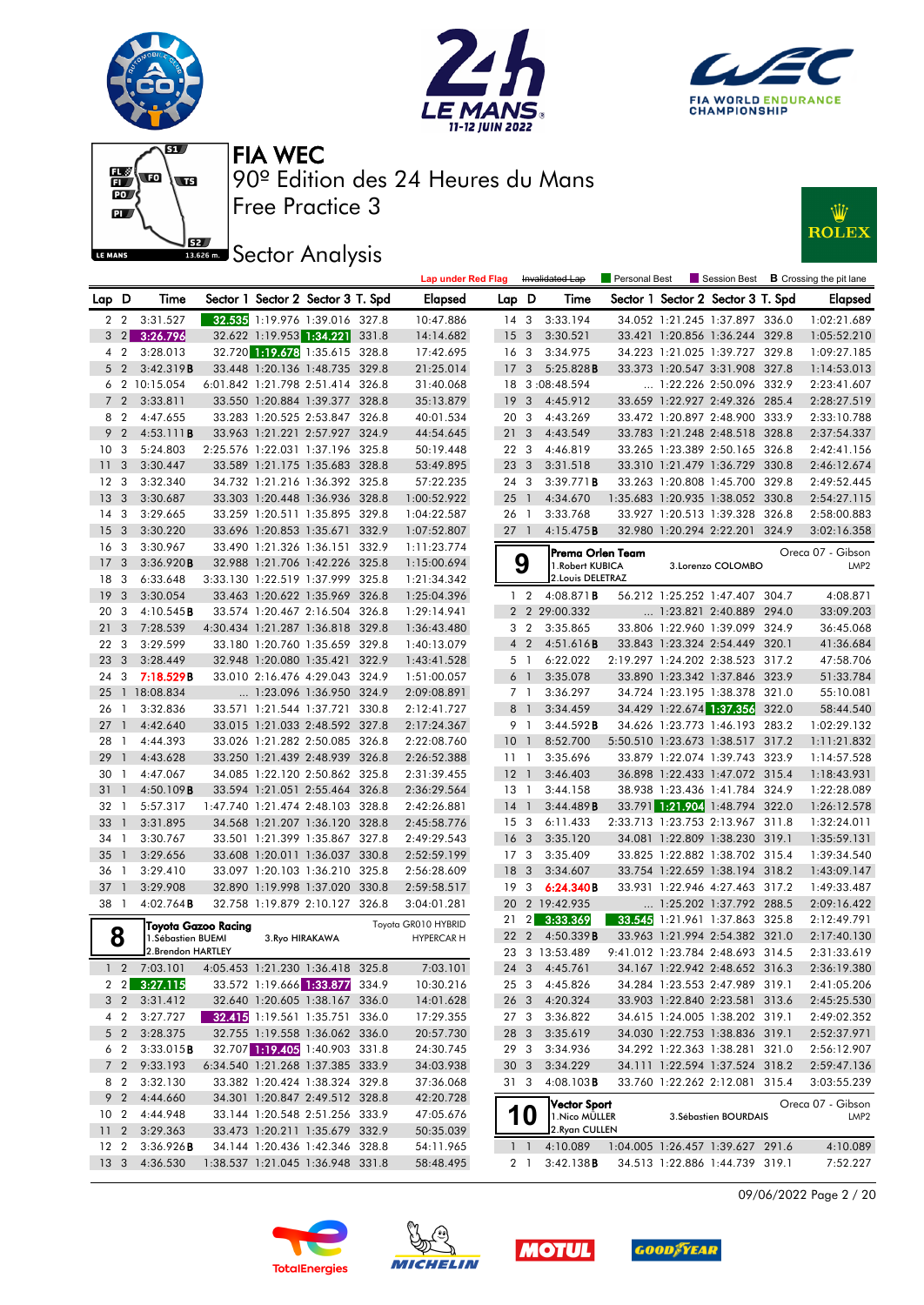# FIA WEC

## 90º Edition des 24 Heures du Mans

## Free Practice 3

## Sector Analysis

Lap under Red Flag | Invalidated Lap | Personal Best | Session Best | B Crossing the pit lane

| Lap | D | Time | Sector 1 | Sector 2 | Sector 3 | T. Spd | Elapsed |
|---|---|---|---|---|---|---|---|
| 2 | 2 | 3:31.527 | 32.535 | 1:19.976 | 1:39.016 | 327.8 | 10:47.886 |
| 3 | 2 | 3:26.796 | 32.622 | 1:19.953 | 1:34.221 | 331.8 | 14:14.682 |
| 4 | 2 | 3:28.013 | 32.720 | 1:19.678 | 1:35.615 | 328.8 | 17:42.695 |
| 5 | 2 | 3:42.319B | 33.448 | 1:20.136 | 1:48.735 | 329.8 | 21:25.014 |
| 6 | 2 | 10:15.054 | 6:01.842 | 1:21.798 | 2:51.414 | 326.8 | 31:40.068 |
| 7 | 2 | 3:33.811 | 33.550 | 1:20.884 | 1:39.377 | 328.8 | 35:13.879 |
| 8 | 2 | 4:47.655 | 33.283 | 1:20.525 | 2:53.847 | 326.8 | 40:01.534 |
| 9 | 2 | 4:53.111B | 33.963 | 1:21.221 | 2:57.927 | 324.9 | 44:54.645 |
| 10 | 3 | 5:24.803 | 2:25.576 | 1:22.031 | 1:37.196 | 325.8 | 50:19.448 |
| 11 | 3 | 3:30.447 | 33.589 | 1:21.175 | 1:35.683 | 328.8 | 53:49.895 |
| 12 | 3 | 3:32.340 | 34.732 | 1:21.216 | 1:36.392 | 325.8 | 57:22.235 |
| 13 | 3 | 3:30.687 | 33.303 | 1:20.448 | 1:36.936 | 328.8 | 1:00:52.922 |
| 14 | 3 | 3:29.665 | 33.259 | 1:20.511 | 1:35.895 | 329.8 | 1:04:22.587 |
| 15 | 3 | 3:30.220 | 33.696 | 1:20.853 | 1:35.671 | 332.9 | 1:07:52.807 |
| 16 | 3 | 3:30.967 | 33.490 | 1:21.326 | 1:36.151 | 332.9 | 1:11:23.774 |
| 17 | 3 | 3:36.920B | 32.988 | 1:21.706 | 1:42.226 | 325.8 | 1:15:00.694 |
| 18 | 3 | 6:33.648 | 3:33.130 | 1:22.519 | 1:37.999 | 325.8 | 1:21:34.342 |
| 19 | 3 | 3:30.054 | 33.463 | 1:20.622 | 1:35.969 | 326.8 | 1:25:04.396 |
| 20 | 3 | 4:10.545B | 33.574 | 1:20.467 | 2:16.504 | 326.8 | 1:29:14.941 |
| 21 | 3 | 7:28.539 | 4:30.434 | 1:21.287 | 1:36.818 | 329.8 | 1:36:43.480 |
| 22 | 3 | 3:29.599 | 33.180 | 1:20.760 | 1:35.659 | 329.8 | 1:40:13.079 |
| 23 | 3 | 3:28.449 | 32.948 | 1:20.080 | 1:35.421 | 322.9 | 1:43:41.528 |
| 24 | 3 | 7:18.529B | 33.010 | 2:16.476 | 4:29.043 | 324.9 | 1:51:00.057 |
| 25 | 1 | 18:08.834 | ... | 1:23.096 | 1:36.950 | 324.9 | 2:09:08.891 |
| 26 | 1 | 3:32.836 | 33.571 | 1:21.544 | 1:37.721 | 330.8 | 2:12:41.727 |
| 27 | 1 | 4:42.640 | 33.015 | 1:21.033 | 2:48.592 | 327.8 | 2:17:24.367 |
| 28 | 1 | 4:44.393 | 33.026 | 1:21.282 | 2:50.085 | 326.8 | 2:22:08.760 |
| 29 | 1 | 4:43.628 | 33.250 | 1:21.439 | 2:48.939 | 326.8 | 2:26:52.388 |
| 30 | 1 | 4:47.067 | 34.085 | 1:22.120 | 2:50.862 | 325.8 | 2:31:39.455 |
| 31 | 1 | 4:50.109B | 33.594 | 1:21.051 | 2:55.464 | 326.8 | 2:36:29.564 |
| 32 | 1 | 5:57.317 | 1:47.740 | 1:21.474 | 2:48.103 | 328.8 | 2:42:26.881 |
| 33 | 1 | 3:31.895 | 34.568 | 1:21.207 | 1:36.120 | 328.8 | 2:45:58.776 |
| 34 | 1 | 3:30.767 | 33.501 | 1:21.399 | 1:35.867 | 327.8 | 2:49:29.543 |
| 35 | 1 | 3:29.656 | 33.608 | 1:20.011 | 1:36.037 | 330.8 | 2:52:59.199 |
| 36 | 1 | 3:29.410 | 33.097 | 1:20.103 | 1:36.210 | 325.8 | 2:56:28.609 |
| 37 | 1 | 3:29.908 | 32.890 | 1:19.998 | 1:37.020 | 330.8 | 2:59:58.517 |
| 38 | 1 | 4:02.764B | 32.758 | 1:19.879 | 2:10.127 | 326.8 | 3:04:01.281 |

**8 — Toyota Gazoo Racing** — Toyota GR010 HYBRID — HYPERCAR H
1.Sébastien BUEMI, 2.Brendon HARTLEY, 3.Ryo HIRAKAWA

| Lap | D | Time | Sector 1 | Sector 2 | Sector 3 | T. Spd | Elapsed |
|---|---|---|---|---|---|---|---|
| 1 | 2 | 7:03.101 | 4:05.453 | 1:21.230 | 1:36.418 | 325.8 | 7:03.101 |
| 2 | 2 | 3:27.115 | 33.572 | 1:19.666 | 1:33.877 | 334.9 | 10:30.216 |
| 3 | 2 | 3:31.412 | 32.640 | 1:20.605 | 1:38.167 | 336.0 | 14:01.628 |
| 4 | 2 | 3:27.727 | 32.415 | 1:19.561 | 1:35.751 | 336.0 | 17:29.355 |
| 5 | 2 | 3:28.375 | 32.755 | 1:19.558 | 1:36.062 | 336.0 | 20:57.730 |
| 6 | 2 | 3:33.015B | 32.707 | 1:19.405 | 1:40.903 | 331.8 | 24:30.745 |
| 7 | 2 | 9:33.193 | 6:34.540 | 1:21.268 | 1:37.385 | 333.9 | 34:03.938 |
| 8 | 2 | 3:32.130 | 33.382 | 1:20.424 | 1:38.324 | 329.8 | 37:36.068 |
| 9 | 2 | 4:44.660 | 34.301 | 1:20.847 | 2:49.512 | 328.8 | 42:20.728 |
| 10 | 2 | 4:44.948 | 33.144 | 1:20.548 | 2:51.256 | 333.9 | 47:05.676 |
| 11 | 2 | 3:29.363 | 33.473 | 1:20.211 | 1:35.679 | 332.9 | 50:35.039 |
| 12 | 2 | 3:36.926B | 34.144 | 1:20.436 | 1:42.346 | 328.8 | 54:11.965 |
| 13 | 3 | 4:36.530 | 1:38.537 | 1:21.045 | 1:36.948 | 331.8 | 58:48.495 |
| 14 | 3 | 3:33.194 | 34.052 | 1:21.245 | 1:37.897 | 336.0 | 1:02:21.689 |
| 15 | 3 | 3:30.521 | 33.421 | 1:20.856 | 1:36.244 | 329.8 | 1:05:52.210 |
| 16 | 3 | 3:34.975 | 34.223 | 1:21.025 | 1:39.727 | 329.8 | 1:09:27.185 |
| 17 | 3 | 5:25.828B | 33.373 | 1:20.547 | 3:31.908 | 327.8 | 1:14:53.013 |
| 18 | 3 | :08:48.594 | ... | 1:22.226 | 2:50.096 | 332.9 | 2:23:41.607 |
| 19 | 3 | 4:45.912 | 33.659 | 1:22.927 | 2:49.326 | 285.4 | 2:28:27.519 |
| 20 | 3 | 4:43.269 | 33.472 | 1:20.897 | 2:48.900 | 333.9 | 2:33:10.788 |
| 21 | 3 | 4:43.549 | 33.783 | 1:21.248 | 2:48.518 | 328.8 | 2:37:54.337 |
| 22 | 3 | 4:46.819 | 33.265 | 1:23.389 | 2:50.165 | 326.8 | 2:42:41.156 |
| 23 | 3 | 3:31.518 | 33.310 | 1:21.479 | 1:36.729 | 330.8 | 2:46:12.674 |
| 24 | 3 | 3:39.771B | 33.263 | 1:20.808 | 1:45.700 | 329.8 | 2:49:52.445 |
| 25 | 1 | 4:34.670 | 1:35.683 | 1:20.935 | 1:38.052 | 330.8 | 2:54:27.115 |
| 26 | 1 | 3:33.768 | 33.927 | 1:20.513 | 1:39.328 | 326.8 | 2:58:00.883 |
| 27 | 1 | 4:15.475B | 32.980 | 1:20.294 | 2:22.201 | 324.9 | 3:02:16.358 |

**9 — Prema Orlen Team** — Oreca 07 - Gibson — LMP2
1.Robert KUBICA, 2.Louis DELETRAZ, 3.Lorenzo COLOMBO

| Lap | D | Time | Sector 1 | Sector 2 | Sector 3 | T. Spd | Elapsed |
|---|---|---|---|---|---|---|---|
| 1 | 2 | 4:08.871B | 56.212 | 1:25.252 | 1:47.407 | 304.7 | 4:08.871 |
| 2 | 2 | 29:00.332 | ... | 1:23.821 | 2:40.889 | 294.0 | 33:09.203 |
| 3 | 2 | 3:35.865 | 33.806 | 1:22.960 | 1:39.099 | 324.9 | 36:45.068 |
| 4 | 2 | 4:51.616B | 33.843 | 1:23.324 | 2:54.449 | 320.1 | 41:36.684 |
| 5 | 1 | 6:22.022 | 2:19.297 | 1:24.202 | 2:38.523 | 317.2 | 47:58.706 |
| 6 | 1 | 3:35.078 | 33.890 | 1:23.342 | 1:37.846 | 323.9 | 51:33.784 |
| 7 | 1 | 3:36.297 | 34.724 | 1:23.195 | 1:38.378 | 321.0 | 55:10.081 |
| 8 | 1 | 3:34.459 | 34.429 | 1:22.674 | 1:37.356 | 322.0 | 58:44.540 |
| 9 | 1 | 3:44.592B | 34.626 | 1:23.773 | 1:46.193 | 283.2 | 1:02:29.132 |
| 10 | 1 | 8:52.700 | 5:50.510 | 1:23.673 | 1:38.517 | 317.2 | 1:11:21.832 |
| 11 | 1 | 3:35.696 | 33.879 | 1:22.074 | 1:39.743 | 323.9 | 1:14:57.528 |
| 12 | 1 | 3:46.403 | 36.898 | 1:22.433 | 1:47.072 | 315.4 | 1:18:43.931 |
| 13 | 1 | 3:44.158 | 38.938 | 1:23.436 | 1:41.784 | 324.9 | 1:22:28.089 |
| 14 | 1 | 3:44.489B | 33.791 | 1:21.904 | 1:48.794 | 322.0 | 1:26:12.578 |
| 15 | 3 | 6:11.433 | 2:33.713 | 1:23.753 | 2:13.967 | 311.8 | 1:32:24.011 |
| 16 | 3 | 3:35.120 | 34.081 | 1:22.809 | 1:38.230 | 319.1 | 1:35:59.131 |
| 17 | 3 | 3:35.409 | 33.825 | 1:22.882 | 1:38.702 | 315.4 | 1:39:34.540 |
| 18 | 3 | 3:34.607 | 33.754 | 1:22.659 | 1:38.194 | 318.2 | 1:43:09.147 |
| 19 | 3 | 6:24.340B | 33.931 | 1:22.946 | 4:27.463 | 317.2 | 1:49:33.487 |
| 20 | 2 | 19:42.935 | ... | 1:25.202 | 1:37.792 | 288.5 | 2:09:16.422 |
| 21 | 2 | 3:33.369 | 33.545 | 1:21.961 | 1:37.863 | 325.8 | 2:12:49.791 |
| 22 | 2 | 4:50.339B | 33.963 | 1:21.994 | 2:54.382 | 321.0 | 2:17:40.130 |
| 23 | 3 | 13:53.489 | 9:41.012 | 1:23.784 | 2:48.693 | 314.5 | 2:31:33.619 |
| 24 | 3 | 4:45.761 | 34.167 | 1:22.942 | 2:48.652 | 316.3 | 2:36:19.380 |
| 25 | 3 | 4:45.826 | 34.284 | 1:23.553 | 2:47.989 | 319.1 | 2:41:05.206 |
| 26 | 3 | 4:20.324 | 33.903 | 1:22.840 | 2:23.581 | 313.6 | 2:45:25.530 |
| 27 | 3 | 3:36.822 | 34.615 | 1:24.005 | 1:38.202 | 319.1 | 2:49:02.352 |
| 28 | 3 | 3:35.619 | 34.030 | 1:22.753 | 1:38.836 | 319.1 | 2:52:37.971 |
| 29 | 3 | 3:34.936 | 34.292 | 1:22.363 | 1:38.281 | 321.0 | 2:56:12.907 |
| 30 | 3 | 3:34.229 | 34.111 | 1:22.594 | 1:37.524 | 318.2 | 2:59:47.136 |
| 31 | 3 | 4:08.103B | 33.760 | 1:22.262 | 2:12.081 | 315.4 | 3:03:55.239 |

**10 — Vector Sport** — Oreca 07 - Gibson — LMP2
1.Nico MÜLLER, 2.Ryan CULLEN, 3.Sébastien BOURDAIS

| Lap | D | Time | Sector 1 | Sector 2 | Sector 3 | T. Spd | Elapsed |
|---|---|---|---|---|---|---|---|
| 1 | 1 | 4:10.089 | 1:04.005 | 1:26.457 | 1:39.627 | 291.6 | 4:10.089 |
| 2 | 1 | 3:42.138B | 34.513 | 1:22.886 | 1:44.739 | 319.1 | 7:52.227 |

09/06/2022 Page 2 / 20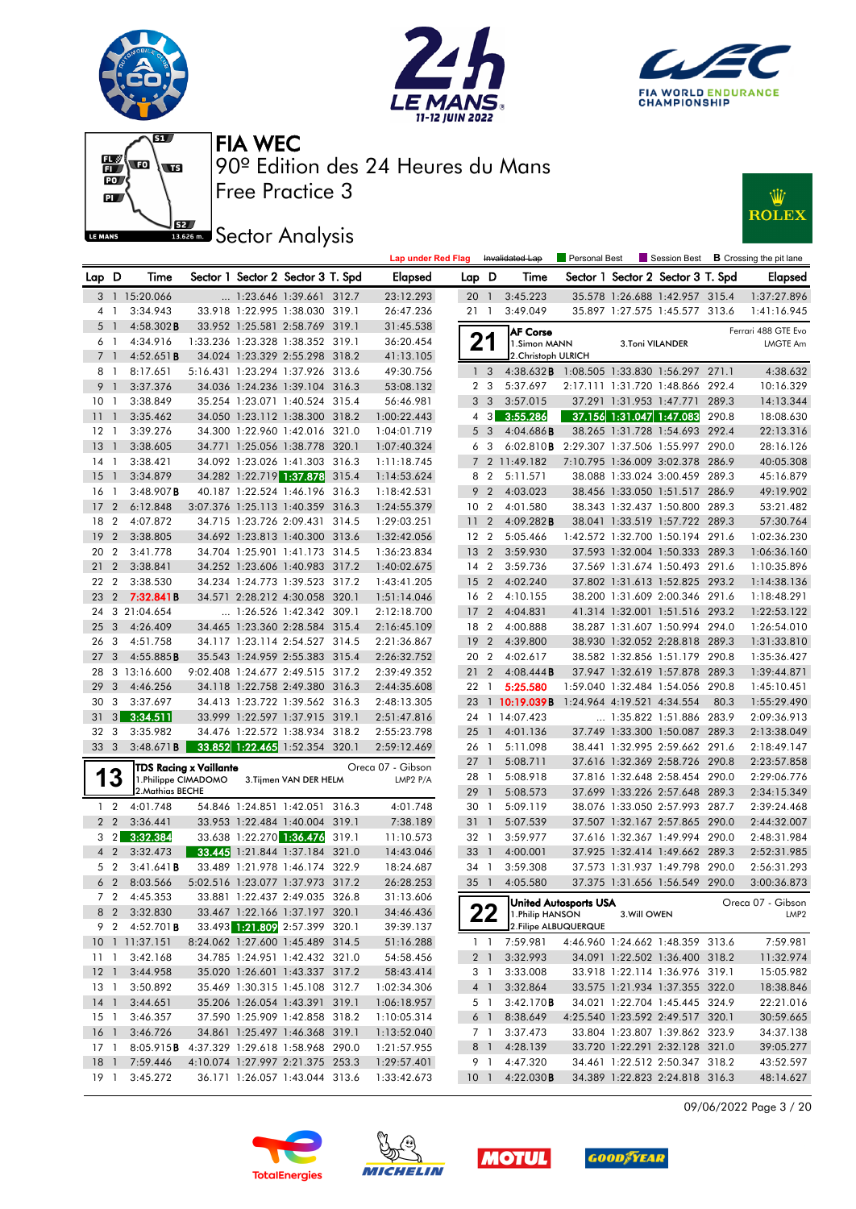# FIA WEC

90º Edition des 24 Heures du Mans

Free Practice 3

## Sector Analysis

Lap under Red Flag | Invalidated Lap | Personal Best | Session Best | B Crossing the pit lane

| Lap | D | Time | Sector 1 | Sector 2 | Sector 3 | T. Spd | Elapsed |
|---|---|---|---|---|---|---|---|
| 3 | 1 | 15:20.066 | ... | 1:23.646 | 1:39.661 | 312.7 | 23:12.293 |
| 4 | 1 | 3:34.943 | 33.918 | 1:22.995 | 1:38.030 | 319.1 | 26:47.236 |
| 5 | 1 | 4:58.302B | 33.952 | 1:25.581 | 2:58.769 | 319.1 | 31:45.538 |
| 6 | 1 | 4:34.916 | 1:33.236 | 1:23.328 | 1:38.352 | 319.1 | 36:20.454 |
| 7 | 1 | 4:52.651B | 34.024 | 1:23.329 | 2:55.298 | 318.2 | 41:13.105 |
| 8 | 1 | 8:17.651 | 5:16.431 | 1:23.294 | 1:37.926 | 313.6 | 49:30.756 |
| 9 | 1 | 3:37.376 | 34.036 | 1:24.236 | 1:39.104 | 316.3 | 53:08.132 |
| 10 | 1 | 3:38.849 | 35.254 | 1:23.071 | 1:40.524 | 315.4 | 56:46.981 |
| 11 | 1 | 3:35.462 | 34.050 | 1:23.112 | 1:38.300 | 318.2 | 1:00:22.443 |
| 12 | 1 | 3:39.276 | 34.300 | 1:22.960 | 1:42.016 | 321.0 | 1:04:01.719 |
| 13 | 1 | 3:38.605 | 34.771 | 1:25.056 | 1:38.778 | 320.1 | 1:07:40.324 |
| 14 | 1 | 3:38.421 | 34.092 | 1:23.026 | 1:41.303 | 316.3 | 1:11:18.745 |
| 15 | 1 | 3:34.879 | 34.282 | 1:22.719 | 1:37.878 | 315.4 | 1:14:53.624 |
| 16 | 1 | 3:48.907B | 40.187 | 1:22.524 | 1:46.196 | 316.3 | 1:18:42.531 |
| 17 | 2 | 6:12.848 | 3:07.376 | 1:25.113 | 1:40.359 | 316.3 | 1:24:55.379 |
| 18 | 2 | 4:07.872 | 34.715 | 1:23.726 | 2:09.431 | 314.5 | 1:29:03.251 |
| 19 | 2 | 3:38.805 | 34.692 | 1:23.813 | 1:40.300 | 313.6 | 1:32:42.056 |
| 20 | 2 | 3:41.778 | 34.704 | 1:25.901 | 1:41.173 | 314.5 | 1:36:23.834 |
| 21 | 2 | 3:38.841 | 34.252 | 1:23.606 | 1:40.983 | 317.2 | 1:40:02.675 |
| 22 | 2 | 3:38.530 | 34.234 | 1:24.773 | 1:39.523 | 317.2 | 1:43:41.205 |
| 23 | 2 | 7:32.841B | 34.571 | 2:28.212 | 4:30.058 | 320.1 | 1:51:14.046 |
| 24 | 3 | 21:04.654 | ... | 1:26.526 | 1:42.342 | 309.1 | 2:12:18.700 |
| 25 | 3 | 4:26.409 | 34.465 | 1:23.360 | 2:28.584 | 315.4 | 2:16:45.109 |
| 26 | 3 | 4:51.758 | 34.117 | 1:23.114 | 2:54.527 | 314.5 | 2:21:36.867 |
| 27 | 3 | 4:55.885B | 35.543 | 1:24.959 | 2:55.383 | 315.4 | 2:26:32.752 |
| 28 | 3 | 13:16.600 | 9:02.408 | 1:24.677 | 2:49.515 | 317.2 | 2:39:49.352 |
| 29 | 3 | 4:46.256 | 34.118 | 1:22.758 | 2:49.380 | 316.3 | 2:44:35.608 |
| 30 | 3 | 3:37.697 | 34.413 | 1:23.722 | 1:39.562 | 316.3 | 2:48:13.305 |
| 31 | 3 | 3:34.511 | 33.999 | 1:22.597 | 1:37.915 | 319.1 | 2:51:47.816 |
| 32 | 3 | 3:35.982 | 34.476 | 1:22.572 | 1:38.934 | 318.2 | 2:55:23.798 |
| 33 | 3 | 3:48.671B | 33.852 | 1:22.465 | 1:52.354 | 320.1 | 2:59:12.469 |

**13 — TDS Racing x Vaillante** — Oreca 07 - Gibson — LMP2 P/A
1.Philippe CIMADOMO, 2.Mathias BECHE, 3.Tijmen VAN DER HELM

| Lap | D | Time | Sector 1 | Sector 2 | Sector 3 | T. Spd | Elapsed |
|---|---|---|---|---|---|---|---|
| 1 | 2 | 4:01.748 | 54.846 | 1:24.851 | 1:42.051 | 316.3 | 4:01.748 |
| 2 | 2 | 3:36.441 | 33.953 | 1:22.484 | 1:40.004 | 319.1 | 7:38.189 |
| 3 | 2 | 3:32.384 | 33.638 | 1:22.270 | 1:36.476 | 319.1 | 11:10.573 |
| 4 | 2 | 3:32.473 | 33.445 | 1:21.844 | 1:37.184 | 321.0 | 14:43.046 |
| 5 | 2 | 3:41.641B | 33.489 | 1:21.978 | 1:46.174 | 322.9 | 18:24.687 |
| 6 | 2 | 8:03.566 | 5:02.516 | 1:23.077 | 1:37.973 | 317.2 | 26:28.253 |
| 7 | 2 | 4:45.353 | 33.881 | 1:22.437 | 2:49.035 | 326.8 | 31:13.606 |
| 8 | 2 | 3:32.830 | 33.467 | 1:22.166 | 1:37.197 | 320.1 | 34:46.436 |
| 9 | 2 | 4:52.701B | 33.493 | 1:21.809 | 2:57.399 | 320.1 | 39:39.137 |
| 10 | 1 | 11:37.151 | 8:24.062 | 1:27.600 | 1:45.489 | 314.5 | 51:16.288 |
| 11 | 1 | 3:42.168 | 34.785 | 1:24.951 | 1:42.432 | 321.0 | 54:58.456 |
| 12 | 1 | 3:44.958 | 35.020 | 1:26.601 | 1:43.337 | 317.2 | 58:43.414 |
| 13 | 1 | 3:50.892 | 35.469 | 1:30.315 | 1:45.108 | 312.7 | 1:02:34.306 |
| 14 | 1 | 3:44.651 | 35.206 | 1:26.054 | 1:43.391 | 319.1 | 1:06:18.957 |
| 15 | 1 | 3:46.357 | 37.590 | 1:25.909 | 1:42.858 | 318.2 | 1:10:05.314 |
| 16 | 1 | 3:46.726 | 34.861 | 1:25.497 | 1:46.368 | 319.1 | 1:13:52.040 |
| 17 | 1 | 8:05.915B | 4:37.329 | 1:29.618 | 1:58.968 | 290.0 | 1:21:57.955 |
| 18 | 1 | 7:59.446 | 4:10.074 | 1:27.997 | 2:21.375 | 253.3 | 1:29:57.401 |
| 19 | 1 | 3:45.272 | 36.171 | 1:26.057 | 1:43.044 | 313.6 | 1:33:42.673 |
| 20 | 1 | 3:45.223 | 35.578 | 1:26.688 | 1:42.957 | 315.4 | 1:37:27.896 |
| 21 | 1 | 3:49.049 | 35.897 | 1:27.575 | 1:45.577 | 313.6 | 1:41:16.945 |

**21 — AF Corse** — Ferrari 488 GTE Evo — LMGTE Am
1.Simon MANN, 2.Christoph ULRICH, 3.Toni VILANDER

| Lap | D | Time | Sector 1 | Sector 2 | Sector 3 | T. Spd | Elapsed |
|---|---|---|---|---|---|---|---|
| 1 | 3 | 4:38.632B | 1:08.505 | 1:33.830 | 1:56.297 | 271.1 | 4:38.632 |
| 2 | 3 | 5:37.697 | 2:17.111 | 1:31.720 | 1:48.866 | 292.4 | 10:16.329 |
| 3 | 3 | 3:57.015 | 37.291 | 1:31.953 | 1:47.771 | 289.3 | 14:13.344 |
| 4 | 3 | 3:55.286 | 37.156 | 1:31.047 | 1:47.083 | 290.8 | 18:08.630 |
| 5 | 3 | 4:04.686B | 38.265 | 1:31.728 | 1:54.693 | 292.4 | 22:13.316 |
| 6 | 3 | 6:02.810B | 2:29.307 | 1:37.506 | 1:55.997 | 290.0 | 28:16.126 |
| 7 | 2 | 11:49.182 | 7:10.795 | 1:36.009 | 3:02.378 | 286.9 | 40:05.308 |
| 8 | 2 | 5:11.571 | 38.088 | 1:33.024 | 3:00.459 | 289.3 | 45:16.879 |
| 9 | 2 | 4:03.023 | 38.456 | 1:33.050 | 1:51.517 | 286.9 | 49:19.902 |
| 10 | 2 | 4:01.580 | 38.343 | 1:32.437 | 1:50.800 | 289.3 | 53:21.482 |
| 11 | 2 | 4:09.282B | 38.041 | 1:33.519 | 1:57.722 | 289.3 | 57:30.764 |
| 12 | 2 | 5:05.466 | 1:42.572 | 1:32.700 | 1:50.194 | 291.6 | 1:02:36.230 |
| 13 | 2 | 3:59.930 | 37.593 | 1:32.004 | 1:50.333 | 289.3 | 1:06:36.160 |
| 14 | 2 | 3:59.736 | 37.569 | 1:31.674 | 1:50.493 | 291.6 | 1:10:35.896 |
| 15 | 2 | 4:02.240 | 37.802 | 1:31.613 | 1:52.825 | 293.2 | 1:14:38.136 |
| 16 | 2 | 4:10.155 | 38.200 | 1:31.609 | 2:00.346 | 291.6 | 1:18:48.291 |
| 17 | 2 | 4:04.831 | 41.314 | 1:32.001 | 1:51.516 | 293.2 | 1:22:53.122 |
| 18 | 2 | 4:00.888 | 38.287 | 1:31.607 | 1:50.994 | 294.0 | 1:26:54.010 |
| 19 | 2 | 4:39.800 | 38.930 | 1:32.052 | 2:28.818 | 289.3 | 1:31:33.810 |
| 20 | 2 | 4:02.617 | 38.582 | 1:32.856 | 1:51.179 | 290.8 | 1:35:36.427 |
| 21 | 2 | 4:08.444B | 37.947 | 1:32.619 | 1:57.878 | 289.3 | 1:39:44.871 |
| 22 | 1 | 5:25.580 | 1:59.040 | 1:32.484 | 1:54.056 | 290.8 | 1:45:10.451 |
| 23 | 1 | 10:19.039B | 1:24.964 | 4:19.521 | 4:34.554 | 80.3 | 1:55:29.490 |
| 24 | 1 | 14:07.423 | ... | 1:35.822 | 1:51.886 | 283.9 | 2:09:36.913 |
| 25 | 1 | 4:01.136 | 37.749 | 1:33.300 | 1:50.087 | 289.3 | 2:13:38.049 |
| 26 | 1 | 5:11.098 | 38.441 | 1:32.995 | 2:59.662 | 291.6 | 2:18:49.147 |
| 27 | 1 | 5:08.711 | 37.616 | 1:32.369 | 2:58.726 | 290.8 | 2:23:57.858 |
| 28 | 1 | 5:08.918 | 37.816 | 1:32.648 | 2:58.454 | 290.0 | 2:29:06.776 |
| 29 | 1 | 5:08.573 | 37.699 | 1:33.226 | 2:57.648 | 289.3 | 2:34:15.349 |
| 30 | 1 | 5:09.119 | 38.076 | 1:33.050 | 2:57.993 | 287.7 | 2:39:24.468 |
| 31 | 1 | 5:07.539 | 37.507 | 1:32.167 | 2:57.865 | 290.0 | 2:44:32.007 |
| 32 | 1 | 3:59.977 | 37.616 | 1:32.367 | 1:49.994 | 290.0 | 2:48:31.984 |
| 33 | 1 | 4:00.001 | 37.925 | 1:32.414 | 1:49.662 | 289.3 | 2:52:31.985 |
| 34 | 1 | 3:59.308 | 37.573 | 1:31.937 | 1:49.798 | 290.0 | 2:56:31.293 |
| 35 | 1 | 4:05.580 | 37.375 | 1:31.656 | 1:56.549 | 290.0 | 3:00:36.873 |

**22 — United Autosports USA** — Oreca 07 - Gibson — LMP2
1.Philip HANSON, 2.Filipe ALBUQUERQUE, 3.Will OWEN

| Lap | D | Time | Sector 1 | Sector 2 | Sector 3 | T. Spd | Elapsed |
|---|---|---|---|---|---|---|---|
| 1 | 1 | 7:59.981 | 4:46.960 | 1:24.662 | 1:48.359 | 313.6 | 7:59.981 |
| 2 | 1 | 3:32.993 | 34.091 | 1:22.502 | 1:36.400 | 318.2 | 11:32.974 |
| 3 | 1 | 3:33.008 | 33.918 | 1:22.114 | 1:36.976 | 319.1 | 15:05.982 |
| 4 | 1 | 3:32.864 | 33.575 | 1:21.934 | 1:37.355 | 322.0 | 18:38.846 |
| 5 | 1 | 3:42.170B | 34.021 | 1:22.704 | 1:45.445 | 324.9 | 22:21.016 |
| 6 | 1 | 8:38.649 | 4:25.540 | 1:23.592 | 2:49.517 | 320.1 | 30:59.665 |
| 7 | 1 | 3:37.473 | 33.804 | 1:23.807 | 1:39.862 | 323.9 | 34:37.138 |
| 8 | 1 | 4:28.139 | 33.720 | 1:22.291 | 2:32.128 | 321.0 | 39:05.277 |
| 9 | 1 | 4:47.320 | 34.461 | 1:22.512 | 2:50.347 | 318.2 | 43:52.597 |
| 10 | 1 | 4:22.030B | 34.389 | 1:22.823 | 2:24.818 | 316.3 | 48:14.627 |

09/06/2022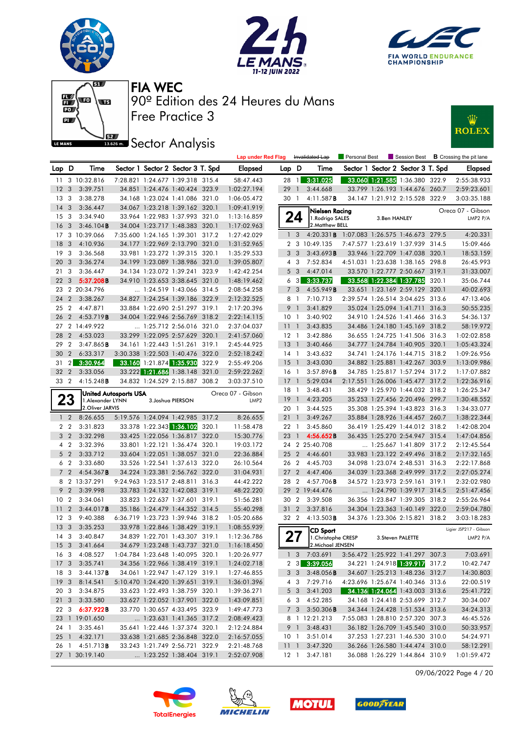# FIA WEC

90º Edition des 24 Heures du Mans

Free Practice 3

## Sector Analysis

Lap under Red Flag | ~~Invalidated Lap~~ | Personal Best | Session Best | B Crossing the pit lane

| Lap | D | Time | Sector 1 | Sector 2 | Sector 3 | T. Spd | Elapsed |
|---|---|---|---|---|---|---|---|
| 11 | 3 | 10:32.816 | 7:28.821 | 1:24.677 | 1:39.318 | 315.4 | 58:47.443 |
| 12 | 3 | 3:39.751 | 34.851 | 1:24.476 | 1:40.424 | 323.9 | 1:02:27.194 |
| 13 | 3 | 3:38.278 | 34.168 | 1:23.024 | 1:41.086 | 321.0 | 1:06:05.472 |
| 14 | 3 | 3:36.447 | 34.067 | 1:23.218 | 1:39.162 | 320.1 | 1:09:41.919 |
| 15 | 3 | 3:34.940 | 33.964 | 1:22.983 | 1:37.993 | 321.0 | 1:13:16.859 |
| 16 | 3 | 3:46.104B | 34.004 | 1:23.717 | 1:48.383 | 320.1 | 1:17:02.963 |
| 17 | 3 | 10:39.066 | 7:35.600 | 1:24.165 | 1:39.301 | 317.2 | 1:27:42.029 |
| 18 | 3 | 4:10.936 | 34.177 | 1:22.969 | 2:13.790 | 321.0 | 1:31:52.965 |
| 19 | 3 | 3:36.568 | 33.981 | 1:23.272 | 1:39.315 | 320.1 | 1:35:29.533 |
| 20 | 3 | 3:36.274 | 34.199 | 1:23.089 | 1:38.986 | 321.0 | 1:39:05.807 |
| 21 | 3 | 3:36.447 | 34.134 | 1:23.072 | 1:39.241 | 323.9 | 1:42:42.254 |
| 22 | 3 | 5:37.208B | 34.910 | 1:23.653 | 3:38.645 | 321.0 | 1:48:19.462 |
| 23 | 2 | 20:34.796 | ... | 1:24.519 | 1:43.066 | 314.5 | 2:08:54.258 |
| 24 | 2 | 3:38.267 | 34.827 | 1:24.254 | 1:39.186 | 322.9 | 2:12:32.525 |
| 25 | 2 | 4:47.871 | 33.884 | 1:22.690 | 2:51.297 | 319.1 | 2:17:20.396 |
| 26 | 2 | 4:53.719B | 34.004 | 1:22.946 | 2:56.769 | 318.2 | 2:22:14.115 |
| 27 | 2 | 14:49.922 | ... | 1:25.712 | 2:56.016 | 321.0 | 2:37:04.037 |
| 28 | 2 | 4:53.023 | 33.299 | 1:22.095 | 2:57.629 | 320.1 | 2:41:57.060 |
| 29 | 2 | 3:47.865B | 34.161 | 1:22.443 | 1:51.261 | 319.1 | 2:45:44.925 |
| 30 | 2 | 6:33.317 | 3:30.338 | 1:22.503 | 1:40.476 | 322.0 | 2:52:18.242 |
| 31 | 2 | 3:30.964 | 33.160 | 1:21.874 | 1:35.930 | 322.9 | 2:55:49.206 |
| 32 | 2 | 3:33.056 | 33.222 | 1:21.686 | 1:38.148 | 321.0 | 2:59:22.262 |
| 33 | 2 | 4:15.248B | 34.832 | 1:24.529 | 2:15.887 | 308.2 | 3:03:37.510 |

**23 — United Autosports USA** — Oreca 07 - Gibson — LMP2
1.Alexander LYNN, 2.Oliver JARVIS, 3.Joshua PIERSON

| Lap | D | Time | Sector 1 | Sector 2 | Sector 3 | T. Spd | Elapsed |
|---|---|---|---|---|---|---|---|
| 1 | 2 | 8:26.655 | 5:19.576 | 1:24.094 | 1:42.985 | 317.2 | 8:26.655 |
| 2 | 2 | 3:31.823 | 33.378 | 1:22.343 | 1:36.102 | 320.1 | 11:58.478 |
| 3 | 2 | 3:32.298 | 33.425 | 1:22.056 | 1:36.817 | 322.0 | 15:30.776 |
| 4 | 2 | 3:32.396 | 33.801 | 1:22.121 | 1:36.474 | 320.1 | 19:03.172 |
| 5 | 2 | 3:33.712 | 33.604 | 1:22.051 | 1:38.057 | 321.0 | 22:36.884 |
| 6 | 2 | 3:33.680 | 33.526 | 1:22.541 | 1:37.613 | 322.0 | 26:10.564 |
| 7 | 2 | 4:54.367B | 34.224 | 1:23.381 | 2:56.762 | 322.0 | 31:04.931 |
| 8 | 2 | 13:37.291 | 9:24.963 | 1:23.517 | 2:48.811 | 316.3 | 44:42.222 |
| 9 | 2 | 3:39.998 | 33.783 | 1:24.132 | 1:42.083 | 319.1 | 48:22.220 |
| 10 | 2 | 3:34.061 | 33.823 | 1:22.637 | 1:37.601 | 319.1 | 51:56.281 |
| 11 | 2 | 3:44.017B | 35.186 | 1:24.479 | 1:44.352 | 314.5 | 55:40.298 |
| 12 | 3 | 9:40.388 | 6:36.719 | 1:23.723 | 1:39.946 | 318.2 | 1:05:20.686 |
| 13 | 3 | 3:35.253 | 33.978 | 1:22.846 | 1:38.429 | 319.1 | 1:08:55.939 |
| 14 | 3 | 3:40.847 | 34.839 | 1:22.701 | 1:43.307 | 319.1 | 1:12:36.786 |
| 15 | 3 | 3:41.664 | 34.679 | 1:23.248 | 1:43.737 | 321.0 | 1:16:18.450 |
| 16 | 3 | 4:08.527 | 1:04.784 | 1:23.648 | 1:40.095 | 320.1 | 1:20:26.977 |
| 17 | 3 | 3:35.741 | 34.356 | 1:22.966 | 1:38.419 | 319.1 | 1:24:02.718 |
| 18 | 3 | 3:44.137B | 34.061 | 1:22.947 | 1:47.129 | 319.1 | 1:27:46.855 |
| 19 | 3 | 8:14.541 | 5:10.470 | 1:24.420 | 1:39.651 | 319.1 | 1:36:01.396 |
| 20 | 3 | 3:34.875 | 33.623 | 1:22.493 | 1:38.759 | 320.1 | 1:39:36.271 |
| 21 | 3 | 3:33.580 | 33.627 | 1:22.052 | 1:37.901 | 322.0 | 1:43:09.851 |
| 22 | 3 | 6:37.922B | 33.770 | 1:30.657 | 4:33.495 | 323.9 | 1:49:47.773 |
| 23 | 1 | 19:01.650 | ... | 1:23.631 | 1:41.365 | 317.2 | 2:08:49.423 |
| 24 | 1 | 3:35.461 | 35.641 | 1:22.446 | 1:37.374 | 320.1 | 2:12:24.884 |
| 25 | 1 | 4:32.171 | 33.638 | 1:21.665 | 2:36.848 | 322.0 | 2:16:57.055 |
| 26 | 1 | 4:51.713B | 33.243 | 1:21.749 | 2:56.721 | 322.9 | 2:21:48.768 |
| 27 | 1 | 30:19.140 | ... | 1:23.252 | 1:38.404 | 319.1 | 2:52:07.908 |
| 28 | 1 | 3:31.025 | 33.060 | 1:21.585 | 1:36.380 | 322.9 | 2:55:38.933 |
| 29 | 1 | 3:44.668 | 33.799 | 1:26.193 | 1:44.676 | 260.7 | 2:59:23.601 |
| 30 | 1 | 4:11.587B | 34.147 | 1:21.912 | 2:15.528 | 322.9 | 3:03:35.188 |

**24 — Nielsen Racing** — Oreca 07 - Gibson — LMP2 P/A
1.Rodrigo SALES, 2.Matthew BELL, 3.Ben HANLEY

| Lap | D | Time | Sector 1 | Sector 2 | Sector 3 | T. Spd | Elapsed |
|---|---|---|---|---|---|---|---|
| 1 | 3 | 4:20.331B | 1:07.083 | 1:26.575 | 1:46.673 | 279.5 | 4:20.331 |
| 2 | 3 | 10:49.135 | 7:47.577 | 1:23.619 | 1:37.939 | 314.5 | 15:09.466 |
| 3 | 3 | 3:43.693B | 33.946 | 1:22.709 | 1:47.038 | 320.1 | 18:53.159 |
| 4 | 3 | 7:52.834 | 4:51.031 | 1:23.638 | 1:38.165 | 298.8 | 26:45.993 |
| 5 | 3 | 4:47.014 | 33.570 | 1:22.777 | 2:50.667 | 319.1 | 31:33.007 |
| 6 | 3 | 3:33.737 | 33.568 | 1:22.384 | 1:37.785 | 320.1 | 35:06.744 |
| 7 | 3 | 4:55.949B | 33.651 | 1:23.169 | 2:59.129 | 320.1 | 40:02.693 |
| 8 | 1 | 7:10.713 | 2:39.574 | 1:26.514 | 3:04.625 | 313.6 | 47:13.406 |
| 9 | 1 | 3:41.829 | 35.024 | 1:25.094 | 1:41.711 | 316.3 | 50:55.235 |
| 10 | 1 | 3:40.902 | 34.910 | 1:24.526 | 1:41.466 | 316.3 | 54:36.137 |
| 11 | 1 | 3:43.835 | 34.486 | 1:24.180 | 1:45.169 | 318.2 | 58:19.972 |
| 12 | 1 | 3:42.886 | 36.655 | 1:24.725 | 1:41.506 | 316.3 | 1:02:02.858 |
| 13 | 1 | 3:40.466 | 34.777 | 1:24.784 | 1:40.905 | 320.1 | 1:05:43.324 |
| 14 | 1 | 3:43.632 | 34.741 | 1:24.176 | 1:44.715 | 318.2 | 1:09:26.956 |
| 15 | 1 | 3:43.030 | 34.882 | 1:25.881 | 1:42.267 | 303.9 | 1:13:09.986 |
| 16 | 1 | 3:57.896B | 34.785 | 1:25.817 | 1:57.294 | 317.2 | 1:17:07.882 |
| 17 | 1 | 5:29.034 | 2:17.551 | 1:26.006 | 1:45.477 | 317.2 | 1:22:36.916 |
| 18 | 1 | 3:48.431 | 38.429 | 1:25.970 | 1:44.032 | 318.2 | 1:26:25.347 |
| 19 | 1 | 4:23.205 | 35.253 | 1:27.456 | 2:20.496 | 299.7 | 1:30:48.552 |
| 20 | 1 | 3:44.525 | 35.308 | 1:25.394 | 1:43.823 | 316.3 | 1:34:33.077 |
| 21 | 1 | 3:49.267 | 35.884 | 1:28.926 | 1:44.457 | 260.7 | 1:38:22.344 |
| 22 | 1 | 3:45.860 | 36.419 | 1:25.429 | 1:44.012 | 318.2 | 1:42:08.204 |
| 23 | 1 | 4:56.652B | 36.435 | 1:25.270 | 2:54.947 | 315.4 | 1:47:04.856 |
| 24 | 2 | 25:40.708 | ... | 1:25.667 | 1:41.809 | 317.2 | 2:12:45.564 |
| 25 | 2 | 4:46.601 | 33.983 | 1:23.122 | 2:49.496 | 318.2 | 2:17:32.165 |
| 26 | 2 | 4:45.703 | 34.098 | 1:23.074 | 2:48.531 | 316.3 | 2:22:17.868 |
| 27 | 2 | 4:47.406 | 34.039 | 1:23.368 | 2:49.999 | 317.2 | 2:27:05.274 |
| 28 | 2 | 4:57.706B | 34.572 | 1:23.973 | 2:59.161 | 319.1 | 2:32:02.980 |
| 29 | 2 | 19:44.476 | ... | 1:24.790 | 1:39.917 | 314.5 | 2:51:47.456 |
| 30 | 2 | 3:39.508 | 36.356 | 1:23.847 | 1:39.305 | 318.2 | 2:55:26.964 |
| 31 | 2 | 3:37.816 | 34.304 | 1:23.363 | 1:40.149 | 322.0 | 2:59:04.780 |
| 32 | 2 | 4:13.503B | 34.376 | 1:23.306 | 2:15.821 | 318.2 | 3:03:18.283 |

**27 — CD Sport** — Ligier JSP217 - Gibson — LMP2 P/A
1.Christophe CRESP, 2.Michael JENSEN, 3.Steven PALETTE

| Lap | D | Time | Sector 1 | Sector 2 | Sector 3 | T. Spd | Elapsed |
|---|---|---|---|---|---|---|---|
| 1 | 3 | 7:03.691 | 3:56.472 | 1:25.922 | 1:41.297 | 307.3 | 7:03.691 |
| 2 | 3 | 3:39.056 | 34.221 | 1:24.918 | 1:39.917 | 317.2 | 10:42.747 |
| 3 | 3 | 3:48.056B | 34.607 | 1:25.213 | 1:48.236 | 312.7 | 14:30.803 |
| 4 | 3 | 7:29.716 | 4:23.696 | 1:25.674 | 1:40.346 | 313.6 | 22:00.519 |
| 5 | 3 | 3:41.203 | 34.136 | 1:24.064 | 1:43.003 | 313.6 | 25:41.722 |
| 6 | 3 | 4:52.285 | 34.168 | 1:24.418 | 2:53.699 | 312.7 | 30:34.007 |
| 7 | 3 | 3:50.306B | 34.344 | 1:24.428 | 1:51.534 | 313.6 | 34:24.313 |
| 8 | 1 | 12:21.213 | 7:55.083 | 1:28.810 | 2:57.320 | 307.3 | 46:45.526 |
| 9 | 1 | 3:48.431 | 36.182 | 1:26.709 | 1:45.540 | 310.0 | 50:33.957 |
| 10 | 1 | 3:51.014 | 37.253 | 1:27.231 | 1:46.530 | 310.0 | 54:24.971 |
| 11 | 1 | 3:47.320 | 36.266 | 1:26.580 | 1:44.474 | 310.0 | 58:12.291 |
| 12 | 1 | 3:47.181 | 36.088 | 1:26.229 | 1:44.864 | 310.9 | 1:01:59.472 |

09/06/2022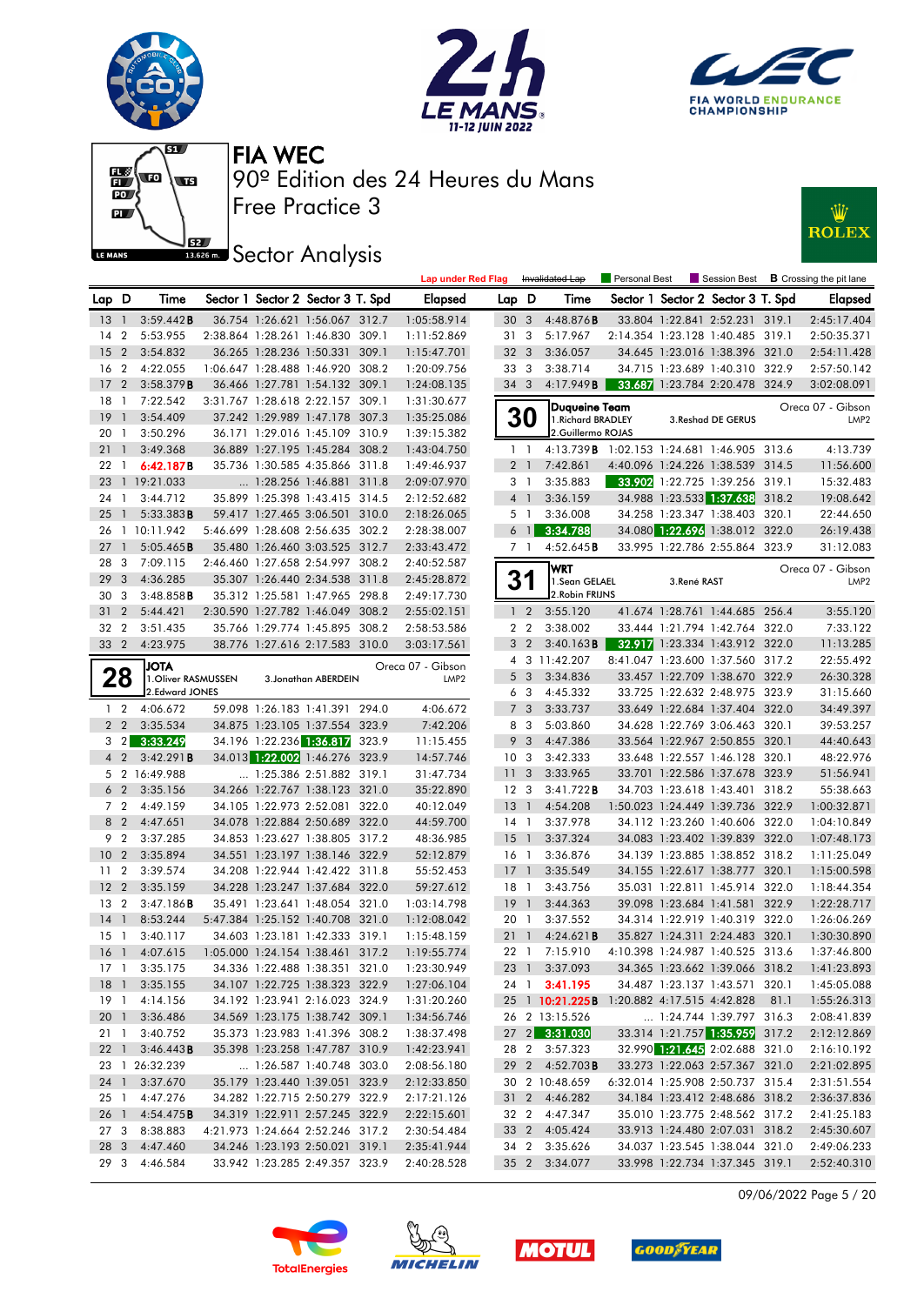# FIA WEC

## 90º Edition des 24 Heures du Mans

## Free Practice 3

## Sector Analysis

Lap under Red Flag | Invalidated Lap | Personal Best | Session Best | B Crossing the pit lane

| Lap | D | Time | Sector 1 | Sector 2 | Sector 3 | T. Spd | Elapsed |
|---|---|---|---|---|---|---|---|
| 13 | 1 | 3:59.442B | 36.754 | 1:26.621 | 1:56.067 | 312.7 | 1:05:58.914 |
| 14 | 2 | 5:53.955 | 2:38.864 | 1:28.261 | 1:46.830 | 309.1 | 1:11:52.869 |
| 15 | 2 | 3:54.832 | 36.265 | 1:28.236 | 1:50.331 | 309.1 | 1:15:47.701 |
| 16 | 2 | 4:22.055 | 1:06.647 | 1:28.288 | 1:46.920 | 308.2 | 1:20:09.756 |
| 17 | 2 | 3:58.379B | 36.466 | 1:27.781 | 1:54.132 | 309.1 | 1:24:08.135 |
| 18 | 1 | 7:22.542 | 3:31.767 | 1:28.618 | 2:22.157 | 309.1 | 1:31:30.677 |
| 19 | 1 | 3:54.409 | 37.242 | 1:29.981 | 1:47.178 | 307.3 | 1:35:25.086 |
| 20 | 1 | 3:50.296 | 36.171 | 1:29.016 | 1:45.109 | 310.9 | 1:39:15.382 |
| 21 | 1 | 3:49.368 | 36.889 | 1:27.195 | 1:45.284 | 308.2 | 1:43:04.750 |
| 22 | 1 | 6:42.187B | 35.736 | 1:30.585 | 4:35.866 | 311.8 | 1:49:46.937 |
| 23 | 1 | 19:21.033 | ... | 1:28.256 | 1:46.881 | 311.8 | 2:09:07.970 |
| 24 | 1 | 3:44.712 | 35.899 | 1:25.398 | 1:43.415 | 314.5 | 2:12:52.682 |
| 25 | 1 | 5:33.383B | 59.417 | 1:27.465 | 3:06.501 | 310.0 | 2:18:26.065 |
| 26 | 1 | 10:11.942 | 5:46.699 | 1:28.608 | 2:56.635 | 302.2 | 2:28:38.007 |
| 27 | 1 | 5:05.465B | 35.480 | 1:26.460 | 3:03.525 | 312.7 | 2:33:43.472 |
| 28 | 3 | 7:09.115 | 2:46.460 | 1:27.658 | 2:54.997 | 308.2 | 2:40:52.587 |
| 29 | 3 | 4:36.285 | 35.307 | 1:26.440 | 2:34.538 | 311.8 | 2:45:28.872 |
| 30 | 3 | 3:48.858B | 35.312 | 1:25.581 | 1:47.965 | 298.8 | 2:49:17.730 |
| 31 | 2 | 5:44.421 | 2:30.590 | 1:27.782 | 1:46.049 | 308.2 | 2:55:02.151 |
| 32 | 2 | 3:51.435 | 35.766 | 1:29.774 | 1:45.895 | 308.2 | 2:58:53.586 |
| 33 | 2 | 4:23.975 | 38.776 | 1:27.616 | 2:17.583 | 310.0 | 3:03:17.561 |

**28** JOTA — Oreca 07 - Gibson, LMP2
1.Oliver RASMUSSEN, 2.Edward JONES, 3.Jonathan ABERDEIN

| Lap | D | Time | Sector 1 | Sector 2 | Sector 3 | T. Spd | Elapsed |
|---|---|---|---|---|---|---|---|
| 1 | 2 | 4:06.672 | 59.098 | 1:26.183 | 1:41.391 | 294.0 | 4:06.672 |
| 2 | 2 | 3:35.534 | 34.875 | 1:23.105 | 1:37.554 | 323.9 | 7:42.206 |
| 3 | 2 | 3:33.249 | 34.196 | 1:22.236 | 1:36.817 | 323.9 | 11:15.455 |
| 4 | 2 | 3:42.291B | 34.013 | 1:22.002 | 1:46.276 | 323.9 | 14:57.746 |
| 5 | 2 | 16:49.988 | ... | 1:25.386 | 2:51.882 | 319.1 | 31:47.734 |
| 6 | 2 | 3:35.156 | 34.266 | 1:22.767 | 1:38.123 | 321.0 | 35:22.890 |
| 7 | 2 | 4:49.159 | 34.105 | 1:22.973 | 2:52.081 | 322.0 | 40:12.049 |
| 8 | 2 | 4:47.651 | 34.078 | 1:22.884 | 2:50.689 | 322.0 | 44:59.700 |
| 9 | 2 | 3:37.285 | 34.853 | 1:23.627 | 1:38.805 | 317.2 | 48:36.985 |
| 10 | 2 | 3:35.894 | 34.551 | 1:23.197 | 1:38.146 | 322.9 | 52:12.879 |
| 11 | 2 | 3:39.574 | 34.208 | 1:22.944 | 1:42.422 | 311.8 | 55:52.453 |
| 12 | 2 | 3:35.159 | 34.228 | 1:23.247 | 1:37.684 | 322.0 | 59:27.612 |
| 13 | 2 | 3:47.186B | 35.491 | 1:23.641 | 1:48.054 | 321.0 | 1:03:14.798 |
| 14 | 1 | 8:53.244 | 5:47.384 | 1:25.152 | 1:40.708 | 321.0 | 1:12:08.042 |
| 15 | 1 | 3:40.117 | 34.603 | 1:23.181 | 1:42.333 | 319.1 | 1:15:48.159 |
| 16 | 1 | 4:07.615 | 1:05.000 | 1:24.154 | 1:38.461 | 317.2 | 1:19:55.774 |
| 17 | 1 | 3:35.175 | 34.336 | 1:22.488 | 1:38.351 | 321.0 | 1:23:30.949 |
| 18 | 1 | 3:35.155 | 34.107 | 1:22.725 | 1:38.323 | 322.9 | 1:27:06.104 |
| 19 | 1 | 4:14.156 | 34.192 | 1:23.941 | 2:16.023 | 324.9 | 1:31:20.260 |
| 20 | 1 | 3:36.486 | 34.569 | 1:23.175 | 1:38.742 | 309.1 | 1:34:56.746 |
| 21 | 1 | 3:40.752 | 35.373 | 1:23.983 | 1:41.396 | 308.2 | 1:38:37.498 |
| 22 | 1 | 3:46.443B | 35.398 | 1:23.258 | 1:47.787 | 310.9 | 1:42:23.941 |
| 23 | 1 | 26:32.239 | ... | 1:26.587 | 1:40.748 | 303.0 | 2:08:56.180 |
| 24 | 1 | 3:37.670 | 35.179 | 1:23.440 | 1:39.051 | 323.9 | 2:12:33.850 |
| 25 | 1 | 4:47.276 | 34.282 | 1:22.715 | 2:50.279 | 322.9 | 2:17:21.126 |
| 26 | 1 | 4:54.475B | 34.319 | 1:22.911 | 2:57.245 | 322.9 | 2:22:15.601 |
| 27 | 3 | 8:38.883 | 4:21.973 | 1:24.664 | 2:52.246 | 317.2 | 2:30:54.484 |
| 28 | 3 | 4:47.460 | 34.246 | 1:23.193 | 2:50.021 | 319.1 | 2:35:41.944 |
| 29 | 3 | 4:46.584 | 33.942 | 1:23.285 | 2:49.357 | 323.9 | 2:40:28.528 |
| 30 | 3 | 4:48.876B | 33.804 | 1:22.841 | 2:52.231 | 319.1 | 2:45:17.404 |
| 31 | 3 | 5:17.967 | 2:14.354 | 1:23.128 | 1:40.485 | 319.1 | 2:50:35.371 |
| 32 | 3 | 3:36.057 | 34.645 | 1:23.016 | 1:38.396 | 321.0 | 2:54:11.428 |
| 33 | 3 | 3:38.714 | 34.715 | 1:23.689 | 1:40.310 | 322.9 | 2:57:50.142 |
| 34 | 3 | 4:17.949B | 33.687 | 1:23.784 | 2:20.478 | 324.9 | 3:02:08.091 |

**30** Duqueine Team — Oreca 07 - Gibson, LMP2
1.Richard BRADLEY, 2.Guillermo ROJAS, 3.Reshad DE GERUS

| Lap | D | Time | Sector 1 | Sector 2 | Sector 3 | T. Spd | Elapsed |
|---|---|---|---|---|---|---|---|
| 1 | 1 | 4:13.739B | 1:02.153 | 1:24.681 | 1:46.905 | 313.6 | 4:13.739 |
| 2 | 1 | 7:42.861 | 4:40.096 | 1:24.226 | 1:38.539 | 314.5 | 11:56.600 |
| 3 | 1 | 3:35.883 | 33.902 | 1:22.725 | 1:39.256 | 319.1 | 15:32.483 |
| 4 | 1 | 3:36.159 | 34.988 | 1:23.533 | 1:37.638 | 318.2 | 19:08.642 |
| 5 | 1 | 3:36.008 | 34.258 | 1:23.347 | 1:38.403 | 320.1 | 22:44.650 |
| 6 | 1 | 3:34.788 | 34.080 | 1:22.696 | 1:38.012 | 322.0 | 26:19.438 |
| 7 | 1 | 4:52.645B | 33.995 | 1:22.786 | 2:55.864 | 323.9 | 31:12.083 |

**31** WRT — Oreca 07 - Gibson, LMP2
1.Sean GELAEL, 2.Robin FRIJNS, 3.René RAST

| Lap | D | Time | Sector 1 | Sector 2 | Sector 3 | T. Spd | Elapsed |
|---|---|---|---|---|---|---|---|
| 1 | 2 | 3:55.120 | 41.674 | 1:28.761 | 1:44.685 | 256.4 | 3:55.120 |
| 2 | 2 | 3:38.002 | 33.444 | 1:21.794 | 1:42.764 | 322.0 | 7:33.122 |
| 3 | 2 | 3:40.163B | 32.917 | 1:23.334 | 1:43.912 | 322.0 | 11:13.285 |
| 4 | 3 | 11:42.207 | 8:41.047 | 1:23.600 | 1:37.560 | 317.2 | 22:55.492 |
| 5 | 3 | 3:34.836 | 33.457 | 1:22.709 | 1:38.670 | 322.9 | 26:30.328 |
| 6 | 3 | 4:45.332 | 33.725 | 1:22.632 | 2:48.975 | 323.9 | 31:15.660 |
| 7 | 3 | 3:33.737 | 33.649 | 1:22.684 | 1:37.404 | 322.0 | 34:49.397 |
| 8 | 3 | 5:03.860 | 34.628 | 1:22.769 | 3:06.463 | 320.1 | 39:53.257 |
| 9 | 3 | 4:47.386 | 33.564 | 1:22.967 | 2:50.855 | 320.1 | 44:40.643 |
| 10 | 3 | 3:42.333 | 33.648 | 1:22.557 | 1:46.128 | 320.1 | 48:22.976 |
| 11 | 3 | 3:33.965 | 33.701 | 1:22.586 | 1:37.678 | 323.9 | 51:56.941 |
| 12 | 3 | 3:41.722B | 34.703 | 1:23.619 | 1:43.401 | 318.2 | 55:38.663 |
| 13 | 1 | 4:54.208 | 1:50.023 | 1:24.449 | 1:39.736 | 322.9 | 1:00:32.871 |
| 14 | 1 | 3:37.978 | 34.112 | 1:23.260 | 1:40.606 | 322.0 | 1:04:10.849 |
| 15 | 1 | 3:37.324 | 34.083 | 1:23.402 | 1:39.839 | 322.0 | 1:07:48.173 |
| 16 | 1 | 3:36.876 | 34.139 | 1:23.885 | 1:38.852 | 318.2 | 1:11:25.049 |
| 17 | 1 | 3:35.549 | 34.155 | 1:22.617 | 1:38.777 | 320.1 | 1:15:00.598 |
| 18 | 1 | 3:43.756 | 35.031 | 1:22.811 | 1:45.914 | 322.0 | 1:18:44.354 |
| 19 | 1 | 3:44.363 | 39.098 | 1:23.684 | 1:41.581 | 322.9 | 1:22:28.717 |
| 20 | 1 | 3:37.552 | 34.314 | 1:22.919 | 1:40.319 | 322.0 | 1:26:06.269 |
| 21 | 1 | 4:24.621B | 35.827 | 1:24.311 | 2:24.483 | 320.1 | 1:30:30.890 |
| 22 | 1 | 7:15.910 | 4:10.398 | 1:24.987 | 1:40.525 | 313.6 | 1:37:46.800 |
| 23 | 1 | 3:37.093 | 34.365 | 1:23.662 | 1:39.066 | 318.2 | 1:41:23.893 |
| 24 | 1 | 3:41.195 | 34.487 | 1:23.137 | 1:43.571 | 320.1 | 1:45:05.088 |
| 25 | 1 | 10:21.225B | 1:20.882 | 4:17.515 | 4:42.828 | 81.1 | 1:55:26.313 |
| 26 | 2 | 13:15.526 | ... | 1:24.744 | 1:39.797 | 316.3 | 2:08:41.839 |
| 27 | 2 | 3:31.030 | 33.314 | 1:21.757 | 1:35.959 | 317.2 | 2:12:12.869 |
| 28 | 2 | 3:57.323 | 32.990 | 1:21.645 | 2:02.688 | 321.0 | 2:16:10.192 |
| 29 | 2 | 4:52.703B | 33.273 | 1:22.063 | 2:57.367 | 321.0 | 2:21:02.895 |
| 30 | 2 | 10:48.659 | 6:32.014 | 1:25.908 | 2:50.737 | 315.4 | 2:31:51.554 |
| 31 | 2 | 4:46.282 | 34.184 | 1:23.412 | 2:48.686 | 318.2 | 2:36:37.836 |
| 32 | 2 | 4:47.347 | 35.010 | 1:23.775 | 2:48.562 | 317.2 | 2:41:25.183 |
| 33 | 2 | 4:05.424 | 33.913 | 1:24.480 | 2:07.031 | 318.2 | 2:45:30.607 |
| 34 | 2 | 3:35.626 | 34.037 | 1:23.545 | 1:38.044 | 321.0 | 2:49:06.233 |
| 35 | 2 | 3:34.077 | 33.998 | 1:22.734 | 1:37.345 | 319.1 | 2:52:40.310 |

09/06/2022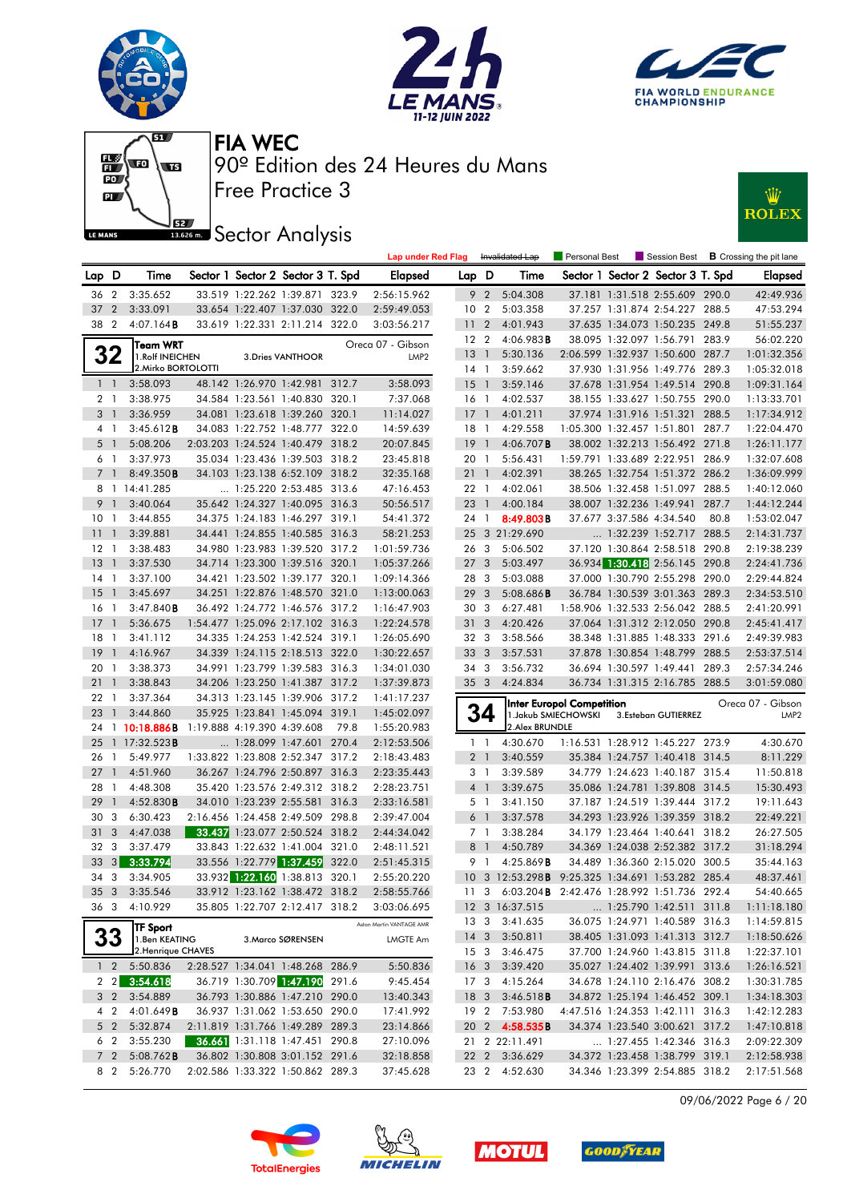# FIA WEC

90º Edition des 24 Heures du Mans

Free Practice 3

## Sector Analysis

Lap under Red Flag | Invalidated Lap | Personal Best | Session Best | **B** Crossing the pit lane

| Lap | D | Time | Sector 1 | Sector 2 | Sector 3 | T. Spd | Elapsed |
|---|---|---|---|---|---|---|---|
| 36 | 2 | 3:35.652 | 33.519 | 1:22.262 | 1:39.871 | 323.9 | 2:56:15.962 |
| 37 | 2 | 3:33.091 | 33.654 | 1:22.407 | 1:37.030 | 322.0 | 2:59:49.053 |
| 38 | 2 | 4:07.164**B** | 33.619 | 1:22.331 | 2:11.214 | 322.0 | 3:03:56.217 |

### 32 Team WRT — Oreca 07 - Gibson — LMP2
1.Rolf INEICHEN, 2.Mirko BORTOLOTTI, 3.Dries VANTHOOR

| Lap | D | Time | Sector 1 | Sector 2 | Sector 3 | T. Spd | Elapsed |
|---|---|---|---|---|---|---|---|
| 1 | 1 | 3:58.093 | 48.142 | 1:26.970 | 1:42.981 | 312.7 | 3:58.093 |
| 2 | 1 | 3:38.975 | 34.584 | 1:23.561 | 1:40.830 | 320.1 | 7:37.068 |
| 3 | 1 | 3:36.959 | 34.081 | 1:23.618 | 1:39.260 | 320.1 | 11:14.027 |
| 4 | 1 | 3:45.612**B** | 34.083 | 1:22.752 | 1:48.777 | 322.0 | 14:59.639 |
| 5 | 1 | 5:08.206 | 2:03.203 | 1:24.524 | 1:40.479 | 318.2 | 20:07.845 |
| 6 | 1 | 3:37.973 | 35.034 | 1:23.436 | 1:39.503 | 318.2 | 23:45.818 |
| 7 | 1 | 8:49.350**B** | 34.103 | 1:23.138 | 6:52.109 | 318.2 | 32:35.168 |
| 8 | 1 | 14:41.285 | ... | 1:25.220 | 2:53.485 | 313.6 | 47:16.453 |
| 9 | 1 | 3:40.064 | 35.642 | 1:24.327 | 1:40.095 | 316.3 | 50:56.517 |
| 10 | 1 | 3:44.855 | 34.375 | 1:24.183 | 1:46.297 | 319.1 | 54:41.372 |
| 11 | 1 | 3:39.881 | 34.441 | 1:24.855 | 1:40.585 | 316.3 | 58:21.253 |
| 12 | 1 | 3:38.483 | 34.980 | 1:23.983 | 1:39.520 | 317.2 | 1:01:59.736 |
| 13 | 1 | 3:37.530 | 34.714 | 1:23.300 | 1:39.516 | 320.1 | 1:05:37.266 |
| 14 | 1 | 3:37.100 | 34.421 | 1:23.502 | 1:39.177 | 320.1 | 1:09:14.366 |
| 15 | 1 | 3:45.697 | 34.251 | 1:22.876 | 1:48.570 | 321.0 | 1:13:00.063 |
| 16 | 1 | 3:47.840**B** | 36.492 | 1:24.772 | 1:46.576 | 317.2 | 1:16:47.903 |
| 17 | 1 | 5:36.675 | 1:54.477 | 1:25.096 | 2:17.102 | 316.3 | 1:22:24.578 |
| 18 | 1 | 3:41.112 | 34.335 | 1:24.253 | 1:42.524 | 319.1 | 1:26:05.690 |
| 19 | 1 | 4:16.967 | 34.339 | 1:24.115 | 2:18.513 | 322.0 | 1:30:22.657 |
| 20 | 1 | 3:38.373 | 34.991 | 1:23.799 | 1:39.583 | 316.3 | 1:34:01.030 |
| 21 | 1 | 3:38.843 | 34.206 | 1:23.250 | 1:41.387 | 317.2 | 1:37:39.873 |
| 22 | 1 | 3:37.364 | 34.313 | 1:23.145 | 1:39.906 | 317.2 | 1:41:17.237 |
| 23 | 1 | 3:44.860 | 35.925 | 1:23.841 | 1:45.094 | 319.1 | 1:45:02.097 |
| 24 | 1 | 10:18.886**B** | 1:19.888 | 4:19.390 | 4:39.608 | 79.8 | 1:55:20.983 |
| 25 | 1 | 17:32.523**B** | ... | 1:28.099 | 1:47.601 | 270.4 | 2:12:53.506 |
| 26 | 1 | 5:49.977 | 1:33.822 | 1:23.808 | 2:52.347 | 317.2 | 2:18:43.483 |
| 27 | 1 | 4:51.960 | 36.267 | 1:24.796 | 2:50.897 | 316.3 | 2:23:35.443 |
| 28 | 1 | 4:48.308 | 35.420 | 1:23.576 | 2:49.312 | 318.2 | 2:28:23.751 |
| 29 | 1 | 4:52.830**B** | 34.010 | 1:23.239 | 2:55.581 | 316.3 | 2:33:16.581 |
| 30 | 3 | 6:30.423 | 2:16.456 | 1:24.458 | 2:49.509 | 298.8 | 2:39:47.004 |
| 31 | 3 | 4:47.038 | 33.437 | 1:23.077 | 2:50.524 | 318.2 | 2:44:34.042 |
| 32 | 3 | 3:37.479 | 33.843 | 1:22.632 | 1:41.004 | 321.0 | 2:48:11.521 |
| 33 | 3 | 3:33.794 | 33.556 | 1:22.779 | 1:37.459 | 322.0 | 2:51:45.315 |
| 34 | 3 | 3:34.905 | 33.932 | 1:22.160 | 1:38.813 | 320.1 | 2:55:20.220 |
| 35 | 3 | 3:35.546 | 33.912 | 1:23.162 | 1:38.472 | 318.2 | 2:58:55.766 |
| 36 | 3 | 4:10.929 | 35.805 | 1:22.707 | 2:12.417 | 318.2 | 3:03:06.695 |

### 33 TF Sport — Aston Martin VANTAGE AMR — LMGTE Am
1.Ben KEATING, 2.Henrique CHAVES, 3.Marco SØRENSEN

| Lap | D | Time | Sector 1 | Sector 2 | Sector 3 | T. Spd | Elapsed |
|---|---|---|---|---|---|---|---|
| 1 | 2 | 5:50.836 | 2:28.527 | 1:34.041 | 1:48.268 | 286.9 | 5:50.836 |
| 2 | 2 | 3:54.618 | 36.719 | 1:30.709 | 1:47.190 | 291.6 | 9:45.454 |
| 3 | 2 | 3:54.889 | 36.793 | 1:30.886 | 1:47.210 | 290.0 | 13:40.343 |
| 4 | 2 | 4:01.649**B** | 36.937 | 1:31.062 | 1:53.650 | 290.0 | 17:41.992 |
| 5 | 2 | 5:32.874 | 2:11.819 | 1:31.766 | 1:49.289 | 289.3 | 23:14.866 |
| 6 | 2 | 3:55.230 | 36.661 | 1:31.118 | 1:47.451 | 290.8 | 27:10.096 |
| 7 | 2 | 5:08.762**B** | 36.802 | 1:30.808 | 3:01.152 | 291.6 | 32:18.858 |
| 8 | 2 | 5:26.770 | 2:02.586 | 1:33.322 | 1:50.862 | 289.3 | 37:45.628 |
| 9 | 2 | 5:04.308 | 37.181 | 1:31.518 | 2:55.609 | 290.0 | 42:49.936 |
| 10 | 2 | 5:03.358 | 37.257 | 1:31.874 | 2:54.227 | 288.5 | 47:53.294 |
| 11 | 2 | 4:01.943 | 37.635 | 1:34.073 | 1:50.235 | 249.8 | 51:55.237 |
| 12 | 2 | 4:06.983**B** | 38.095 | 1:32.097 | 1:56.791 | 283.9 | 56:02.220 |
| 13 | 1 | 5:30.136 | 2:06.599 | 1:32.937 | 1:50.600 | 287.7 | 1:01:32.356 |
| 14 | 1 | 3:59.662 | 37.930 | 1:31.956 | 1:49.776 | 289.3 | 1:05:32.018 |
| 15 | 1 | 3:59.146 | 37.678 | 1:31.954 | 1:49.514 | 290.8 | 1:09:31.164 |
| 16 | 1 | 4:02.537 | 38.155 | 1:33.627 | 1:50.755 | 290.0 | 1:13:33.701 |
| 17 | 1 | 4:01.211 | 37.974 | 1:31.916 | 1:51.321 | 288.5 | 1:17:34.912 |
| 18 | 1 | 4:29.558 | 1:05.300 | 1:32.457 | 1:51.801 | 287.7 | 1:22:04.470 |
| 19 | 1 | 4:06.707**B** | 38.002 | 1:32.213 | 1:56.492 | 271.8 | 1:26:11.177 |
| 20 | 1 | 5:56.431 | 1:59.791 | 1:33.689 | 2:22.951 | 286.9 | 1:32:07.608 |
| 21 | 1 | 4:02.391 | 38.265 | 1:32.754 | 1:51.372 | 286.2 | 1:36:09.999 |
| 22 | 1 | 4:02.061 | 38.506 | 1:32.458 | 1:51.097 | 288.5 | 1:40:12.060 |
| 23 | 1 | 4:00.184 | 38.007 | 1:32.236 | 1:49.941 | 287.7 | 1:44:12.244 |
| 24 | 1 | 8:49.803**B** | 37.677 | 3:37.586 | 4:34.540 | 80.8 | 1:53:02.047 |
| 25 | 3 | 21:29.690 | ... | 1:32.239 | 1:52.717 | 288.5 | 2:14:31.737 |
| 26 | 3 | 5:06.502 | 37.120 | 1:30.864 | 2:58.518 | 290.8 | 2:19:38.239 |
| 27 | 3 | 5:03.497 | 36.934 | 1:30.418 | 2:56.145 | 290.8 | 2:24:41.736 |
| 28 | 3 | 5:03.088 | 37.000 | 1:30.790 | 2:55.298 | 290.0 | 2:29:44.824 |
| 29 | 3 | 5:08.686**B** | 36.784 | 1:30.539 | 3:01.363 | 289.3 | 2:34:53.510 |
| 30 | 3 | 6:27.481 | 1:58.906 | 1:32.533 | 2:56.042 | 288.5 | 2:41:20.991 |
| 31 | 3 | 4:20.426 | 37.064 | 1:31.312 | 2:12.050 | 290.8 | 2:45:41.417 |
| 32 | 3 | 3:58.566 | 38.348 | 1:31.885 | 1:48.333 | 291.6 | 2:49:39.983 |
| 33 | 3 | 3:57.531 | 37.878 | 1:30.854 | 1:48.799 | 288.5 | 2:53:37.514 |
| 34 | 3 | 3:56.732 | 36.694 | 1:30.597 | 1:49.441 | 289.3 | 2:57:34.246 |
| 35 | 3 | 4:24.834 | 36.734 | 1:31.315 | 2:16.785 | 288.5 | 3:01:59.080 |

### 34 Inter Europol Competition — Oreca 07 - Gibson — LMP2
1.Jakub SMIECHOWSKI, 2.Alex BRUNDLE, 3.Esteban GUTIERREZ

| Lap | D | Time | Sector 1 | Sector 2 | Sector 3 | T. Spd | Elapsed |
|---|---|---|---|---|---|---|---|
| 1 | 1 | 4:30.670 | 1:16.531 | 1:28.912 | 1:45.227 | 273.9 | 4:30.670 |
| 2 | 1 | 3:40.559 | 35.384 | 1:24.757 | 1:40.418 | 314.5 | 8:11.229 |
| 3 | 1 | 3:39.589 | 34.779 | 1:24.623 | 1:40.187 | 315.4 | 11:50.818 |
| 4 | 1 | 3:39.675 | 35.086 | 1:24.781 | 1:39.808 | 314.5 | 15:30.493 |
| 5 | 1 | 3:41.150 | 37.187 | 1:24.519 | 1:39.444 | 317.2 | 19:11.643 |
| 6 | 1 | 3:37.578 | 34.293 | 1:23.926 | 1:39.359 | 318.2 | 22:49.221 |
| 7 | 1 | 3:38.284 | 34.179 | 1:23.464 | 1:40.641 | 318.2 | 26:27.505 |
| 8 | 1 | 4:50.789 | 34.369 | 1:24.038 | 2:52.382 | 317.2 | 31:18.294 |
| 9 | 1 | 4:25.869**B** | 34.489 | 1:36.360 | 2:15.020 | 300.5 | 35:44.163 |
| 10 | 3 | 12:53.298**B** | 9:25.325 | 1:34.691 | 1:53.282 | 285.4 | 48:37.461 |
| 11 | 3 | 6:03.204**B** | 2:42.476 | 1:28.992 | 1:51.736 | 292.4 | 54:40.665 |
| 12 | 3 | 16:37.515 | ... | 1:25.790 | 1:42.511 | 311.8 | 1:11:18.180 |
| 13 | 3 | 3:41.635 | 36.075 | 1:24.971 | 1:40.589 | 316.3 | 1:14:59.815 |
| 14 | 3 | 3:50.811 | 38.405 | 1:31.093 | 1:41.313 | 312.7 | 1:18:50.626 |
| 15 | 3 | 3:46.475 | 37.700 | 1:24.960 | 1:43.815 | 311.8 | 1:22:37.101 |
| 16 | 3 | 3:39.420 | 35.027 | 1:24.402 | 1:39.991 | 313.6 | 1:26:16.521 |
| 17 | 3 | 4:15.264 | 34.678 | 1:24.110 | 2:16.476 | 308.2 | 1:30:31.785 |
| 18 | 3 | 3:46.518**B** | 34.872 | 1:25.194 | 1:46.452 | 309.1 | 1:34:18.303 |
| 19 | 2 | 7:53.980 | 4:47.516 | 1:24.353 | 1:42.111 | 316.3 | 1:42:12.283 |
| 20 | 2 | 4:58.535**B** | 34.374 | 1:23.540 | 3:00.621 | 317.2 | 1:47:10.818 |
| 21 | 2 | 22:11.491 | ... | 1:27.455 | 1:42.346 | 316.3 | 2:09:22.309 |
| 22 | 2 | 3:36.629 | 34.372 | 1:23.458 | 1:38.799 | 319.1 | 2:12:58.938 |
| 23 | 2 | 4:52.630 | 34.346 | 1:23.399 | 2:54.885 | 318.2 | 2:17:51.568 |

09/06/2022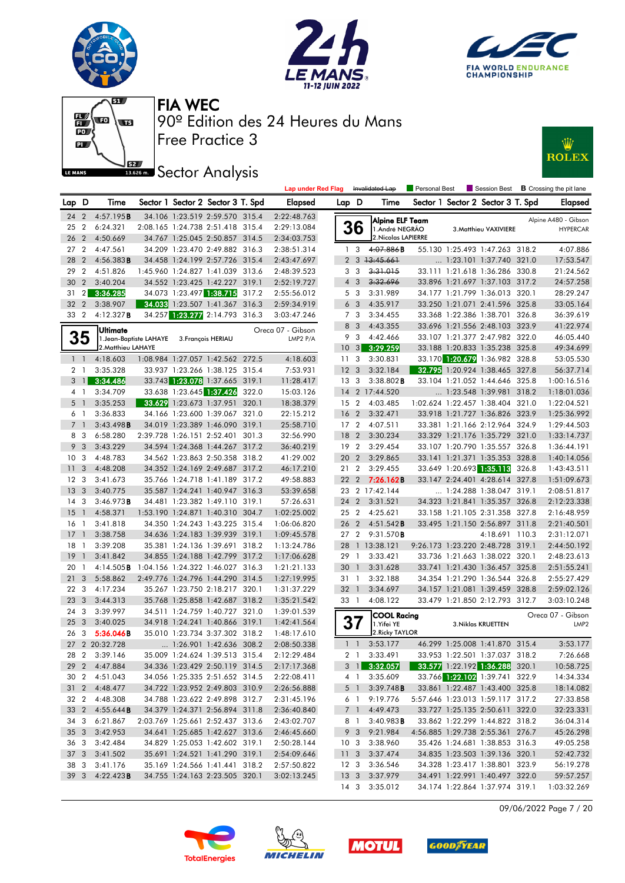# FIA WEC

## 90º Edition des 24 Heures du Mans

### Free Practice 3

### Sector Analysis

Lap under Red Flag | ~~Invalidated Lap~~ | Personal Best | Session Best | **B** Crossing the pit lane

| Lap | D | Time | Sector 1 | Sector 2 | Sector 3 | T. Spd | Elapsed |
|---|---|---|---|---|---|---|---|
| 24 | 2 | 4:57.195**B** | 34.106 | 1:23.519 | 2:59.570 | 315.4 | 2:22:48.763 |
| 25 | 2 | 6:24.321 | 2:08.165 | 1:24.738 | 2:51.418 | 315.4 | 2:29:13.084 |
| 26 | 2 | 4:50.669 | 34.767 | 1:25.045 | 2:50.857 | 314.5 | 2:34:03.753 |
| 27 | 2 | 4:47.561 | 34.209 | 1:23.470 | 2:49.882 | 316.3 | 2:38:51.314 |
| 28 | 2 | 4:56.383**B** | 34.458 | 1:24.199 | 2:57.726 | 315.4 | 2:43:47.697 |
| 29 | 2 | 4:51.826 | 1:45.960 | 1:24.827 | 1:41.039 | 313.6 | 2:48:39.523 |
| 30 | 2 | 3:40.204 | 34.552 | 1:23.425 | 1:42.227 | 319.1 | 2:52:19.727 |
| 31 | 2 | 3:36.285 | 34.073 | 1:23.497 | 1:38.715 | 317.2 | 2:55:56.012 |
| 32 | 2 | 3:38.907 | 34.033 | 1:23.507 | 1:41.367 | 316.3 | 2:59:34.919 |
| 33 | 2 | 4:12.327**B** | 34.257 | 1:23.277 | 2:14.793 | 316.3 | 3:03:47.246 |

**35** Ultimate — Oreca 07 - Gibson — LMP2 P/A
1.Jean-Baptiste LAHAYE, 2.Matthieu LAHAYE, 3.François HERIAU

| Lap | D | Time | Sector 1 | Sector 2 | Sector 3 | T. Spd | Elapsed |
|---|---|---|---|---|---|---|---|
| 1 | 1 | 4:18.603 | 1:08.984 | 1:27.057 | 1:42.562 | 272.5 | 4:18.603 |
| 2 | 1 | 3:35.328 | 33.937 | 1:23.266 | 1:38.125 | 315.4 | 7:53.931 |
| 3 | 1 | 3:34.486 | 33.743 | 1:23.078 | 1:37.665 | 319.1 | 11:28.417 |
| 4 | 1 | 3:34.709 | 33.638 | 1:23.645 | 1:37.426 | 322.0 | 15:03.126 |
| 5 | 1 | 3:35.253 | 33.629 | 1:23.673 | 1:37.951 | 320.1 | 18:38.379 |
| 6 | 1 | 3:36.833 | 34.166 | 1:23.600 | 1:39.067 | 321.0 | 22:15.212 |
| 7 | 1 | 3:43.498**B** | 34.019 | 1:23.389 | 1:46.090 | 319.1 | 25:58.710 |
| 8 | 3 | 6:58.280 | 2:39.728 | 1:26.151 | 2:52.401 | 301.3 | 32:56.990 |
| 9 | 3 | 3:43.229 | 34.594 | 1:24.368 | 1:44.267 | 317.2 | 36:40.219 |
| 10 | 3 | 4:48.783 | 34.562 | 1:23.863 | 2:50.358 | 318.2 | 41:29.002 |
| 11 | 3 | 4:48.208 | 34.352 | 1:24.169 | 2:49.687 | 317.2 | 46:17.210 |
| 12 | 3 | 3:41.673 | 35.766 | 1:24.718 | 1:41.189 | 317.2 | 49:58.883 |
| 13 | 3 | 3:40.775 | 35.587 | 1:24.241 | 1:40.947 | 316.3 | 53:39.658 |
| 14 | 3 | 3:46.973**B** | 34.481 | 1:23.382 | 1:49.110 | 319.1 | 57:26.631 |
| 15 | 1 | 4:58.371 | 1:53.190 | 1:24.871 | 1:40.310 | 304.7 | 1:02:25.002 |
| 16 | 1 | 3:41.818 | 34.350 | 1:24.243 | 1:43.225 | 315.4 | 1:06:06.820 |
| 17 | 1 | 3:38.758 | 34.636 | 1:24.183 | 1:39.939 | 319.1 | 1:09:45.578 |
| 18 | 1 | 3:39.208 | 35.381 | 1:24.136 | 1:39.691 | 318.2 | 1:13:24.786 |
| 19 | 1 | 3:41.842 | 34.855 | 1:24.188 | 1:42.799 | 317.2 | 1:17:06.628 |
| 20 | 1 | 4:14.505**B** | 1:04.156 | 1:24.322 | 1:46.027 | 316.3 | 1:21:21.133 |
| 21 | 3 | 5:58.862 | 2:49.776 | 1:24.796 | 1:44.290 | 314.5 | 1:27:19.995 |
| 22 | 3 | 4:17.234 | 35.267 | 1:23.750 | 2:18.217 | 320.1 | 1:31:37.229 |
| 23 | 3 | 3:44.313 | 35.768 | 1:25.858 | 1:42.687 | 318.2 | 1:35:21.542 |
| 24 | 3 | 3:39.997 | 34.511 | 1:24.759 | 1:40.727 | 321.0 | 1:39:01.539 |
| 25 | 3 | 3:40.025 | 34.918 | 1:24.241 | 1:40.866 | 319.1 | 1:42:41.564 |
| 26 | 3 | 5:36.046**B** | 35.010 | 1:23.734 | 3:37.302 | 318.2 | 1:48:17.610 |
| 27 | 2 | 20:32.728 | ... | 1:26.901 | 1:42.636 | 308.2 | 2:08:50.338 |
| 28 | 2 | 3:39.146 | 35.009 | 1:24.624 | 1:39.513 | 315.4 | 2:12:29.484 |
| 29 | 2 | 4:47.884 | 34.336 | 1:23.429 | 2:50.119 | 314.5 | 2:17:17.368 |
| 30 | 2 | 4:51.043 | 34.056 | 1:25.335 | 2:51.652 | 314.5 | 2:22:08.411 |
| 31 | 2 | 4:48.477 | 34.722 | 1:23.952 | 2:49.803 | 310.9 | 2:26:56.888 |
| 32 | 2 | 4:48.308 | 34.788 | 1:23.622 | 2:49.898 | 312.7 | 2:31:45.196 |
| 33 | 2 | 4:55.644**B** | 34.379 | 1:24.371 | 2:56.894 | 311.8 | 2:36:40.840 |
| 34 | 3 | 6:21.867 | 2:03.769 | 1:25.661 | 2:52.437 | 313.6 | 2:43:02.707 |
| 35 | 3 | 3:42.953 | 34.641 | 1:25.685 | 1:42.627 | 313.6 | 2:46:45.660 |
| 36 | 3 | 3:42.484 | 34.829 | 1:25.053 | 1:42.602 | 319.1 | 2:50:28.144 |
| 37 | 3 | 3:41.502 | 35.691 | 1:24.521 | 1:41.290 | 319.1 | 2:54:09.646 |
| 38 | 3 | 3:41.176 | 35.169 | 1:24.566 | 1:41.441 | 318.2 | 2:57:50.822 |
| 39 | 3 | 4:22.423**B** | 34.755 | 1:24.163 | 2:23.505 | 320.1 | 3:02:13.245 |

**36** Alpine ELF Team — Alpine A480 - Gibson — HYPERCAR
1.André NEGRÃO, 2.Nicolas LAPIERRE, 3.Matthieu VAXIVIERE

| Lap | D | Time | Sector 1 | Sector 2 | Sector 3 | T. Spd | Elapsed |
|---|---|---|---|---|---|---|---|
| 1 | 3 | ~~4:07.886~~**B** | 55.130 | 1:25.493 | 1:47.263 | 318.2 | 4:07.886 |
| 2 | 3 | ~~13:45.661~~ | ... | 1:23.101 | 1:37.740 | 321.0 | 17:53.547 |
| 3 | 3 | ~~3:31.015~~ | 33.111 | 1:21.618 | 1:36.286 | 330.8 | 21:24.562 |
| 4 | 3 | ~~3:32.696~~ | 33.896 | 1:21.697 | 1:37.103 | 317.2 | 24:57.258 |
| 5 | 3 | 3:31.989 | 34.177 | 1:21.799 | 1:36.013 | 320.1 | 28:29.247 |
| 6 | 3 | 4:35.917 | 33.250 | 1:21.071 | 2:41.596 | 325.8 | 33:05.164 |
| 7 | 3 | 3:34.455 | 33.368 | 1:22.386 | 1:38.701 | 326.8 | 36:39.619 |
| 8 | 3 | 4:43.355 | 33.696 | 1:21.556 | 2:48.103 | 323.9 | 41:22.974 |
| 9 | 3 | 4:42.466 | 33.107 | 1:21.377 | 2:47.982 | 322.0 | 46:05.440 |
| 10 | 3 | 3:29.259 | 33.188 | 1:20.833 | 1:35.238 | 325.8 | 49:34.699 |
| 11 | 3 | 3:30.831 | 33.170 | 1:20.679 | 1:36.982 | 328.8 | 53:05.530 |
| 12 | 3 | 3:32.184 | 32.795 | 1:20.924 | 1:38.465 | 327.8 | 56:37.714 |
| 13 | 3 | 3:38.802**B** | 33.104 | 1:21.052 | 1:44.646 | 325.8 | 1:00:16.516 |
| 14 | 2 | 17:44.520 | ... | 1:23.548 | 1:39.981 | 318.2 | 1:18:01.036 |
| 15 | 2 | 4:03.485 | 1:02.624 | 1:22.457 | 1:38.404 | 321.0 | 1:22:04.521 |
| 16 | 2 | 3:32.471 | 33.918 | 1:21.727 | 1:36.826 | 323.9 | 1:25:36.992 |
| 17 | 2 | 4:07.511 | 33.381 | 1:21.166 | 2:12.964 | 324.9 | 1:29:44.503 |
| 18 | 2 | 3:30.234 | 33.329 | 1:21.176 | 1:35.729 | 321.0 | 1:33:14.737 |
| 19 | 2 | 3:29.454 | 33.107 | 1:20.790 | 1:35.557 | 326.8 | 1:36:44.191 |
| 20 | 2 | 3:29.865 | 33.141 | 1:21.371 | 1:35.353 | 328.8 | 1:40:14.056 |
| 21 | 2 | 3:29.455 | 33.649 | 1:20.693 | 1:35.113 | 326.8 | 1:43:43.511 |
| 22 | 2 | 7:26.162**B** | 33.147 | 2:24.401 | 4:28.614 | 327.8 | 1:51:09.673 |
| 23 | 2 | 17:42.144 | ... | 1:24.288 | 1:38.047 | 319.1 | 2:08:51.817 |
| 24 | 2 | 3:31.521 | 34.323 | 1:21.841 | 1:35.357 | 326.8 | 2:12:23.338 |
| 25 | 2 | 4:25.621 | 33.158 | 1:21.105 | 2:31.358 | 327.8 | 2:16:48.959 |
| 26 | 2 | 4:51.542**B** | 33.495 | 1:21.150 | 2:56.897 | 311.8 | 2:21:40.501 |
| 27 | 2 | 9:31.570**B** | | 4:18.691 | | 110.3 | 2:31:12.071 |
| 28 | 1 | 13:38.121 | 9:26.173 | 1:23.220 | 2:48.728 | 319.1 | 2:44:50.192 |
| 29 | 1 | 3:33.421 | 33.736 | 1:21.663 | 1:38.022 | 320.1 | 2:48:23.613 |
| 30 | 1 | 3:31.628 | 33.741 | 1:21.430 | 1:36.457 | 325.8 | 2:51:55.241 |
| 31 | 1 | 3:32.188 | 34.354 | 1:21.290 | 1:36.544 | 326.8 | 2:55:27.429 |
| 32 | 1 | 3:34.697 | 34.157 | 1:21.081 | 1:39.459 | 328.8 | 2:59:02.126 |
| 33 | 1 | 4:08.122 | 33.479 | 1:21.850 | 2:12.793 | 312.7 | 3:03:10.248 |

**37** COOL Racing — Oreca 07 - Gibson — LMP2
1.Yifei YE, 2.Ricky TAYLOR, 3.Niklas KRUETTEN

| Lap | D | Time | Sector 1 | Sector 2 | Sector 3 | T. Spd | Elapsed |
|---|---|---|---|---|---|---|---|
| 1 | 1 | 3:53.177 | 46.299 | 1:25.008 | 1:41.870 | 315.4 | 3:53.177 |
| 2 | 1 | 3:33.491 | 33.953 | 1:22.501 | 1:37.037 | 318.2 | 7:26.668 |
| 3 | 1 | 3:32.057 | 33.577 | 1:22.192 | 1:36.288 | 320.1 | 10:58.725 |
| 4 | 1 | 3:35.609 | 33.766 | 1:22.102 | 1:39.741 | 322.9 | 14:34.334 |
| 5 | 1 | 3:39.748**B** | 33.861 | 1:22.487 | 1:43.400 | 325.8 | 18:14.082 |
| 6 | 1 | 9:19.776 | 5:57.646 | 1:23.013 | 1:59.117 | 317.2 | 27:33.858 |
| 7 | 1 | 4:49.473 | 33.727 | 1:25.135 | 2:50.611 | 322.0 | 32:23.331 |
| 8 | 1 | 3:40.983**B** | 33.862 | 1:22.299 | 1:44.822 | 318.2 | 36:04.314 |
| 9 | 3 | 9:21.984 | 4:56.885 | 1:29.738 | 2:55.361 | 276.7 | 45:26.298 |
| 10 | 3 | 3:38.960 | 35.426 | 1:24.681 | 1:38.853 | 316.3 | 49:05.258 |
| 11 | 3 | 3:37.474 | 34.835 | 1:23.503 | 1:39.136 | 320.1 | 52:42.732 |
| 12 | 3 | 3:36.546 | 34.328 | 1:23.417 | 1:38.801 | 323.9 | 56:19.278 |
| 13 | 3 | 3:37.979 | 34.491 | 1:22.991 | 1:40.497 | 322.0 | 59:57.257 |
| 14 | 3 | 3:35.012 | 34.174 | 1:22.864 | 1:37.974 | 319.1 | 1:03:32.269 |

09/06/2022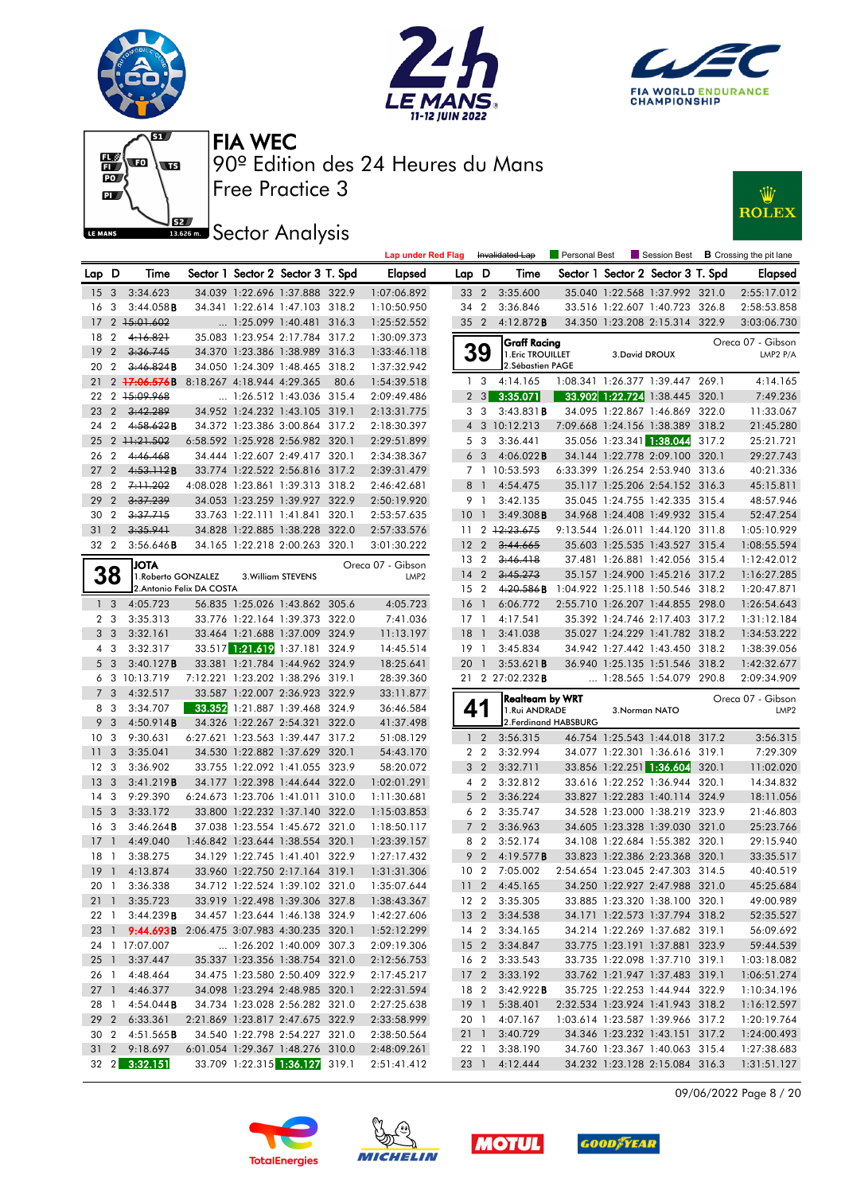# FIA WEC

## 90º Edition des 24 Heures du Mans

### Free Practice 3

### Sector Analysis

Lap under Red Flag | Invalidated Lap | Personal Best | Session Best | **B** Crossing the pit lane

| Lap | D | Time | Sector 1 | Sector 2 | Sector 3 | T. Spd | Elapsed |
|---|---|---|---|---|---|---|---|
| 15 | 3 | 3:34.623 | 34.039 | 1:22.696 | 1:37.888 | 322.9 | 1:07:06.892 |
| 16 | 3 | 3:44.058**B** | 34.341 | 1:22.614 | 1:47.103 | 318.2 | 1:10:50.950 |
| 17 | 2 | ~~15:01.602~~ | ... | 1:25.099 | 1:40.481 | 316.3 | 1:25:52.552 |
| 18 | 2 | ~~4:16.821~~ | 35.083 | 1:23.954 | 2:17.784 | 317.2 | 1:30:09.373 |
| 19 | 2 | ~~3:36.745~~ | 34.370 | 1:23.386 | 1:38.989 | 316.3 | 1:33:46.118 |
| 20 | 2 | ~~3:46.824~~**B** | 34.050 | 1:24.309 | 1:48.465 | 318.2 | 1:37:32.942 |
| 21 | 2 | ~~17:06.576~~**B** | 8:18.267 | 4:18.944 | 4:29.365 | 80.6 | 1:54:39.518 |
| 22 | 2 | ~~15:09.968~~ | ... | 1:26.512 | 1:43.036 | 315.4 | 2:09:49.486 |
| 23 | 2 | ~~3:42.289~~ | 34.952 | 1:24.232 | 1:43.105 | 319.1 | 2:13:31.775 |
| 24 | 2 | ~~4:58.622~~**B** | 34.372 | 1:23.386 | 3:00.864 | 317.2 | 2:18:30.397 |
| 25 | 2 | ~~11:21.502~~ | 6:58.592 | 1:25.928 | 2:56.982 | 320.1 | 2:29:51.899 |
| 26 | 2 | ~~4:46.468~~ | 34.444 | 1:22.607 | 2:49.417 | 320.1 | 2:34:38.367 |
| 27 | 2 | ~~4:53.112~~**B** | 33.774 | 1:22.522 | 2:56.816 | 317.2 | 2:39:31.479 |
| 28 | 2 | ~~7:11.202~~ | 4:08.028 | 1:23.861 | 1:39.313 | 318.2 | 2:46:42.681 |
| 29 | 2 | ~~3:37.239~~ | 34.053 | 1:23.259 | 1:39.927 | 322.9 | 2:50:19.920 |
| 30 | 2 | ~~3:37.715~~ | 33.763 | 1:22.111 | 1:41.841 | 320.1 | 2:53:57.635 |
| 31 | 2 | ~~3:35.941~~ | 34.828 | 1:22.885 | 1:38.228 | 322.0 | 2:57:33.576 |
| 32 | 2 | 3:56.646**B** | 34.165 | 1:22.218 | 2:00.263 | 320.1 | 3:01:30.222 |

**38** — JOTA — Oreca 07 - Gibson — LMP2
1.Roberto GONZALEZ, 2.Antonio Felix DA COSTA, 3.William STEVENS

| Lap | D | Time | Sector 1 | Sector 2 | Sector 3 | T. Spd | Elapsed |
|---|---|---|---|---|---|---|---|
| 1 | 3 | 4:05.723 | 56.835 | 1:25.026 | 1:43.862 | 305.6 | 4:05.723 |
| 2 | 3 | 3:35.313 | 33.776 | 1:22.164 | 1:39.373 | 322.0 | 7:41.036 |
| 3 | 3 | 3:32.161 | 33.464 | 1:21.688 | 1:37.009 | 324.9 | 11:13.197 |
| 4 | 3 | 3:32.317 | 33.517 | 1:21.619 | 1:37.181 | 324.9 | 14:45.514 |
| 5 | 3 | 3:40.127**B** | 33.381 | 1:21.784 | 1:44.962 | 324.9 | 18:25.641 |
| 6 | 3 | 10:13.719 | 7:12.221 | 1:23.202 | 1:38.296 | 319.1 | 28:39.360 |
| 7 | 3 | 4:32.517 | 33.587 | 1:22.007 | 2:36.923 | 322.9 | 33:11.877 |
| 8 | 3 | 3:34.707 | 33.352 | 1:21.887 | 1:39.468 | 324.9 | 36:46.584 |
| 9 | 3 | 4:50.914**B** | 34.326 | 1:22.267 | 2:54.321 | 322.0 | 41:37.498 |
| 10 | 3 | 9:30.631 | 6:27.621 | 1:23.563 | 1:39.447 | 317.2 | 51:08.129 |
| 11 | 3 | 3:35.041 | 34.530 | 1:22.882 | 1:37.629 | 320.1 | 54:43.170 |
| 12 | 3 | 3:36.902 | 33.755 | 1:22.092 | 1:41.055 | 323.9 | 58:20.072 |
| 13 | 3 | 3:41.219**B** | 34.177 | 1:22.398 | 1:44.644 | 322.0 | 1:02:01.291 |
| 14 | 3 | 9:29.390 | 6:24.673 | 1:23.706 | 1:41.011 | 310.0 | 1:11:30.681 |
| 15 | 3 | 3:33.172 | 33.800 | 1:22.232 | 1:37.140 | 322.0 | 1:15:03.853 |
| 16 | 3 | 3:46.264**B** | 37.038 | 1:23.554 | 1:45.672 | 321.0 | 1:18:50.117 |
| 17 | 1 | 4:49.040 | 1:46.842 | 1:23.644 | 1:38.554 | 320.1 | 1:23:39.157 |
| 18 | 1 | 3:38.275 | 34.129 | 1:22.745 | 1:41.401 | 322.9 | 1:27:17.432 |
| 19 | 1 | 4:13.874 | 33.960 | 1:22.750 | 2:17.164 | 319.1 | 1:31:31.306 |
| 20 | 1 | 3:36.338 | 34.712 | 1:22.524 | 1:39.102 | 321.0 | 1:35:07.644 |
| 21 | 1 | 3:35.723 | 33.919 | 1:22.498 | 1:39.306 | 327.8 | 1:38:43.367 |
| 22 | 1 | 3:44.239**B** | 34.457 | 1:23.644 | 1:46.138 | 324.9 | 1:42:27.606 |
| 23 | 1 | 9:44.693**B** | 2:06.475 | 3:07.983 | 4:30.235 | 320.1 | 1:52:12.299 |
| 24 | 1 | 17:07.007 | ... | 1:26.202 | 1:40.009 | 307.3 | 2:09:19.306 |
| 25 | 1 | 3:37.447 | 35.337 | 1:23.356 | 1:38.754 | 321.0 | 2:12:56.753 |
| 26 | 1 | 4:48.464 | 34.475 | 1:23.580 | 2:50.409 | 322.9 | 2:17:45.217 |
| 27 | 1 | 4:46.377 | 34.098 | 1:23.294 | 2:48.985 | 320.1 | 2:22:31.594 |
| 28 | 1 | 4:54.044**B** | 34.734 | 1:23.028 | 2:56.282 | 321.0 | 2:27:25.638 |
| 29 | 2 | 6:33.361 | 2:21.869 | 1:23.817 | 2:47.675 | 322.9 | 2:33:58.999 |
| 30 | 2 | 4:51.565**B** | 34.540 | 1:22.798 | 2:54.227 | 321.0 | 2:38:50.564 |
| 31 | 2 | 9:18.697 | 6:01.054 | 1:29.367 | 1:48.276 | 310.0 | 2:48:09.261 |
| 32 | 2 | 3:32.151 | 33.709 | 1:22.315 | 1:36.127 | 319.1 | 2:51:41.412 |

| Lap | D | Time | Sector 1 | Sector 2 | Sector 3 | T. Spd | Elapsed |
|---|---|---|---|---|---|---|---|
| 33 | 2 | 3:35.600 | 35.040 | 1:22.568 | 1:37.992 | 321.0 | 2:55:17.012 |
| 34 | 2 | 3:36.846 | 33.516 | 1:22.607 | 1:40.723 | 326.8 | 2:58:53.858 |
| 35 | 2 | 4:12.872**B** | 34.350 | 1:23.208 | 2:15.314 | 322.9 | 3:03:06.730 |

**39** — Graff Racing — Oreca 07 - Gibson — LMP2 P/A
1.Eric TROUILLET, 2.Sébastien PAGE, 3.David DROUX

| Lap | D | Time | Sector 1 | Sector 2 | Sector 3 | T. Spd | Elapsed |
|---|---|---|---|---|---|---|---|
| 1 | 3 | 4:14.165 | 1:08.341 | 1:26.377 | 1:39.447 | 269.1 | 4:14.165 |
| 2 | 3 | 3:35.071 | 33.902 | 1:22.724 | 1:38.445 | 320.1 | 7:49.236 |
| 3 | 3 | 3:43.831**B** | 34.095 | 1:22.867 | 1:46.869 | 322.0 | 11:33.067 |
| 4 | 3 | 10:12.213 | 7:09.668 | 1:24.156 | 1:38.389 | 318.2 | 21:45.280 |
| 5 | 3 | 3:36.441 | 35.056 | 1:23.341 | 1:38.044 | 317.2 | 25:21.721 |
| 6 | 3 | 4:06.022**B** | 34.144 | 1:22.778 | 2:09.100 | 320.1 | 29:27.743 |
| 7 | 1 | 10:53.593 | 6:33.399 | 1:26.254 | 2:53.940 | 313.6 | 40:21.336 |
| 8 | 1 | 4:54.475 | 35.117 | 1:25.206 | 2:54.152 | 316.3 | 45:15.811 |
| 9 | 1 | 3:42.135 | 35.045 | 1:24.755 | 1:42.335 | 315.4 | 48:57.946 |
| 10 | 1 | 3:49.308**B** | 34.968 | 1:24.408 | 1:49.932 | 315.4 | 52:47.254 |
| 11 | 2 | ~~12:23.675~~ | 9:13.544 | 1:26.011 | 1:44.120 | 311.8 | 1:05:10.929 |
| 12 | 2 | ~~3:44.665~~ | 35.603 | 1:25.535 | 1:43.527 | 315.4 | 1:08:55.594 |
| 13 | 2 | ~~3:46.418~~ | 37.481 | 1:26.881 | 1:42.056 | 315.4 | 1:12:42.012 |
| 14 | 2 | ~~3:45.273~~ | 35.157 | 1:24.900 | 1:45.216 | 317.2 | 1:16:27.285 |
| 15 | 2 | ~~4:20.586~~**B** | 1:04.922 | 1:25.118 | 1:50.546 | 318.2 | 1:20:47.871 |
| 16 | 1 | 6:06.772 | 2:55.710 | 1:26.207 | 1:44.855 | 298.0 | 1:26:54.643 |
| 17 | 1 | 4:17.541 | 35.392 | 1:24.746 | 2:17.403 | 317.2 | 1:31:12.184 |
| 18 | 1 | 3:41.038 | 35.027 | 1:24.229 | 1:41.782 | 318.2 | 1:34:53.222 |
| 19 | 1 | 3:45.834 | 34.942 | 1:27.442 | 1:43.450 | 318.2 | 1:38:39.056 |
| 20 | 1 | 3:53.621**B** | 36.940 | 1:25.135 | 1:51.546 | 318.2 | 1:42:32.677 |
| 21 | 2 | 27:02.232**B** | ... | 1:28.565 | 1:54.079 | 290.8 | 2:09:34.909 |

**41** — Realteam by WRT — Oreca 07 - Gibson — LMP2
1.Rui ANDRADE, 2.Ferdinand HABSBURG, 3.Norman NATO

| Lap | D | Time | Sector 1 | Sector 2 | Sector 3 | T. Spd | Elapsed |
|---|---|---|---|---|---|---|---|
| 1 | 2 | 3:56.315 | 46.754 | 1:25.543 | 1:44.018 | 317.2 | 3:56.315 |
| 2 | 2 | 3:32.994 | 34.077 | 1:22.301 | 1:36.616 | 319.1 | 7:29.309 |
| 3 | 2 | 3:32.711 | 33.856 | 1:22.251 | 1:36.604 | 320.1 | 11:02.020 |
| 4 | 2 | 3:32.812 | 33.616 | 1:22.252 | 1:36.944 | 320.1 | 14:34.832 |
| 5 | 2 | 3:36.224 | 33.827 | 1:22.283 | 1:40.114 | 324.9 | 18:11.056 |
| 6 | 2 | 3:35.747 | 34.528 | 1:23.000 | 1:38.219 | 323.9 | 21:46.803 |
| 7 | 2 | 3:36.963 | 34.605 | 1:23.328 | 1:39.030 | 321.0 | 25:23.766 |
| 8 | 2 | 3:52.174 | 34.108 | 1:22.684 | 1:55.382 | 320.1 | 29:15.940 |
| 9 | 2 | 4:19.577**B** | 33.823 | 1:22.386 | 2:23.368 | 320.1 | 33:35.517 |
| 10 | 2 | 7:05.002 | 2:54.654 | 1:23.045 | 2:47.303 | 314.5 | 40:40.519 |
| 11 | 2 | 4:45.165 | 34.250 | 1:22.927 | 2:47.988 | 321.0 | 45:25.684 |
| 12 | 2 | 3:35.305 | 33.885 | 1:23.320 | 1:38.100 | 320.1 | 49:00.989 |
| 13 | 2 | 3:34.538 | 34.171 | 1:22.573 | 1:37.794 | 318.2 | 52:35.527 |
| 14 | 2 | 3:34.165 | 34.214 | 1:22.269 | 1:37.682 | 319.1 | 56:09.692 |
| 15 | 2 | 3:34.847 | 33.775 | 1:23.191 | 1:37.881 | 323.9 | 59:44.539 |
| 16 | 2 | 3:33.543 | 33.735 | 1:22.098 | 1:37.710 | 319.1 | 1:03:18.082 |
| 17 | 2 | 3:33.192 | 33.762 | 1:21.947 | 1:37.483 | 319.1 | 1:06:51.274 |
| 18 | 2 | 3:42.922**B** | 35.725 | 1:22.253 | 1:44.944 | 322.9 | 1:10:34.196 |
| 19 | 1 | 5:38.401 | 2:32.534 | 1:23.924 | 1:41.943 | 318.2 | 1:16:12.597 |
| 20 | 1 | 4:07.167 | 1:03.614 | 1:23.587 | 1:39.966 | 317.2 | 1:20:19.764 |
| 21 | 1 | 3:40.729 | 34.346 | 1:23.232 | 1:43.151 | 317.2 | 1:24:00.493 |
| 22 | 1 | 3:38.190 | 34.760 | 1:23.367 | 1:40.063 | 315.4 | 1:27:38.683 |
| 23 | 1 | 4:12.444 | 34.232 | 1:23.128 | 2:15.084 | 316.3 | 1:31:51.127 |

09/06/2022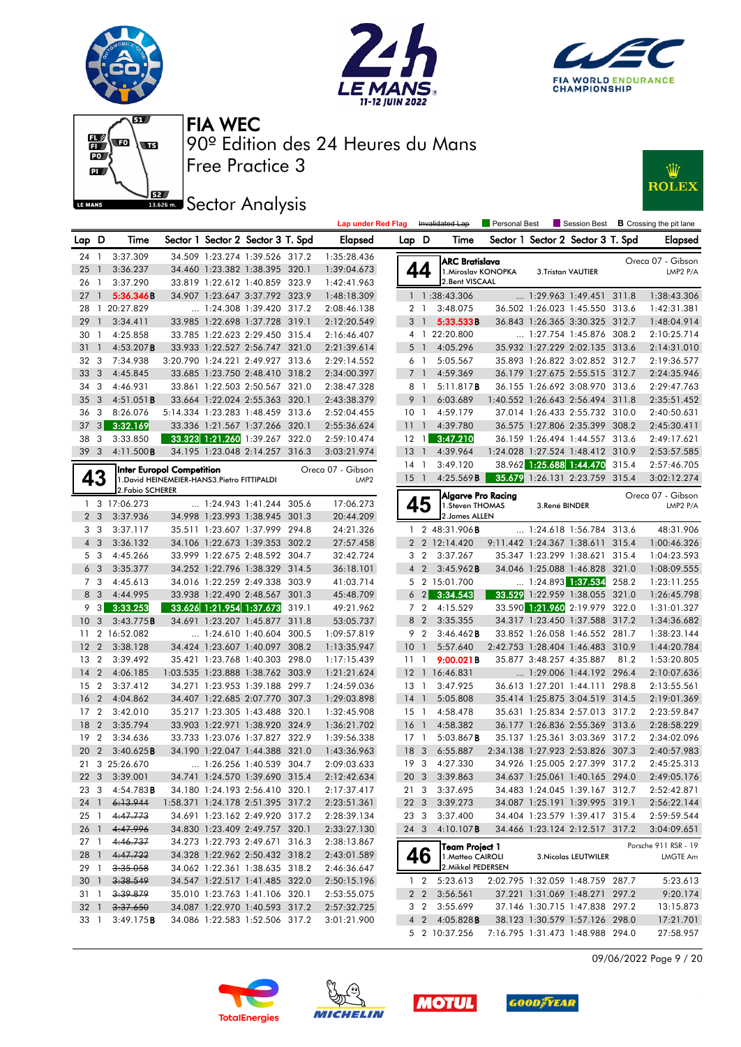# FIA WEC

## 90º Edition des 24 Heures du Mans

## Free Practice 3

## Sector Analysis

Lap under Red Flag | ~~Invalidated Lap~~ | Personal Best | Session Best | **B** Crossing the pit lane

| Lap | D | Time | Sector 1 | Sector 2 | Sector 3 | T. Spd | Elapsed |
|---|---|---|---|---|---|---|---|
| 24 | 1 | 3:37.309 | 34.509 | 1:23.274 | 1:39.526 | 317.2 | 1:35:28.436 |
| 25 | 1 | 3:36.237 | 34.460 | 1:23.382 | 1:38.395 | 320.1 | 1:39:04.673 |
| 26 | 1 | 3:37.290 | 33.819 | 1:22.612 | 1:40.859 | 323.9 | 1:42:41.963 |
| 27 | 1 | 5:36.346**B** | 34.907 | 1:23.647 | 3:37.792 | 323.9 | 1:48:18.309 |
| 28 | 1 | 20:27.829 | ... | 1:24.308 | 1:39.420 | 317.2 | 2:08:46.138 |
| 29 | 1 | 3:34.411 | 33.985 | 1:22.698 | 1:37.728 | 319.1 | 2:12:20.549 |
| 30 | 1 | 4:25.858 | 33.785 | 1:22.623 | 2:29.450 | 315.4 | 2:16:46.407 |
| 31 | 1 | 4:53.207**B** | 33.933 | 1:22.527 | 2:56.747 | 321.0 | 2:21:39.614 |
| 32 | 3 | 7:34.938 | 3:20.790 | 1:24.221 | 2:49.927 | 313.6 | 2:29:14.552 |
| 33 | 3 | 4:45.845 | 33.685 | 1:23.750 | 2:48.410 | 318.2 | 2:34:00.397 |
| 34 | 3 | 4:46.931 | 33.861 | 1:22.503 | 2:50.567 | 321.0 | 2:38:47.328 |
| 35 | 3 | 4:51.051**B** | 33.664 | 1:22.024 | 2:55.363 | 320.1 | 2:43:38.379 |
| 36 | 3 | 8:26.076 | 5:14.334 | 1:23.283 | 1:48.459 | 313.6 | 2:52:04.455 |
| 37 | 3 | 3:32.169 | 33.336 | 1:21.567 | 1:37.266 | 320.1 | 2:55:36.624 |
| 38 | 3 | 3:33.850 | 33.323 | 1:21.260 | 1:39.267 | 322.0 | 2:59:10.474 |
| 39 | 3 | 4:11.500**B** | 34.195 | 1:23.048 | 2:14.257 | 316.3 | 3:03:21.974 |

### 43 — Inter Europol Competition — Oreca 07 - Gibson — LMP2
1.David HEINEMEIER-HANSSON 3.Pietro FITTIPALDI 2.Fabio SCHERER

| Lap | D | Time | Sector 1 | Sector 2 | Sector 3 | T. Spd | Elapsed |
|---|---|---|---|---|---|---|---|
| 1 | 3 | 17:06.273 | ... | 1:24.943 | 1:41.244 | 305.6 | 17:06.273 |
| 2 | 3 | 3:37.936 | 34.998 | 1:23.993 | 1:38.945 | 301.3 | 20:44.209 |
| 3 | 3 | 3:37.117 | 35.511 | 1:23.607 | 1:37.999 | 294.8 | 24:21.326 |
| 4 | 3 | 3:36.132 | 34.106 | 1:22.673 | 1:39.353 | 302.2 | 27:57.458 |
| 5 | 3 | 4:45.266 | 33.999 | 1:22.675 | 2:48.592 | 304.7 | 32:42.724 |
| 6 | 3 | 3:35.377 | 34.252 | 1:22.796 | 1:38.329 | 314.5 | 36:18.101 |
| 7 | 3 | 4:45.613 | 34.016 | 1:22.259 | 2:49.338 | 303.9 | 41:03.714 |
| 8 | 3 | 4:44.995 | 33.938 | 1:22.490 | 2:48.567 | 301.3 | 45:48.709 |
| 9 | 3 | 3:33.253 | 33.626 | 1:21.954 | 1:37.673 | 319.1 | 49:21.962 |
| 10 | 3 | 3:43.775**B** | 34.691 | 1:23.207 | 1:45.877 | 311.8 | 53:05.737 |
| 11 | 2 | 16:52.082 | ... | 1:24.610 | 1:40.604 | 300.5 | 1:09:57.819 |
| 12 | 2 | 3:38.128 | 34.424 | 1:23.607 | 1:40.097 | 308.2 | 1:13:35.947 |
| 13 | 2 | 3:39.492 | 35.421 | 1:23.768 | 1:40.303 | 298.0 | 1:17:15.439 |
| 14 | 2 | 4:06.185 | 1:03.535 | 1:23.888 | 1:38.762 | 303.9 | 1:21:21.624 |
| 15 | 2 | 3:37.412 | 34.271 | 1:23.953 | 1:39.188 | 299.7 | 1:24:59.036 |
| 16 | 2 | 4:04.862 | 34.407 | 1:22.685 | 2:07.770 | 307.3 | 1:29:03.898 |
| 17 | 2 | 3:42.010 | 35.217 | 1:23.305 | 1:43.488 | 320.1 | 1:32:45.908 |
| 18 | 2 | 3:35.794 | 33.903 | 1:22.971 | 1:38.920 | 324.9 | 1:36:21.702 |
| 19 | 2 | 3:34.636 | 33.733 | 1:23.076 | 1:37.827 | 322.9 | 1:39:56.338 |
| 20 | 2 | 3:40.625**B** | 34.190 | 1:22.047 | 1:44.388 | 321.0 | 1:43:36.963 |
| 21 | 3 | 25:26.670 | ... | 1:26.256 | 1:40.539 | 304.7 | 2:09:03.633 |
| 22 | 3 | 3:39.001 | 34.741 | 1:24.570 | 1:39.690 | 315.4 | 2:12:42.634 |
| 23 | 3 | 4:54.783**B** | 34.180 | 1:24.193 | 2:56.410 | 320.1 | 2:17:37.417 |
| 24 | 1 | ~~6:13.944~~ | 1:58.371 | 1:24.178 | 2:51.395 | 317.2 | 2:23:51.361 |
| 25 | 1 | ~~4:47.773~~ | 34.691 | 1:23.162 | 2:49.920 | 317.2 | 2:28:39.134 |
| 26 | 1 | ~~4:47.996~~ | 34.830 | 1:23.409 | 2:49.757 | 320.1 | 2:33:27.130 |
| 27 | 1 | ~~4:46.737~~ | 34.273 | 1:22.793 | 2:49.671 | 316.3 | 2:38:13.867 |
| 28 | 1 | ~~4:47.722~~ | 34.328 | 1:22.962 | 2:50.432 | 318.2 | 2:43:01.589 |
| 29 | 1 | ~~3:35.058~~ | 34.062 | 1:22.361 | 1:38.635 | 318.2 | 2:46:36.647 |
| 30 | 1 | ~~3:38.549~~ | 34.547 | 1:22.517 | 1:41.485 | 322.0 | 2:50:15.196 |
| 31 | 1 | ~~3:39.879~~ | 35.010 | 1:23.763 | 1:41.106 | 320.1 | 2:53:55.075 |
| 32 | 1 | ~~3:37.650~~ | 34.087 | 1:22.970 | 1:40.593 | 317.2 | 2:57:32.725 |
| 33 | 1 | 3:49.175**B** | 34.086 | 1:22.583 | 1:52.506 | 317.2 | 3:01:21.900 |

### 44 — ARC Bratislava — Oreca 07 - Gibson — LMP2 P/A
1.Miroslav KONOPKA 3.Tristan VAUTIER 2.Bent VISCAAL

| Lap | D | Time | Sector 1 | Sector 2 | Sector 3 | T. Spd | Elapsed |
|---|---|---|---|---|---|---|---|
| 1 | 1 | :38:43.306 | ... | 1:29.963 | 1:49.451 | 311.8 | 1:38:43.306 |
| 2 | 1 | 3:48.075 | 36.502 | 1:26.023 | 1:45.550 | 313.6 | 1:42:31.381 |
| 3 | 1 | 5:33.533**B** | 36.843 | 1:26.365 | 3:30.325 | 312.7 | 1:48:04.914 |
| 4 | 1 | 22:20.800 | ... | 1:27.754 | 1:45.876 | 308.2 | 2:10:25.714 |
| 5 | 1 | 4:05.296 | 35.932 | 1:27.229 | 2:02.135 | 313.6 | 2:14:31.010 |
| 6 | 1 | 5:05.567 | 35.893 | 1:26.822 | 3:02.852 | 312.7 | 2:19:36.577 |
| 7 | 1 | 4:59.369 | 36.179 | 1:27.675 | 2:55.515 | 312.7 | 2:24:35.946 |
| 8 | 1 | 5:11.817**B** | 36.155 | 1:26.692 | 3:08.970 | 313.6 | 2:29:47.763 |
| 9 | 1 | 6:03.689 | 1:40.552 | 1:26.643 | 2:56.494 | 311.8 | 2:35:51.452 |
| 10 | 1 | 4:59.179 | 37.014 | 1:26.433 | 2:55.732 | 310.0 | 2:40:50.631 |
| 11 | 1 | 4:39.780 | 36.575 | 1:27.806 | 2:35.399 | 308.2 | 2:45:30.411 |
| 12 | 1 | 3:47.210 | 36.159 | 1:26.494 | 1:44.557 | 313.6 | 2:49:17.621 |
| 13 | 1 | 4:39.964 | 1:24.028 | 1:27.524 | 1:48.412 | 310.9 | 2:53:57.585 |
| 14 | 1 | 3:49.120 | 38.962 | 1:25.688 | 1:44.470 | 315.4 | 2:57:46.705 |
| 15 | 1 | 4:25.569**B** | 35.679 | 1:26.131 | 2:23.759 | 315.4 | 3:02:12.274 |

### 45 — Algarve Pro Racing — Oreca 07 - Gibson — LMP2 P/A
1.Steven THOMAS 3.René BINDER 2.James ALLEN

| Lap | D | Time | Sector 1 | Sector 2 | Sector 3 | T. Spd | Elapsed |
|---|---|---|---|---|---|---|---|
| 1 | 2 | 48:31.906**B** | ... | 1:24.618 | 1:56.784 | 313.6 | 48:31.906 |
| 2 | 2 | 12:14.420 | 9:11.442 | 1:24.367 | 1:38.611 | 315.4 | 1:00:46.326 |
| 3 | 2 | 3:37.267 | 35.347 | 1:23.299 | 1:38.621 | 315.4 | 1:04:23.593 |
| 4 | 2 | 3:45.962**B** | 34.046 | 1:25.088 | 1:46.828 | 321.0 | 1:08:09.555 |
| 5 | 2 | 15:01.700 | ... | 1:24.893 | 1:37.534 | 258.2 | 1:23:11.255 |
| 6 | 2 | 3:34.543 | 33.529 | 1:22.959 | 1:38.055 | 321.0 | 1:26:45.798 |
| 7 | 2 | 4:15.529 | 33.590 | 1:21.960 | 2:19.979 | 322.0 | 1:31:01.327 |
| 8 | 2 | 3:35.355 | 34.317 | 1:23.450 | 1:37.588 | 317.2 | 1:34:36.682 |
| 9 | 2 | 3:46.462**B** | 33.852 | 1:26.058 | 1:46.552 | 281.7 | 1:38:23.144 |
| 10 | 1 | 5:57.640 | 2:42.753 | 1:28.404 | 1:46.483 | 310.9 | 1:44:20.784 |
| 11 | 1 | 9:00.021**B** | 35.877 | 3:48.257 | 4:35.887 | 81.2 | 1:53:20.805 |
| 12 | 1 | 16:46.831 | ... | 1:29.006 | 1:44.192 | 296.4 | 2:10:07.636 |
| 13 | 1 | 3:47.925 | 36.613 | 1:27.201 | 1:44.111 | 298.8 | 2:13:55.561 |
| 14 | 1 | 5:05.808 | 35.414 | 1:25.875 | 3:04.519 | 314.5 | 2:19:01.369 |
| 15 | 1 | 4:58.478 | 35.631 | 1:25.834 | 2:57.013 | 317.2 | 2:23:59.847 |
| 16 | 1 | 4:58.382 | 36.177 | 1:26.836 | 2:55.369 | 313.6 | 2:28:58.229 |
| 17 | 1 | 5:03.867**B** | 35.137 | 1:25.361 | 3:03.369 | 317.2 | 2:34:02.096 |
| 18 | 3 | 6:55.887 | 2:34.138 | 1:27.923 | 2:53.826 | 307.3 | 2:40:57.983 |
| 19 | 3 | 4:27.330 | 34.926 | 1:25.005 | 2:27.399 | 317.2 | 2:45:25.313 |
| 20 | 3 | 3:39.863 | 34.637 | 1:25.061 | 1:40.165 | 294.0 | 2:49:05.176 |
| 21 | 3 | 3:37.695 | 34.483 | 1:24.045 | 1:39.167 | 312.7 | 2:52:42.871 |
| 22 | 3 | 3:39.273 | 34.087 | 1:25.191 | 1:39.995 | 319.1 | 2:56:22.144 |
| 23 | 3 | 3:37.400 | 34.404 | 1:23.579 | 1:39.417 | 315.4 | 2:59:59.544 |
| 24 | 3 | 4:10.107**B** | 34.466 | 1:23.124 | 2:12.517 | 317.2 | 3:04:09.651 |

### 46 — Team Project 1 — Porsche 911 RSR - 19 — LMGTE Am
1.Matteo CAIROLI 3.Nicolas LEUTWILER 2.Mikkel PEDERSEN

| Lap | D | Time | Sector 1 | Sector 2 | Sector 3 | T. Spd | Elapsed |
|---|---|---|---|---|---|---|---|
| 1 | 2 | 5:23.613 | 2:02.795 | 1:32.059 | 1:48.759 | 287.7 | 5:23.613 |
| 2 | 2 | 3:56.561 | 37.221 | 1:31.069 | 1:48.271 | 297.2 | 9:20.174 |
| 3 | 2 | 3:55.699 | 37.146 | 1:30.715 | 1:47.838 | 297.2 | 13:15.873 |
| 4 | 2 | 4:05.828**B** | 38.123 | 1:30.579 | 1:57.126 | 298.0 | 17:21.701 |
| 5 | 2 | 10:37.256 | 7:16.795 | 1:31.473 | 1:48.988 | 294.0 | 27:58.957 |

09/06/2022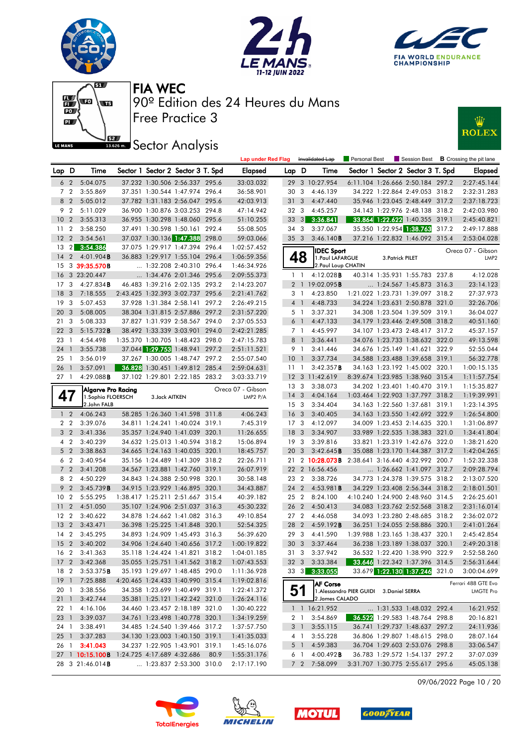# FIA WEC

90º Edition des 24 Heures du Mans

Free Practice 3

Sector Analysis

Lap under Red Flag | Invalidated Lap | Personal Best | Session Best | B Crossing the pit lane

| Lap | D | Time | Sector 1 | Sector 2 | Sector 3 | T. Spd | Elapsed |
|---|---|---|---|---|---|---|---|
| 6 | 2 | 5:04.075 | 37.232 | 1:30.506 | 2:56.337 | 295.6 | 33:03.032 |
| 7 | 2 | 3:55.869 | 37.351 | 1:30.544 | 1:47.974 | 296.4 | 36:58.901 |
| 8 | 2 | 5:05.012 | 37.782 | 1:31.183 | 2:56.047 | 295.6 | 42:03.913 |
| 9 | 2 | 5:11.029 | 36.900 | 1:30.876 | 3:03.253 | 294.8 | 47:14.942 |
| 10 | 2 | 3:55.313 | 36.955 | 1:30.298 | 1:48.060 | 295.6 | 51:10.255 |
| 11 | 2 | 3:58.250 | 37.491 | 1:30.598 | 1:50.161 | 292.4 | 55:08.505 |
| 12 | 2 | 3:54.561 | 37.037 | 1:30.136 | 1:47.388 | 298.0 | 59:03.066 |
| 13 | 2 | 3:54.386 | 37.075 | 1:29.917 | 1:47.394 | 296.4 | 1:02:57.452 |
| 14 | 2 | 4:01.904B | 36.883 | 1:29.917 | 1:55.104 | 296.4 | 1:06:59.356 |
| 15 | 3 | 39:35.570B | ... | 1:32.208 | 2:40.310 | 296.4 | 1:46:34.926 |
| 16 | 3 | 23:20.447 | ... | 1:34.476 | 2:01.346 | 295.6 | 2:09:55.373 |
| 17 | 3 | 4:27.834B | 46.483 | 1:39.216 | 2:02.135 | 293.2 | 2:14:23.207 |
| 18 | 3 | 7:18.555 | 2:43.425 | 1:32.393 | 3:02.737 | 295.6 | 2:21:41.762 |
| 19 | 3 | 5:07.453 | 37.928 | 1:31.384 | 2:58.141 | 297.2 | 2:26:49.215 |
| 20 | 3 | 5:08.005 | 38.304 | 1:31.815 | 2:57.886 | 297.2 | 2:31:57.220 |
| 21 | 3 | 5:08.333 | 37.827 | 1:31.939 | 2:58.567 | 294.0 | 2:37:05.553 |
| 22 | 3 | 5:15.732B | 38.492 | 1:33.339 | 3:03.901 | 294.0 | 2:42:21.285 |
| 23 | 1 | 4:54.498 | 1:35.370 | 1:30.705 | 1:48.423 | 298.0 | 2:47:15.783 |
| 24 | 1 | 3:55.738 | 37.044 | 1:29.753 | 1:48.941 | 297.2 | 2:51:11.521 |
| 25 | 1 | 3:56.019 | 37.267 | 1:30.005 | 1:48.747 | 297.2 | 2:55:07.540 |
| 26 | 1 | 3:57.091 | 36.828 | 1:30.451 | 1:49.812 | 285.4 | 2:59:04.631 |
| 27 | 1 | 4:29.088B | 37.102 | 1:29.801 | 2:22.185 | 283.2 | 3:03:33.719 |

**47** — Algarve Pro Racing — Oreca 07 - Gibson — LMP2 P/A
1.Sophia FLOERSCH, 2.John FALB, 3.Jack AITKEN

| Lap | D | Time | Sector 1 | Sector 2 | Sector 3 | T. Spd | Elapsed |
|---|---|---|---|---|---|---|---|
| 1 | 2 | 4:06.243 | 58.285 | 1:26.360 | 1:41.598 | 311.8 | 4:06.243 |
| 2 | 2 | 3:39.076 | 34.811 | 1:24.241 | 1:40.024 | 319.1 | 7:45.319 |
| 3 | 2 | 3:41.336 | 35.357 | 1:24.940 | 1:41.039 | 320.1 | 11:26.655 |
| 4 | 2 | 3:40.239 | 34.632 | 1:25.013 | 1:40.594 | 318.2 | 15:06.894 |
| 5 | 2 | 3:38.863 | 34.665 | 1:24.163 | 1:40.035 | 320.1 | 18:45.757 |
| 6 | 2 | 3:40.954 | 35.156 | 1:24.489 | 1:41.309 | 318.2 | 22:26.711 |
| 7 | 2 | 3:41.208 | 34.567 | 1:23.881 | 1:42.760 | 319.1 | 26:07.919 |
| 8 | 2 | 4:50.229 | 34.843 | 1:24.388 | 2:50.998 | 320.1 | 30:58.148 |
| 9 | 2 | 3:45.739B | 34.915 | 1:23.929 | 1:46.895 | 320.1 | 34:43.887 |
| 10 | 2 | 5:55.295 | 1:38.417 | 1:25.211 | 2:51.667 | 315.4 | 40:39.182 |
| 11 | 2 | 4:51.050 | 35.107 | 1:24.906 | 2:51.037 | 316.3 | 45:30.232 |
| 12 | 2 | 3:40.622 | 34.878 | 1:24.662 | 1:41.082 | 316.3 | 49:10.854 |
| 13 | 2 | 3:43.471 | 36.398 | 1:25.225 | 1:41.848 | 320.1 | 52:54.325 |
| 14 | 2 | 3:45.295 | 34.893 | 1:24.909 | 1:45.493 | 316.3 | 56:39.620 |
| 15 | 2 | 3:40.202 | 34.906 | 1:24.640 | 1:40.656 | 317.2 | 1:00:19.822 |
| 16 | 2 | 3:41.363 | 35.118 | 1:24.424 | 1:41.821 | 318.2 | 1:04:01.185 |
| 17 | 2 | 3:42.368 | 35.055 | 1:25.751 | 1:41.562 | 318.2 | 1:07:43.553 |
| 18 | 2 | 3:53.375B | 35.193 | 1:29.697 | 1:48.485 | 290.0 | 1:11:36.928 |
| 19 | 1 | 7:25.888 | 4:20.465 | 1:24.433 | 1:40.990 | 315.4 | 1:19:02.816 |
| 20 | 1 | 3:38.556 | 34.358 | 1:23.699 | 1:40.499 | 319.1 | 1:22:41.372 |
| 21 | 1 | 3:42.744 | 35.381 | 1:25.121 | 1:42.242 | 321.0 | 1:26:24.116 |
| 22 | 1 | 4:16.106 | 34.460 | 1:23.457 | 2:18.189 | 321.0 | 1:30:40.222 |
| 23 | 1 | 3:39.037 | 34.761 | 1:23.498 | 1:40.778 | 320.1 | 1:34:19.259 |
| 24 | 1 | 3:38.491 | 34.475 | 1:24.540 | 1:39.466 | 317.2 | 1:37:57.750 |
| 25 | 1 | 3:37.283 | 34.130 | 1:23.003 | 1:40.150 | 319.1 | 1:41:35.033 |
| 26 | 1 | 3:41.043 | 34.237 | 1:22.905 | 1:43.901 | 320.1 | 1:45:16.076 |
| 27 | 1 | 10:15.100B | 1:24.725 | 4:17.689 | 4:32.686 | 80.9 | 1:55:31.176 |
| 28 | 3 | 21:46.014B | ... | 1:23.837 | 2:53.300 | 310.0 | 2:17:17.190 |

| Lap | D | Time | Sector 1 | Sector 2 | Sector 3 | T. Spd | Elapsed |
|---|---|---|---|---|---|---|---|
| 29 | 3 | 10:27.954 | 6:11.104 | 1:26.666 | 2:50.184 | 297.2 | 2:27:45.144 |
| 30 | 3 | 4:46.139 | 34.222 | 1:22.864 | 2:49.053 | 318.2 | 2:32:31.283 |
| 31 | 3 | 4:47.440 | 35.946 | 1:23.045 | 2:48.449 | 317.2 | 2:37:18.723 |
| 32 | 3 | 4:45.257 | 34.143 | 1:22.976 | 2:48.138 | 318.2 | 2:42:03.980 |
| 33 | 3 | 3:36.841 | 33.864 | 1:22.622 | 1:40.355 | 319.1 | 2:45:40.821 |
| 34 | 3 | 3:37.067 | 35.350 | 1:22.954 | 1:38.763 | 317.2 | 2:49:17.888 |
| 35 | 3 | 3:46.140B | 37.216 | 1:22.832 | 1:46.092 | 315.4 | 2:53:04.028 |

**48** — IDEC Sport — Oreca 07 - Gibson — LMP2
1.Paul LAFARGUE, 2.Paul Loup CHATIN, 3.Patrick PILET

| Lap | D | Time | Sector 1 | Sector 2 | Sector 3 | T. Spd | Elapsed |
|---|---|---|---|---|---|---|---|
| 1 | 1 | 4:12.028B | 40.314 | 1:35.931 | 1:55.783 | 237.8 | 4:12.028 |
| 2 | 1 | 19:02.095B | ... | 1:24.567 | 1:45.873 | 316.3 | 23:14.123 |
| 3 | 1 | 4:23.850 | 1:21.022 | 1:23.731 | 1:39.097 | 318.2 | 27:37.973 |
| 4 | 1 | 4:48.733 | 34.224 | 1:23.631 | 2:50.878 | 321.0 | 32:26.706 |
| 5 | 1 | 3:37.321 | 34.308 | 1:23.504 | 1:39.509 | 319.1 | 36:04.027 |
| 6 | 1 | 4:47.133 | 34.179 | 1:23.446 | 2:49.508 | 318.2 | 40:51.160 |
| 7 | 1 | 4:45.997 | 34.107 | 1:23.473 | 2:48.417 | 317.2 | 45:37.157 |
| 8 | 1 | 3:36.441 | 34.076 | 1:23.733 | 1:38.632 | 322.0 | 49:13.598 |
| 9 | 1 | 3:41.446 | 34.676 | 1:25.149 | 1:41.621 | 322.9 | 52:55.044 |
| 10 | 1 | 3:37.734 | 34.588 | 1:23.488 | 1:39.658 | 319.1 | 56:32.778 |
| 11 | 1 | 3:42.357B | 34.163 | 1:23.192 | 1:45.002 | 320.1 | 1:00:15.135 |
| 12 | 3 | 11:42.619 | 8:39.674 | 1:23.985 | 1:38.960 | 315.4 | 1:11:57.754 |
| 13 | 3 | 3:38.073 | 34.202 | 1:23.401 | 1:40.470 | 319.1 | 1:15:35.827 |
| 14 | 3 | 4:04.164 | 1:03.464 | 1:22.903 | 1:37.797 | 318.2 | 1:19:39.991 |
| 15 | 3 | 3:34.404 | 34.163 | 1:22.560 | 1:37.681 | 319.1 | 1:23:14.395 |
| 16 | 3 | 3:40.405 | 34.163 | 1:23.550 | 1:42.692 | 322.9 | 1:26:54.800 |
| 17 | 3 | 4:12.097 | 34.009 | 1:23.453 | 2:14.635 | 320.1 | 1:31:06.897 |
| 18 | 3 | 3:34.907 | 33.984 | 1:22.535 | 1:38.383 | 321.0 | 1:34:41.804 |
| 19 | 3 | 3:39.816 | 33.821 | 1:23.319 | 1:42.676 | 322.0 | 1:38:21.620 |
| 20 | 3 | 3:42.645B | 35.088 | 1:23.170 | 1:44.387 | 317.2 | 1:42:04.265 |
| 21 | 2 | 10:28.073B | 2:38.641 | 3:16.440 | 4:32.992 | 200.7 | 1:52:32.338 |
| 22 | 2 | 16:56.456 | ... | 1:26.662 | 1:41.097 | 312.7 | 2:09:28.794 |
| 23 | 2 | 3:38.726 | 34.773 | 1:24.378 | 1:39.575 | 318.2 | 2:13:07.520 |
| 24 | 2 | 4:53.981B | 34.229 | 1:23.408 | 2:56.344 | 318.2 | 2:18:01.501 |
| 25 | 2 | 8:24.100 | 4:10.240 | 1:24.900 | 2:48.960 | 314.5 | 2:26:25.601 |
| 26 | 2 | 4:50.413 | 34.083 | 1:23.762 | 2:52.568 | 318.2 | 2:31:16.014 |
| 27 | 2 | 4:46.058 | 34.093 | 1:23.280 | 2:48.685 | 318.2 | 2:36:02.072 |
| 28 | 2 | 4:59.192B | 36.251 | 1:24.055 | 2:58.886 | 320.1 | 2:41:01.264 |
| 29 | 3 | 4:41.590 | 1:39.988 | 1:23.165 | 1:38.437 | 320.1 | 2:45:42.854 |
| 30 | 3 | 3:37.464 | 36.238 | 1:23.189 | 1:38.037 | 320.1 | 2:49:20.318 |
| 31 | 3 | 3:37.942 | 36.532 | 1:22.420 | 1:38.990 | 322.9 | 2:52:58.260 |
| 32 | 3 | 3:33.384 | 33.646 | 1:22.342 | 1:37.396 | 314.5 | 2:56:31.644 |
| 33 | 3 | 3:33.055 | 33.679 | 1:22.130 | 1:37.246 | 321.0 | 3:00:04.699 |

**51** — AF Corse — Ferrari 488 GTE Evo — LMGTE Pro
1.Alessandro PIER GUIDI, 2.James CALADO, 3.Daniel SERRA

| Lap | D | Time | Sector 1 | Sector 2 | Sector 3 | T. Spd | Elapsed |
|---|---|---|---|---|---|---|---|
| 1 | 1 | 16:21.952 | ... | 1:31.533 | 1:48.032 | 292.4 | 16:21.952 |
| 2 | 1 | 3:54.869 | 36.522 | 1:29.583 | 1:48.764 | 298.8 | 20:16.821 |
| 3 | 1 | 3:55.115 | 36.741 | 1:29.737 | 1:48.637 | 297.2 | 24:11.936 |
| 4 | 1 | 3:55.228 | 36.806 | 1:29.807 | 1:48.615 | 298.0 | 28:07.164 |
| 5 | 1 | 4:59.383 | 36.704 | 1:29.603 | 2:53.076 | 298.8 | 33:06.547 |
| 6 | 1 | 4:00.492B | 36.783 | 1:29.572 | 1:54.137 | 297.2 | 37:07.039 |
| 7 | 2 | 7:58.099 | 3:31.707 | 1:30.775 | 2:55.617 | 295.6 | 45:05.138 |

09/06/2022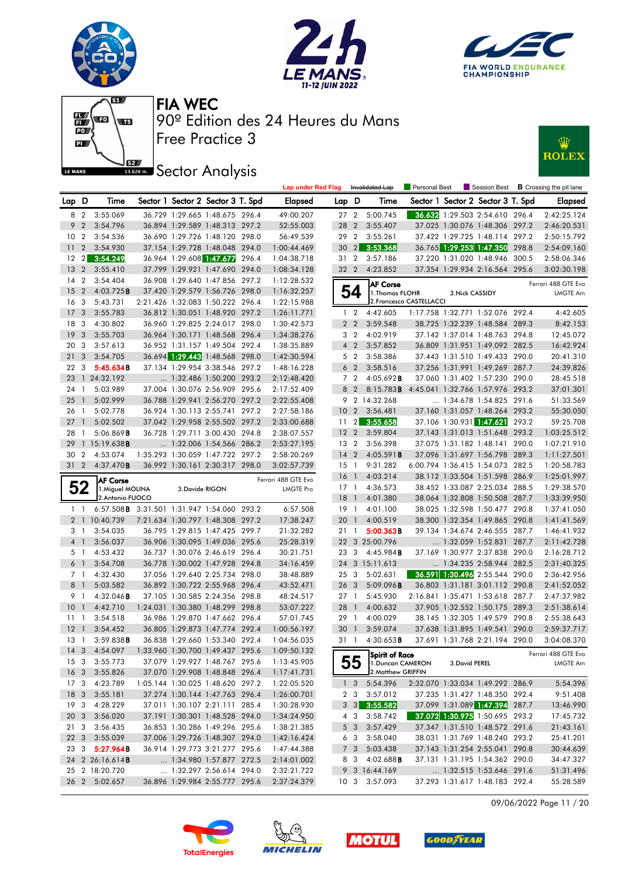# FIA WEC

90º Edition des 24 Heures du Mans

Free Practice 3

## Sector Analysis

Lap under Red Flag | Invalidated Lap | Personal Best | Session Best | B Crossing the pit lane

| Lap | D | Time | Sector 1 | Sector 2 | Sector 3 | T. Spd | Elapsed |
|---|---|---|---|---|---|---|---|
| 8 | 2 | 3:55.069 | 36.729 | 1:29.665 | 1:48.675 | 296.4 | 49:00.207 |
| 9 | 2 | 3:54.796 | 36.894 | 1:29.589 | 1:48.313 | 297.2 | 52:55.003 |
| 10 | 2 | 3:54.536 | 36.690 | 1:29.726 | 1:48.120 | 298.0 | 56:49.539 |
| 11 | 2 | 3:54.930 | 37.154 | 1:29.728 | 1:48.048 | 294.0 | 1:00:44.469 |
| 12 | 2 | 3:54.249 | 36.964 | 1:29.608 | 1:47.677 | 296.4 | 1:04:38.718 |
| 13 | 2 | 3:55.410 | 37.799 | 1:29.921 | 1:47.690 | 294.0 | 1:08:34.128 |
| 14 | 2 | 3:54.404 | 36.908 | 1:29.640 | 1:47.856 | 297.2 | 1:12:28.532 |
| 15 | 2 | 4:03.725B | 37.420 | 1:29.579 | 1:56.726 | 298.0 | 1:16:32.257 |
| 16 | 3 | 5:43.731 | 2:21.426 | 1:32.083 | 1:50.222 | 296.4 | 1:22:15.988 |
| 17 | 3 | 3:55.783 | 36.812 | 1:30.051 | 1:48.920 | 297.2 | 1:26:11.771 |
| 18 | 3 | 4:30.802 | 36.960 | 1:29.825 | 2:24.017 | 298.0 | 1:30:42.573 |
| 19 | 3 | 3:55.703 | 36.964 | 1:30.171 | 1:48.568 | 296.4 | 1:34:38.276 |
| 20 | 3 | 3:57.613 | 36.952 | 1:31.157 | 1:49.504 | 292.4 | 1:38:35.889 |
| 21 | 3 | 3:54.705 | 36.694 | 1:29.443 | 1:48.568 | 298.0 | 1:42:30.594 |
| 22 | 3 | 5:45.634B | 37.134 | 1:29.954 | 3:38.546 | 297.2 | 1:48:16.228 |
| 23 | 1 | 24:32.192 | ... | 1:32.486 | 1:50.200 | 293.2 | 2:12:48.420 |
| 24 | 1 | 5:03.989 | 37.004 | 1:30.076 | 2:56.909 | 295.6 | 2:17:52.409 |
| 25 | 1 | 5:02.999 | 36.788 | 1:29.941 | 2:56.270 | 297.2 | 2:22:55.408 |
| 26 | 1 | 5:02.778 | 36.924 | 1:30.113 | 2:55.741 | 297.2 | 2:27:58.186 |
| 27 | 1 | 5:02.502 | 37.042 | 1:29.958 | 2:55.502 | 297.2 | 2:33:00.688 |
| 28 | 1 | 5:06.869B | 36.728 | 1:29.711 | 3:00.430 | 294.8 | 2:38:07.557 |
| 29 | 1 | 15:19.638B | ... | 1:32.006 | 1:54.566 | 286.2 | 2:53:27.195 |
| 30 | 2 | 4:53.074 | 1:35.293 | 1:30.059 | 1:47.722 | 297.2 | 2:58:20.269 |
| 31 | 2 | 4:37.470B | 36.992 | 1:30.161 | 2:30.317 | 298.0 | 3:02:57.739 |

**52** AF Corse — Ferrari 488 GTE Evo — LMGTE Pro
1.Miguel MOLINA, 2.Antonio FUOCO, 3.Davide RIGON

| Lap | D | Time | Sector 1 | Sector 2 | Sector 3 | T. Spd | Elapsed |
|---|---|---|---|---|---|---|---|
| 1 | 1 | 6:57.508B | 3:31.501 | 1:31.947 | 1:54.060 | 293.2 | 6:57.508 |
| 2 | 1 | 10:40.739 | 7:21.634 | 1:30.797 | 1:48.308 | 297.2 | 17:38.247 |
| 3 | 1 | 3:54.035 | 36.795 | 1:29.815 | 1:47.425 | 299.7 | 21:32.282 |
| 4 | 1 | 3:56.037 | 36.906 | 1:30.095 | 1:49.036 | 295.6 | 25:28.319 |
| 5 | 1 | 4:53.432 | 36.737 | 1:30.076 | 2:46.619 | 296.4 | 30:21.751 |
| 6 | 1 | 3:54.708 | 36.778 | 1:30.002 | 1:47.928 | 294.8 | 34:16.459 |
| 7 | 1 | 4:32.430 | 37.056 | 1:29.640 | 2:25.734 | 298.0 | 38:48.889 |
| 8 | 1 | 5:03.582 | 36.892 | 1:30.722 | 2:55.968 | 296.4 | 43:52.471 |
| 9 | 1 | 4:32.046B | 37.105 | 1:30.585 | 2:24.356 | 298.8 | 48:24.517 |
| 10 | 1 | 4:42.710 | 1:24.031 | 1:30.380 | 1:48.299 | 298.8 | 53:07.227 |
| 11 | 1 | 3:54.518 | 36.986 | 1:29.870 | 1:47.662 | 296.4 | 57:01.745 |
| 12 | 1 | 3:54.452 | 36.805 | 1:29.873 | 1:47.774 | 292.4 | 1:00:56.197 |
| 13 | 1 | 3:59.838B | 36.838 | 1:29.660 | 1:53.340 | 292.4 | 1:04:56.035 |
| 14 | 3 | 4:54.097 | 1:33.960 | 1:30.700 | 1:49.437 | 295.6 | 1:09:50.132 |
| 15 | 3 | 3:55.773 | 37.079 | 1:29.927 | 1:48.767 | 295.6 | 1:13:45.905 |
| 16 | 3 | 3:55.826 | 37.070 | 1:29.908 | 1:48.848 | 296.4 | 1:17:41.731 |
| 17 | 3 | 4:23.789 | 1:05.144 | 1:30.025 | 1:48.620 | 297.2 | 1:22:05.520 |
| 18 | 3 | 3:55.181 | 37.274 | 1:30.144 | 1:47.763 | 296.4 | 1:26:00.701 |
| 19 | 3 | 4:28.229 | 37.011 | 1:30.107 | 2:21.111 | 285.4 | 1:30:28.930 |
| 20 | 3 | 3:56.020 | 37.191 | 1:30.301 | 1:48.528 | 294.0 | 1:34:24.950 |
| 21 | 3 | 3:56.435 | 36.853 | 1:30.286 | 1:49.296 | 295.6 | 1:38:21.385 |
| 22 | 3 | 3:55.039 | 37.006 | 1:29.726 | 1:48.307 | 294.0 | 1:42:16.424 |
| 23 | 3 | 5:27.964B | 36.914 | 1:29.773 | 3:21.277 | 295.6 | 1:47:44.388 |
| 24 | 2 | 26:16.614B | ... | 1:34.980 | 1:57.877 | 272.5 | 2:14:01.002 |
| 25 | 2 | 18:20.720 | ... | 1:32.297 | 2:56.614 | 294.0 | 2:32:21.722 |
| 26 | 2 | 5:02.657 | 36.896 | 1:29.984 | 2:55.777 | 295.6 | 2:37:24.379 |
| 27 | 2 | 5:00.745 | 36.632 | 1:29.503 | 2:54.610 | 296.4 | 2:42:25.124 |
| 28 | 2 | 3:55.407 | 37.025 | 1:30.076 | 1:48.306 | 297.2 | 2:46:20.531 |
| 29 | 2 | 3:55.261 | 37.422 | 1:29.725 | 1:48.114 | 297.2 | 2:50:15.792 |
| 30 | 2 | 3:53.368 | 36.765 | 1:29.253 | 1:47.350 | 298.8 | 2:54:09.160 |
| 31 | 2 | 3:57.186 | 37.220 | 1:31.020 | 1:48.946 | 300.5 | 2:58:06.346 |
| 32 | 2 | 4:23.852 | 37.354 | 1:29.934 | 2:16.564 | 295.6 | 3:02:30.198 |

**54** AF Corse — Ferrari 488 GTE Evo — LMGTE Am
1.Thomas FLOHR, 2.Francesco CASTELLACCI, 3.Nick CASSIDY

| Lap | D | Time | Sector 1 | Sector 2 | Sector 3 | T. Spd | Elapsed |
|---|---|---|---|---|---|---|---|
| 1 | 2 | 4:42.605 | 1:17.758 | 1:32.771 | 1:52.076 | 292.4 | 4:42.605 |
| 2 | 2 | 3:59.548 | 38.725 | 1:32.239 | 1:48.584 | 289.3 | 8:42.153 |
| 3 | 2 | 4:02.919 | 37.142 | 1:37.014 | 1:48.763 | 294.8 | 12:45.072 |
| 4 | 2 | 3:57.852 | 36.809 | 1:31.951 | 1:49.092 | 282.5 | 16:42.924 |
| 5 | 2 | 3:58.386 | 37.443 | 1:31.510 | 1:49.433 | 290.0 | 20:41.310 |
| 6 | 2 | 3:58.516 | 37.256 | 1:31.991 | 1:49.269 | 287.7 | 24:39.826 |
| 7 | 2 | 4:05.692B | 37.060 | 1:31.402 | 1:57.230 | 290.0 | 28:45.518 |
| 8 | 2 | 8:15.783B | 4:45.041 | 1:32.766 | 1:57.976 | 293.2 | 37:01.301 |
| 9 | 2 | 14:32.268 | ... | 1:34.678 | 1:54.825 | 291.6 | 51:33.569 |
| 10 | 2 | 3:56.481 | 37.160 | 1:31.057 | 1:48.264 | 293.2 | 55:30.050 |
| 11 | 2 | 3:55.658 | 37.106 | 1:30.931 | 1:47.621 | 293.2 | 59:25.708 |
| 12 | 2 | 3:59.804 | 37.143 | 1:31.013 | 1:51.648 | 293.2 | 1:03:25.512 |
| 13 | 2 | 3:56.398 | 37.075 | 1:31.182 | 1:48.141 | 290.0 | 1:07:21.910 |
| 14 | 2 | 4:05.591B | 37.096 | 1:31.697 | 1:56.798 | 289.3 | 1:11:27.501 |
| 15 | 1 | 9:31.282 | 6:00.794 | 1:36.415 | 1:54.073 | 282.5 | 1:20:58.783 |
| 16 | 1 | 4:03.214 | 38.112 | 1:33.504 | 1:51.598 | 286.9 | 1:25:01.997 |
| 17 | 1 | 4:36.573 | 38.452 | 1:33.087 | 2:25.034 | 288.5 | 1:29:38.570 |
| 18 | 1 | 4:01.380 | 38.064 | 1:32.808 | 1:50.508 | 287.7 | 1:33:39.950 |
| 19 | 1 | 4:01.100 | 38.025 | 1:32.598 | 1:50.477 | 290.8 | 1:37:41.050 |
| 20 | 1 | 4:00.519 | 38.300 | 1:32.354 | 1:49.865 | 290.8 | 1:41:41.569 |
| 21 | 1 | 5:00.363B | 39.134 | 1:34.674 | 2:46.555 | 287.7 | 1:46:41.932 |
| 22 | 3 | 25:00.796 | ... | 1:32.059 | 1:52.831 | 287.7 | 2:11:42.728 |
| 23 | 3 | 4:45.984B | 37.169 | 1:30.977 | 2:37.838 | 290.0 | 2:16:28.712 |
| 24 | 3 | 15:11.613 | ... | 1:34.235 | 2:58.944 | 282.5 | 2:31:40.325 |
| 25 | 3 | 5:02.631 | 36.591 | 1:30.496 | 2:55.544 | 290.0 | 2:36:42.956 |
| 26 | 3 | 5:09.096B | 36.803 | 1:31.181 | 3:01.112 | 290.8 | 2:41:52.052 |
| 27 | 1 | 5:45.930 | 2:16.841 | 1:35.471 | 1:53.618 | 287.7 | 2:47:37.982 |
| 28 | 1 | 4:00.632 | 37.905 | 1:32.552 | 1:50.175 | 289.3 | 2:51:38.614 |
| 29 | 1 | 4:00.029 | 38.145 | 1:32.305 | 1:49.579 | 290.8 | 2:55:38.643 |
| 30 | 1 | 3:59.074 | 37.638 | 1:31.895 | 1:49.541 | 290.0 | 2:59:37.717 |
| 31 | 1 | 4:30.653B | 37.691 | 1:31.768 | 2:21.194 | 290.0 | 3:04:08.370 |

**55** Spirit of Race — Ferrari 488 GTE Evo — LMGTE Am
1.Duncan CAMERON, 2.Matthew GRIFFIN, 3.David PEREL

| Lap | D | Time | Sector 1 | Sector 2 | Sector 3 | T. Spd | Elapsed |
|---|---|---|---|---|---|---|---|
| 1 | 3 | 5:54.396 | 2:32.070 | 1:33.034 | 1:49.292 | 286.9 | 5:54.396 |
| 2 | 3 | 3:57.012 | 37.235 | 1:31.427 | 1:48.350 | 292.4 | 9:51.408 |
| 3 | 3 | 3:55.582 | 37.099 | 1:31.089 | 1:47.394 | 287.7 | 13:46.990 |
| 4 | 3 | 3:58.742 | 37.072 | 1:30.975 | 1:50.695 | 293.2 | 17:45.732 |
| 5 | 3 | 3:57.429 | 37.347 | 1:31.510 | 1:48.572 | 291.6 | 21:43.161 |
| 6 | 3 | 3:58.040 | 38.031 | 1:31.769 | 1:48.240 | 293.2 | 25:41.201 |
| 7 | 3 | 5:03.438 | 37.143 | 1:31.254 | 2:55.041 | 290.8 | 30:44.639 |
| 8 | 3 | 4:02.688B | 37.131 | 1:31.195 | 1:54.362 | 290.0 | 34:47.327 |
| 9 | 3 | 16:44.169 | ... | 1:32.515 | 1:53.666 | 291.6 | 51:31.496 |
| 10 | 3 | 3:57.093 | 37.293 | 1:31.617 | 1:48.183 | 292.4 | 55:28.589 |

09/06/2022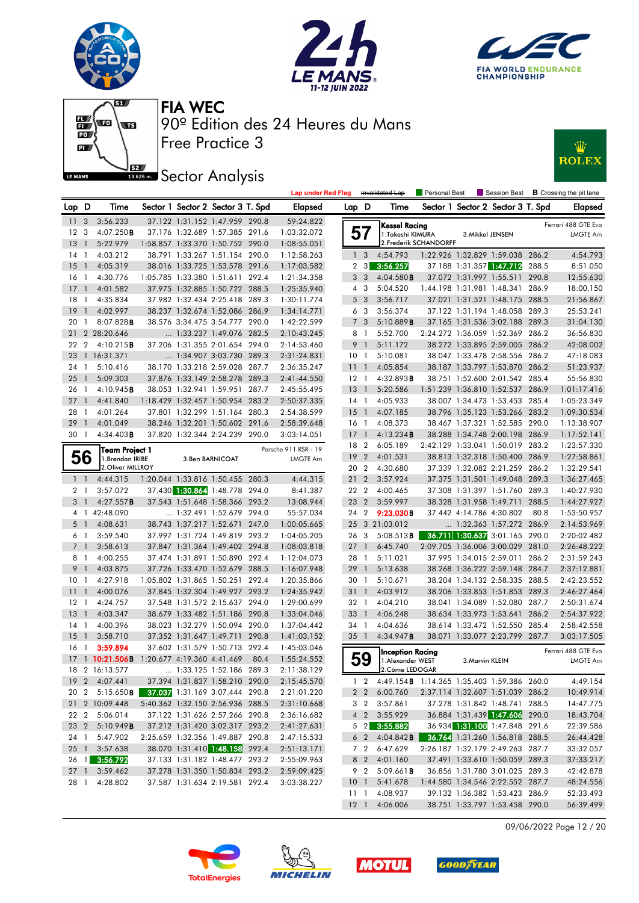# FIA WEC

90º Edition des 24 Heures du Mans

Free Practice 3

## Sector Analysis

Lap under Red Flag | Invalidated Lap | Personal Best | Session Best | B Crossing the pit lane

| Lap | D | Time | Sector 1 | Sector 2 | Sector 3 | T. Spd | Elapsed |
|---|---|---|---|---|---|---|---|
| 11 | 3 | 3:56.233 | 37.122 | 1:31.152 | 1:47.959 | 290.8 | 59:24.822 |
| 12 | 3 | 4:07.250B | 37.176 | 1:32.689 | 1:57.385 | 291.6 | 1:03:32.072 |
| 13 | 1 | 5:22.979 | 1:58.857 | 1:33.370 | 1:50.752 | 290.0 | 1:08:55.051 |
| 14 | 1 | 4:03.212 | 38.791 | 1:33.267 | 1:51.154 | 290.0 | 1:12:58.263 |
| 15 | 1 | 4:05.319 | 38.016 | 1:33.725 | 1:53.578 | 291.6 | 1:17:03.582 |
| 16 | 1 | 4:30.776 | 1:05.785 | 1:33.380 | 1:51.611 | 292.4 | 1:21:34.358 |
| 17 | 1 | 4:01.582 | 37.975 | 1:32.885 | 1:50.722 | 288.5 | 1:25:35.940 |
| 18 | 1 | 4:35.834 | 37.982 | 1:32.434 | 2:25.418 | 289.3 | 1:30:11.774 |
| 19 | 1 | 4:02.997 | 38.237 | 1:32.674 | 1:52.086 | 286.9 | 1:34:14.771 |
| 20 | 1 | 8:07.828B | 38.576 | 3:34.475 | 3:54.777 | 290.0 | 1:42:22.599 |
| 21 | 2 | 28:20.646 | ... | 1:33.237 | 1:49.076 | 282.5 | 2:10:43.245 |
| 22 | 2 | 4:10.215B | 37.206 | 1:31.355 | 2:01.654 | 294.0 | 2:14:53.460 |
| 23 | 1 | 16:31.371 | ... | 1:34.907 | 3:03.730 | 289.3 | 2:31:24.831 |
| 24 | 1 | 5:10.416 | 38.170 | 1:33.218 | 2:59.028 | 287.7 | 2:36:35.247 |
| 25 | 1 | 5:09.303 | 37.876 | 1:33.149 | 2:58.278 | 289.3 | 2:41:44.550 |
| 26 | 1 | 4:10.945B | 38.053 | 1:32.941 | 1:59.951 | 287.7 | 2:45:55.495 |
| 27 | 1 | 4:41.840 | 1:18.429 | 1:32.457 | 1:50.954 | 283.2 | 2:50:37.335 |
| 28 | 1 | 4:01.264 | 37.801 | 1:32.299 | 1:51.164 | 280.3 | 2:54:38.599 |
| 29 | 1 | 4:01.049 | 38.246 | 1:32.201 | 1:50.602 | 291.6 | 2:58:39.648 |
| 30 | 1 | 4:34.403B | 37.820 | 1:32.344 | 2:24.239 | 290.0 | 3:03:14.051 |

**56** Team Project 1 — Porsche 911 RSR - 19 — LMGTE Am
1.Brendan IRIBE, 2.Oliver MILLROY, 3.Ben BARNICOAT

| Lap | D | Time | Sector 1 | Sector 2 | Sector 3 | T. Spd | Elapsed |
|---|---|---|---|---|---|---|---|
| 1 | 1 | 4:44.315 | 1:20.044 | 1:33.816 | 1:50.455 | 280.3 | 4:44.315 |
| 2 | 1 | 3:57.072 | 37.430 | 1:30.864 | 1:48.778 | 294.0 | 8:41.387 |
| 3 | 1 | 4:27.557B | 37.543 | 1:51.648 | 1:58.366 | 293.2 | 13:08.944 |
| 4 | 1 | 42:48.090 | ... | 1:32.491 | 1:50.048 | 294.0 | 55:57.034 |
| 5 | 1 | 4:08.631 | 38.743 | 1:37.217 | 1:52.671 | 247.0 | 1:00:05.665 |
| 6 | 1 | 3:59.540 | 37.997 | 1:31.724 | 1:49.819 | 293.2 | 1:04:05.205 |
| 7 | 1 | 3:58.613 | 37.847 | 1:31.364 | 1:49.402 | 294.8 | 1:08:03.818 |
| 8 | 1 | 4:00.255 | 37.474 | 1:31.891 | 1:50.890 | 292.4 | 1:12:04.073 |
| 9 | 1 | 4:03.875 | 37.726 | 1:33.470 | 1:52.679 | 288.5 | 1:16:07.948 |
| 10 | 1 | 4:27.918 | 1:05.802 | 1:31.865 | 1:50.251 | 292.4 | 1:20:35.866 |
| 11 | 1 | 4:00.076 | 37.845 | 1:32.304 | 1:49.927 | 293.2 | 1:24:35.942 |
| 12 | 1 | 4:24.757 | 37.548 | 1:31.572 | 2:15.637 | 294.0 | 1:29:00.699 |
| 13 | 1 | 4:03.347 | 38.679 | 1:33.482 | 1:51.186 | 290.8 | 1:33:04.046 |
| 14 | 1 | 4:00.396 | 38.023 | 1:32.279 | 1:50.094 | 290.0 | 1:37:04.442 |
| 15 | 1 | 3:58.710 | 37.352 | 1:31.647 | 1:49.711 | 290.8 | 1:41:03.152 |
| 16 | 1 | 3:59.894 | 37.602 | 1:31.579 | 1:50.713 | 292.4 | 1:45:03.046 |
| 17 | 1 | 10:21.506B | 1:20.677 | 4:19.360 | 4:41.469 | 80.4 | 1:55:24.552 |
| 18 | 2 | 16:13.577 | ... | 1:33.125 | 1:52.186 | 289.3 | 2:11:38.129 |
| 19 | 2 | 4:07.441 | 37.394 | 1:31.837 | 1:58.210 | 290.0 | 2:15:45.570 |
| 20 | 2 | 5:15.650B | 37.037 | 1:31.169 | 3:07.444 | 290.8 | 2:21:01.220 |
| 21 | 2 | 10:09.448 | 5:40.362 | 1:32.150 | 2:56.936 | 288.5 | 2:31:10.668 |
| 22 | 2 | 5:06.014 | 37.122 | 1:31.626 | 2:57.266 | 290.8 | 2:36:16.682 |
| 23 | 2 | 5:10.949B | 37.212 | 1:31.420 | 3:02.317 | 293.2 | 2:41:27.631 |
| 24 | 1 | 5:47.902 | 2:25.659 | 1:32.356 | 1:49.887 | 290.8 | 2:47:15.533 |
| 25 | 1 | 3:57.638 | 38.070 | 1:31.410 | 1:48.158 | 292.4 | 2:51:13.171 |
| 26 | 1 | 3:56.792 | 37.133 | 1:31.182 | 1:48.477 | 293.2 | 2:55:09.963 |
| 27 | 1 | 3:59.462 | 37.278 | 1:31.350 | 1:50.834 | 293.2 | 2:59:09.425 |
| 28 | 1 | 4:28.802 | 37.587 | 1:31.634 | 2:19.581 | 292.4 | 3:03:38.227 |

**57** Kessel Racing — Ferrari 488 GTE Evo — LMGTE Am
1.Takeshi KIMURA, 2.Frederik SCHANDORFF, 3.Mikkel JENSEN

| Lap | D | Time | Sector 1 | Sector 2 | Sector 3 | T. Spd | Elapsed |
|---|---|---|---|---|---|---|---|
| 1 | 3 | 4:54.793 | 1:22.926 | 1:32.829 | 1:59.038 | 286.2 | 4:54.793 |
| 2 | 3 | 3:56.257 | 37.188 | 1:31.357 | 1:47.712 | 288.5 | 8:51.050 |
| 3 | 3 | 4:04.580B | 37.072 | 1:31.997 | 1:55.511 | 290.8 | 12:55.630 |
| 4 | 3 | 5:04.520 | 1:44.198 | 1:31.981 | 1:48.341 | 286.9 | 18:00.150 |
| 5 | 3 | 3:56.717 | 37.021 | 1:31.521 | 1:48.175 | 288.5 | 21:56.867 |
| 6 | 3 | 3:56.374 | 37.122 | 1:31.194 | 1:48.058 | 289.3 | 25:53.241 |
| 7 | 3 | 5:10.889B | 37.165 | 1:31.536 | 3:02.188 | 289.3 | 31:04.130 |
| 8 | 1 | 5:52.700 | 2:24.272 | 1:36.059 | 1:52.369 | 286.2 | 36:56.830 |
| 9 | 1 | 5:11.172 | 38.272 | 1:33.895 | 2:59.005 | 286.2 | 42:08.002 |
| 10 | 1 | 5:10.081 | 38.047 | 1:33.478 | 2:58.556 | 286.2 | 47:18.083 |
| 11 | 1 | 4:05.854 | 38.187 | 1:33.797 | 1:53.870 | 286.2 | 51:23.937 |
| 12 | 1 | 4:32.893B | 38.751 | 1:52.600 | 2:01.542 | 285.4 | 55:56.830 |
| 13 | 1 | 5:20.586 | 1:51.239 | 1:36.810 | 1:52.537 | 286.9 | 1:01:17.416 |
| 14 | 1 | 4:05.933 | 38.007 | 1:34.473 | 1:53.453 | 285.4 | 1:05:23.349 |
| 15 | 1 | 4:07.185 | 38.796 | 1:35.123 | 1:53.266 | 283.2 | 1:09:30.534 |
| 16 | 1 | 4:08.373 | 38.467 | 1:37.321 | 1:52.585 | 290.0 | 1:13:38.907 |
| 17 | 1 | 4:13.234B | 38.288 | 1:34.748 | 2:00.198 | 286.9 | 1:17:52.141 |
| 18 | 2 | 6:05.189 | 2:42.129 | 1:33.041 | 1:50.019 | 283.2 | 1:23:57.330 |
| 19 | 2 | 4:01.531 | 38.813 | 1:32.318 | 1:50.400 | 286.9 | 1:27:58.861 |
| 20 | 2 | 4:30.680 | 37.339 | 1:32.082 | 2:21.259 | 286.2 | 1:32:29.541 |
| 21 | 2 | 3:57.924 | 37.375 | 1:31.501 | 1:49.048 | 289.3 | 1:36:27.465 |
| 22 | 2 | 4:00.465 | 37.308 | 1:31.397 | 1:51.760 | 289.3 | 1:40:27.930 |
| 23 | 2 | 3:59.997 | 38.328 | 1:31.958 | 1:49.711 | 288.5 | 1:44:27.927 |
| 24 | 2 | 9:23.030B | 37.442 | 4:14.786 | 4:30.802 | 80.8 | 1:53:50.957 |
| 25 | 3 | 21:03.012 | ... | 1:32.363 | 1:57.272 | 286.9 | 2:14:53.969 |
| 26 | 3 | 5:08.513B | 36.711 | 1:30.637 | 3:01.165 | 290.0 | 2:20:02.482 |
| 27 | 1 | 6:45.740 | 2:09.705 | 1:36.006 | 3:00.029 | 281.0 | 2:26:48.222 |
| 28 | 1 | 5:11.021 | 37.995 | 1:34.015 | 2:59.011 | 286.2 | 2:31:59.243 |
| 29 | 1 | 5:13.638 | 38.268 | 1:36.222 | 2:59.148 | 284.7 | 2:37:12.881 |
| 30 | 1 | 5:10.671 | 38.204 | 1:34.132 | 2:58.335 | 288.5 | 2:42:23.552 |
| 31 | 1 | 4:03.912 | 38.206 | 1:33.853 | 1:51.853 | 289.3 | 2:46:27.464 |
| 32 | 1 | 4:04.210 | 38.041 | 1:34.089 | 1:52.080 | 287.7 | 2:50:31.674 |
| 33 | 1 | 4:06.248 | 38.634 | 1:33.973 | 1:53.641 | 286.2 | 2:54:37.922 |
| 34 | 1 | 4:04.636 | 38.614 | 1:33.472 | 1:52.550 | 285.4 | 2:58:42.558 |
| 35 | 1 | 4:34.947B | 38.071 | 1:33.077 | 2:23.799 | 287.7 | 3:03:17.505 |

**59** Inception Racing — Ferrari 488 GTE Evo — LMGTE Am
1.Alexander WEST, 2.Côme LEDOGAR, 3.Marvin KLEIN

| Lap | D | Time | Sector 1 | Sector 2 | Sector 3 | T. Spd | Elapsed |
|---|---|---|---|---|---|---|---|
| 1 | 2 | 4:49.154B | 1:14.365 | 1:35.403 | 1:59.386 | 260.0 | 4:49.154 |
| 2 | 2 | 6:00.760 | 2:37.114 | 1:32.607 | 1:51.039 | 286.2 | 10:49.914 |
| 3 | 2 | 3:57.861 | 37.278 | 1:31.842 | 1:48.741 | 288.5 | 14:47.775 |
| 4 | 2 | 3:55.929 | 36.884 | 1:31.439 | 1:47.606 | 290.0 | 18:43.704 |
| 5 | 2 | 3:55.882 | 36.934 | 1:31.100 | 1:47.848 | 291.6 | 22:39.586 |
| 6 | 2 | 4:04.842B | 36.764 | 1:31.260 | 1:56.818 | 288.5 | 26:44.428 |
| 7 | 2 | 6:47.629 | 2:26.187 | 1:32.179 | 2:49.263 | 287.7 | 33:32.057 |
| 8 | 2 | 4:01.160 | 37.491 | 1:33.610 | 1:50.059 | 289.3 | 37:33.217 |
| 9 | 2 | 5:09.661B | 36.856 | 1:31.780 | 3:01.025 | 289.3 | 42:42.878 |
| 10 | 1 | 5:41.678 | 1:44.580 | 1:34.546 | 2:22.552 | 287.7 | 48:24.556 |
| 11 | 1 | 4:08.937 | 39.132 | 1:36.382 | 1:53.423 | 286.9 | 52:33.493 |
| 12 | 1 | 4:06.006 | 38.751 | 1:33.797 | 1:53.458 | 290.0 | 56:39.499 |

09/06/2022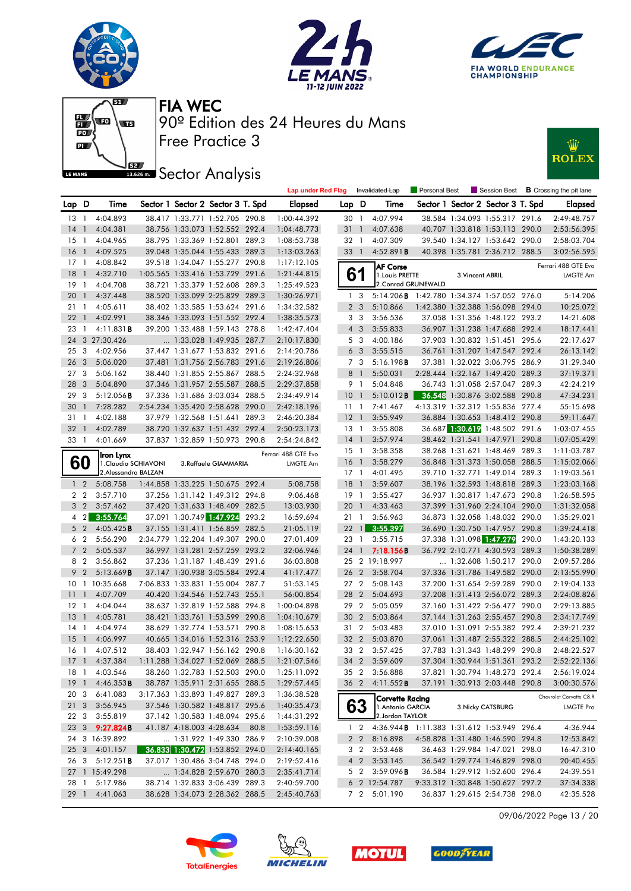# FIA WEC

## 90º Edition des 24 Heures du Mans

## Free Practice 3

## Sector Analysis

Lap under Red Flag | Invalidated Lap | Personal Best | Session Best | B Crossing the pit lane

| Lap | D | Time | Sector 1 | Sector 2 | Sector 3 | T. Spd | Elapsed |
|---|---|---|---|---|---|---|---|
| 13 | 1 | 4:04.893 | 38.417 | 1:33.771 | 1:52.705 | 290.8 | 1:00:44.392 |
| 14 | 1 | 4:04.381 | 38.756 | 1:33.073 | 1:52.552 | 292.4 | 1:04:48.773 |
| 15 | 1 | 4:04.965 | 38.795 | 1:33.369 | 1:52.801 | 289.3 | 1:08:53.738 |
| 16 | 1 | 4:09.525 | 39.048 | 1:35.044 | 1:55.433 | 289.3 | 1:13:03.263 |
| 17 | 1 | 4:08.842 | 39.518 | 1:34.047 | 1:55.277 | 290.8 | 1:17:12.105 |
| 18 | 1 | 4:32.710 | 1:05.565 | 1:33.416 | 1:53.729 | 291.6 | 1:21:44.815 |
| 19 | 1 | 4:04.708 | 38.721 | 1:33.379 | 1:52.608 | 289.3 | 1:25:49.523 |
| 20 | 1 | 4:37.448 | 38.520 | 1:33.099 | 2:25.829 | 289.3 | 1:30:26.971 |
| 21 | 1 | 4:05.611 | 38.402 | 1:33.585 | 1:53.624 | 291.6 | 1:34:32.582 |
| 22 | 1 | 4:02.991 | 38.346 | 1:33.093 | 1:51.552 | 289.3 | 1:38:35.573 |
| 23 | 1 | 4:11.831 B | 39.200 | 1:33.488 | 1:59.143 | 278.8 | 1:42:47.404 |
| 24 | 3 | 27:30.426 | ... | 1:33.028 | 1:49.935 | 287.7 | 2:10:17.830 |
| 25 | 3 | 4:02.956 | 37.447 | 1:31.677 | 1:53.832 | 291.6 | 2:14:20.786 |
| 26 | 3 | 5:06.020 | 37.481 | 1:31.756 | 2:56.783 | 291.6 | 2:19:26.806 |
| 27 | 3 | 5:06.162 | 38.440 | 1:31.855 | 2:55.867 | 288.5 | 2:24:32.968 |
| 28 | 3 | 5:04.890 | 37.346 | 1:31.957 | 2:55.587 | 288.5 | 2:29:37.858 |
| 29 | 3 | 5:12.056 B | 37.336 | 1:31.686 | 3:03.034 | 288.5 | 2:34:49.914 |
| 30 | 1 | 7:28.282 | 2:54.234 | 1:35.420 | 2:58.628 | 290.0 | 2:42:18.196 |
| 31 | 1 | 4:02.188 | 37.979 | 1:32.568 | 1:51.641 | 289.3 | 2:46:20.384 |
| 32 | 1 | 4:02.789 | 38.720 | 1:32.637 | 1:51.432 | 292.4 | 2:50:23.173 |
| 33 | 1 | 4:01.669 | 37.837 | 1:32.859 | 1:50.973 | 290.8 | 2:54:24.842 |

### 60 Iron Lynx — Ferrari 488 GTE Evo — LMGTE Am
1. Claudio SCHIAVONI 2. Alessandro BALZAN 3. Raffaele GIAMMARIA

| Lap | D | Time | Sector 1 | Sector 2 | Sector 3 | T. Spd | Elapsed |
|---|---|---|---|---|---|---|---|
| 1 | 2 | 5:08.758 | 1:44.858 | 1:33.225 | 1:50.675 | 292.4 | 5:08.758 |
| 2 | 2 | 3:57.710 | 37.256 | 1:31.142 | 1:49.312 | 294.8 | 9:06.468 |
| 3 | 2 | 3:57.462 | 37.420 | 1:31.633 | 1:48.409 | 282.5 | 13:03.930 |
| 4 | 2 | 3:55.764 | 37.091 | 1:30.749 | 1:47.924 | 293.2 | 16:59.694 |
| 5 | 2 | 4:05.425 B | 37.155 | 1:31.411 | 1:56.859 | 282.5 | 21:05.119 |
| 6 | 2 | 5:56.290 | 2:34.779 | 1:32.204 | 1:49.307 | 290.0 | 27:01.409 |
| 7 | 2 | 5:05.537 | 36.997 | 1:31.281 | 2:57.259 | 293.2 | 32:06.946 |
| 8 | 2 | 3:56.862 | 37.236 | 1:31.187 | 1:48.439 | 291.6 | 36:03.808 |
| 9 | 2 | 5:13.669 B | 37.147 | 1:30.938 | 3:05.584 | 292.4 | 41:17.477 |
| 10 | 1 | 10:35.668 | 7:06.833 | 1:33.831 | 1:55.004 | 287.7 | 51:53.145 |
| 11 | 1 | 4:07.709 | 40.420 | 1:34.546 | 1:52.743 | 255.1 | 56:00.854 |
| 12 | 1 | 4:04.044 | 38.637 | 1:32.819 | 1:52.588 | 294.8 | 1:00:04.898 |
| 13 | 1 | 4:05.781 | 38.421 | 1:33.761 | 1:53.599 | 290.8 | 1:04:10.679 |
| 14 | 1 | 4:04.974 | 38.629 | 1:32.774 | 1:53.571 | 290.8 | 1:08:15.653 |
| 15 | 1 | 4:06.997 | 40.665 | 1:34.016 | 1:52.316 | 253.9 | 1:12:22.650 |
| 16 | 1 | 4:07.512 | 38.403 | 1:32.947 | 1:56.162 | 290.8 | 1:16:30.162 |
| 17 | 1 | 4:37.384 | 1:11.288 | 1:34.027 | 1:52.069 | 288.5 | 1:21:07.546 |
| 18 | 1 | 4:03.546 | 38.260 | 1:32.783 | 1:52.503 | 290.0 | 1:25:11.092 |
| 19 | 1 | 4:46.353 B | 38.787 | 1:35.911 | 2:31.655 | 288.5 | 1:29:57.445 |
| 20 | 3 | 6:41.083 | 3:17.363 | 1:33.893 | 1:49.827 | 289.3 | 1:36:38.528 |
| 21 | 3 | 3:56.945 | 37.546 | 1:30.582 | 1:48.817 | 295.6 | 1:40:35.473 |
| 22 | 3 | 3:55.819 | 37.142 | 1:30.583 | 1:48.094 | 295.6 | 1:44:31.292 |
| 23 | 3 | 9:27.824 B | 41.187 | 4:18.003 | 4:28.634 | 80.8 | 1:53:59.116 |
| 24 | 3 | 16:39.892 | ... | 1:31.922 | 1:49.330 | 286.9 | 2:10:39.008 |
| 25 | 3 | 4:01.157 | 36.833 | 1:30.472 | 1:53.852 | 294.0 | 2:14:40.165 |
| 26 | 3 | 5:12.251 B | 37.017 | 1:30.486 | 3:04.748 | 294.0 | 2:19:52.416 |
| 27 | 1 | 15:49.298 | ... | 1:34.827 | 2:59.670 | 280.3 | 2:35:41.714 |
| 28 | 1 | 5:17.986 | 38.714 | 1:32.833 | 3:06.439 | 289.3 | 2:40:59.700 |
| 29 | 1 | 4:41.063 | 38.628 | 1:34.073 | 2:28.362 | 288.5 | 2:45:40.763 |
| 30 | 1 | 4:07.994 | 38.584 | 1:34.093 | 1:55.317 | 291.6 | 2:49:48.757 |
| 31 | 1 | 4:07.638 | 40.707 | 1:33.818 | 1:53.113 | 290.0 | 2:53:56.395 |
| 32 | 1 | 4:07.309 | 39.540 | 1:34.127 | 1:53.642 | 290.0 | 2:58:03.704 |
| 33 | 1 | 4:52.891 B | 40.398 | 1:35.781 | 2:36.712 | 288.5 | 3:02:56.595 |

### 61 AF Corse — Ferrari 488 GTE Evo — LMGTE Am
1. Louis PRETTE 2. Conrad GRUNEWALD 3. Vincent ABRIL

| Lap | D | Time | Sector 1 | Sector 2 | Sector 3 | T. Spd | Elapsed |
|---|---|---|---|---|---|---|---|
| 1 | 3 | 5:14.206 B | 1:42.780 | 1:34.374 | 1:57.052 | 276.0 | 5:14.206 |
| 2 | 3 | 5:10.866 | 1:42.380 | 1:32.388 | 1:56.098 | 294.0 | 10:25.072 |
| 3 | 3 | 3:56.536 | 37.058 | 1:31.356 | 1:48.122 | 293.2 | 14:21.608 |
| 4 | 3 | 3:55.833 | 36.907 | 1:31.238 | 1:47.688 | 292.4 | 18:17.441 |
| 5 | 3 | 4:00.186 | 37.903 | 1:30.832 | 1:51.451 | 295.6 | 22:17.627 |
| 6 | 3 | 3:55.515 | 36.761 | 1:31.207 | 1:47.547 | 292.4 | 26:13.142 |
| 7 | 3 | 5:16.198 B | 37.381 | 1:32.022 | 3:06.795 | 286.9 | 31:29.340 |
| 8 | 1 | 5:50.031 | 2:28.444 | 1:32.167 | 1:49.420 | 289.3 | 37:19.371 |
| 9 | 1 | 5:04.848 | 36.743 | 1:31.058 | 2:57.047 | 289.3 | 42:24.219 |
| 10 | 1 | 5:10.012 B | 36.548 | 1:30.876 | 3:02.588 | 290.8 | 47:34.231 |
| 11 | 1 | 7:41.467 | 4:13.319 | 1:32.312 | 1:55.836 | 277.4 | 55:15.698 |
| 12 | 1 | 3:55.949 | 36.884 | 1:30.653 | 1:48.412 | 290.8 | 59:11.647 |
| 13 | 1 | 3:55.808 | 36.687 | 1:30.619 | 1:48.502 | 291.6 | 1:03:07.455 |
| 14 | 1 | 3:57.974 | 38.462 | 1:31.541 | 1:47.971 | 290.8 | 1:07:05.429 |
| 15 | 1 | 3:58.358 | 38.268 | 1:31.621 | 1:48.469 | 289.3 | 1:11:03.787 |
| 16 | 1 | 3:58.279 | 36.848 | 1:31.373 | 1:50.058 | 288.5 | 1:15:02.066 |
| 17 | 1 | 4:01.495 | 39.710 | 1:32.771 | 1:49.014 | 289.3 | 1:19:03.561 |
| 18 | 1 | 3:59.607 | 38.196 | 1:32.593 | 1:48.818 | 289.3 | 1:23:03.168 |
| 19 | 1 | 3:55.427 | 36.937 | 1:30.817 | 1:47.673 | 290.8 | 1:26:58.595 |
| 20 | 1 | 4:33.463 | 37.399 | 1:31.960 | 2:24.104 | 290.0 | 1:31:32.058 |
| 21 | 1 | 3:56.963 | 36.873 | 1:32.058 | 1:48.032 | 290.0 | 1:35:29.021 |
| 22 | 1 | 3:55.397 | 36.690 | 1:30.750 | 1:47.957 | 290.8 | 1:39:24.418 |
| 23 | 1 | 3:55.715 | 37.338 | 1:31.098 | 1:47.279 | 290.0 | 1:43:20.133 |
| 24 | 1 | 7:18.156 B | 36.792 | 2:10.771 | 4:30.593 | 289.3 | 1:50:38.289 |
| 25 | 2 | 19:18.997 | ... | 1:32.608 | 1:50.217 | 290.0 | 2:09:57.286 |
| 26 | 2 | 3:58.704 | 37.336 | 1:31.786 | 1:49.582 | 290.0 | 2:13:55.990 |
| 27 | 2 | 5:08.143 | 37.200 | 1:31.654 | 2:59.289 | 290.0 | 2:19:04.133 |
| 28 | 2 | 5:04.693 | 37.208 | 1:31.413 | 2:56.072 | 289.3 | 2:24:08.826 |
| 29 | 2 | 5:05.059 | 37.160 | 1:31.422 | 2:56.477 | 290.0 | 2:29:13.885 |
| 30 | 2 | 5:03.864 | 37.144 | 1:31.263 | 2:55.457 | 290.8 | 2:34:17.749 |
| 31 | 2 | 5:03.483 | 37.010 | 1:31.091 | 2:55.382 | 292.4 | 2:39:21.232 |
| 32 | 2 | 5:03.870 | 37.061 | 1:31.487 | 2:55.322 | 288.5 | 2:44:25.102 |
| 33 | 2 | 3:57.425 | 37.783 | 1:31.343 | 1:48.299 | 290.8 | 2:48:22.527 |
| 34 | 2 | 3:59.609 | 37.304 | 1:30.944 | 1:51.361 | 293.2 | 2:52:22.136 |
| 35 | 2 | 3:56.888 | 37.821 | 1:30.794 | 1:48.273 | 292.4 | 2:56:19.024 |
| 36 | 2 | 4:11.552 B | 37.191 | 1:30.913 | 2:03.448 | 290.8 | 3:00:30.576 |

### 63 Corvette Racing — Chevrolet Corvette C8.R — LMGTE Pro
1. Antonio GARCIA 2. Jordan TAYLOR 3. Nicky CATSBURG

| Lap | D | Time | Sector 1 | Sector 2 | Sector 3 | T. Spd | Elapsed |
|---|---|---|---|---|---|---|---|
| 1 | 2 | 4:36.944 B | 1:11.383 | 1:31.612 | 1:53.949 | 296.4 | 4:36.944 |
| 2 | 2 | 8:16.898 | 4:58.828 | 1:31.480 | 1:46.590 | 294.8 | 12:53.842 |
| 3 | 2 | 3:53.468 | 36.463 | 1:29.984 | 1:47.021 | 298.0 | 16:47.310 |
| 4 | 2 | 3:53.145 | 36.542 | 1:29.774 | 1:46.829 | 298.0 | 20:40.455 |
| 5 | 2 | 3:59.096 B | 36.584 | 1:29.912 | 1:52.600 | 296.4 | 24:39.551 |
| 6 | 2 | 12:54.787 | 9:33.312 | 1:30.848 | 1:50.627 | 297.2 | 37:34.338 |
| 7 | 2 | 5:01.190 | 36.837 | 1:29.615 | 2:54.738 | 298.0 | 42:35.528 |

09/06/2022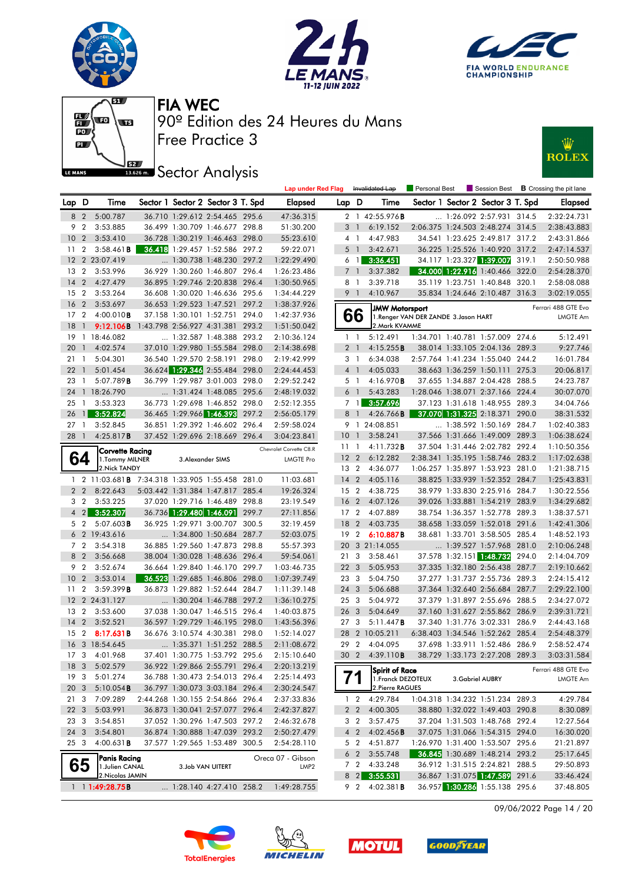# FIA WEC

## 90º Edition des 24 Heures du Mans

## Free Practice 3

## Sector Analysis

Lap under Red Flag | ~~Invalidated Lap~~ | Personal Best | Session Best | **B** Crossing the pit lane

| Lap | D | Time | Sector 1 | Sector 2 | Sector 3 | T. Spd | Elapsed |
|---|---|---|---|---|---|---|---|
| 8 | 2 | 5:00.787 | 36.710 | 1:29.612 | 2:54.465 | 295.6 | 47:36.315 |
| 9 | 2 | 3:53.885 | 36.499 | 1:30.709 | 1:46.677 | 298.8 | 51:30.200 |
| 10 | 2 | 3:53.410 | 36.728 | 1:30.219 | 1:46.463 | 298.0 | 55:23.610 |
| 11 | 2 | 3:58.461**B** | 36.418 | 1:29.457 | 1:52.586 | 297.2 | 59:22.071 |
| 12 | 2 | 23:07.419 | ... | 1:30.738 | 1:48.230 | 297.2 | 1:22:29.490 |
| 13 | 2 | 3:53.996 | 36.929 | 1:30.260 | 1:46.807 | 296.4 | 1:26:23.486 |
| 14 | 2 | 4:27.479 | 36.895 | 1:29.746 | 2:20.838 | 296.4 | 1:30:50.965 |
| 15 | 2 | 3:53.264 | 36.608 | 1:30.020 | 1:46.636 | 295.6 | 1:34:44.229 |
| 16 | 2 | 3:53.697 | 36.653 | 1:29.523 | 1:47.521 | 297.2 | 1:38:37.926 |
| 17 | 2 | 4:00.010**B** | 37.158 | 1:30.101 | 1:52.751 | 294.0 | 1:42:37.936 |
| 18 | 1 | 9:12.106**B** | 1:43.798 | 2:56.927 | 4:31.381 | 293.2 | 1:51:50.042 |
| 19 | 1 | 18:46.082 | ... | 1:32.587 | 1:48.388 | 293.2 | 2:10:36.124 |
| 20 | 1 | 4:02.574 | 37.010 | 1:29.980 | 1:55.584 | 298.0 | 2:14:38.698 |
| 21 | 1 | 5:04.301 | 36.540 | 1:29.570 | 2:58.191 | 298.0 | 2:19:42.999 |
| 22 | 1 | 5:01.454 | 36.624 | 1:29.346 | 2:55.484 | 298.0 | 2:24:44.453 |
| 23 | 1 | 5:07.789**B** | 36.799 | 1:29.987 | 3:01.003 | 298.0 | 2:29:52.242 |
| 24 | 1 | 18:26.790 | ... | 1:31.424 | 1:48.065 | 295.6 | 2:48:19.032 |
| 25 | 1 | 3:53.323 | 36.773 | 1:29.698 | 1:46.852 | 298.0 | 2:52:12.355 |
| 26 | 1 | 3:52.824 | 36.465 | 1:29.966 | 1:46.393 | 297.2 | 2:56:05.179 |
| 27 | 1 | 3:52.845 | 36.851 | 1:29.392 | 1:46.602 | 296.4 | 2:59:58.024 |
| 28 | 1 | 4:25.817**B** | 37.452 | 1:29.696 | 2:18.669 | 296.4 | 3:04:23.841 |

### 64 — Corvette Racing — Chevrolet Corvette C8.R — LMGTE Pro
1.Tommy MILNER, 2.Nick TANDY, 3.Alexander SIMS

| Lap | D | Time | Sector 1 | Sector 2 | Sector 3 | T. Spd | Elapsed |
|---|---|---|---|---|---|---|---|
| 1 | 2 | 11:03.681**B** | 7:34.318 | 1:33.905 | 1:55.458 | 281.0 | 11:03.681 |
| 2 | 2 | 8:22.643 | 5:03.442 | 1:31.384 | 1:47.817 | 285.4 | 19:26.324 |
| 3 | 2 | 3:53.225 | 37.020 | 1:29.716 | 1:46.489 | 298.8 | 23:19.549 |
| 4 | 2 | 3:52.307 | 36.736 | 1:29.480 | 1:46.091 | 299.7 | 27:11.856 |
| 5 | 2 | 5:07.603**B** | 36.925 | 1:29.971 | 3:00.707 | 300.5 | 32:19.459 |
| 6 | 2 | 19:43.616 | ... | 1:34.800 | 1:50.684 | 287.7 | 52:03.075 |
| 7 | 2 | 3:54.318 | 36.885 | 1:29.560 | 1:47.873 | 298.8 | 55:57.393 |
| 8 | 2 | 3:56.668 | 38.004 | 1:30.028 | 1:48.636 | 296.4 | 59:54.061 |
| 9 | 2 | 3:52.674 | 36.664 | 1:29.840 | 1:46.170 | 299.7 | 1:03:46.735 |
| 10 | 2 | 3:53.014 | 36.523 | 1:29.685 | 1:46.806 | 298.0 | 1:07:39.749 |
| 11 | 2 | 3:59.399**B** | 36.873 | 1:29.882 | 1:52.644 | 284.7 | 1:11:39.148 |
| 12 | 2 | 24:31.127 | ... | 1:30.204 | 1:46.788 | 297.2 | 1:36:10.275 |
| 13 | 2 | 3:53.600 | 37.038 | 1:30.047 | 1:46.515 | 296.4 | 1:40:03.875 |
| 14 | 2 | 3:52.521 | 36.597 | 1:29.729 | 1:46.195 | 298.0 | 1:43:56.396 |
| 15 | 2 | 8:17.631**B** | 36.676 | 3:10.574 | 4:30.381 | 298.0 | 1:52:14.027 |
| 16 | 3 | 18:54.645 | ... | 1:35.371 | 1:51.252 | 288.5 | 2:11:08.672 |
| 17 | 3 | 4:01.968 | 37.401 | 1:30.775 | 1:53.792 | 295.6 | 2:15:10.640 |
| 18 | 3 | 5:02.579 | 36.922 | 1:29.866 | 2:55.791 | 296.4 | 2:20:13.219 |
| 19 | 3 | 5:01.274 | 36.788 | 1:30.473 | 2:54.013 | 296.4 | 2:25:14.493 |
| 20 | 3 | 5:10.054**B** | 36.797 | 1:30.073 | 3:03.184 | 296.4 | 2:30:24.547 |
| 21 | 3 | 7:09.289 | 2:44.268 | 1:30.155 | 2:54.866 | 296.4 | 2:37:33.836 |
| 22 | 3 | 5:03.991 | 36.873 | 1:30.041 | 2:57.077 | 296.4 | 2:42:37.827 |
| 23 | 3 | 3:54.851 | 37.052 | 1:30.296 | 1:47.503 | 297.2 | 2:46:32.678 |
| 24 | 3 | 3:54.801 | 36.874 | 1:30.888 | 1:47.039 | 293.2 | 2:50:27.479 |
| 25 | 3 | 4:00.631**B** | 37.577 | 1:29.565 | 1:53.489 | 300.5 | 2:54:28.110 |

### 65 — Panis Racing — Oreca 07 - Gibson — LMP2
1.Julien CANAL, 2.Nicolas JAMIN, 3.Job VAN UITERT

| Lap | D | Time | Sector 1 | Sector 2 | Sector 3 | T. Spd | Elapsed |
|---|---|---|---|---|---|---|---|
| 1 | 1 | 1:49:28.75**B** | ... | 1:28.140 | 4:27.410 | 258.2 | 1:49:28.755 |
| 2 | 1 | 42:55.976**B** | ... | 1:26.092 | 2:57.931 | 314.5 | 2:32:24.731 |
| 3 | 1 | 6:19.152 | 2:06.375 | 1:24.503 | 2:48.274 | 314.5 | 2:38:43.883 |
| 4 | 1 | 4:47.983 | 34.541 | 1:23.625 | 2:49.817 | 317.2 | 2:43:31.866 |
| 5 | 1 | 3:42.671 | 36.225 | 1:25.526 | 1:40.920 | 317.2 | 2:47:14.537 |
| 6 | 1 | 3:36.451 | 34.117 | 1:23.327 | 1:39.007 | 319.1 | 2:50:50.988 |
| 7 | 1 | 3:37.382 | 34.000 | 1:22.916 | 1:40.466 | 322.0 | 2:54:28.370 |
| 8 | 1 | 3:39.718 | 35.119 | 1:23.751 | 1:40.848 | 320.1 | 2:58:08.088 |
| 9 | 1 | 4:10.967 | 35.834 | 1:24.646 | 2:10.487 | 316.3 | 3:02:19.055 |

### 66 — JMW Motorsport — Ferrari 488 GTE Evo — LMGTE Am
1.Renger VAN DER ZANDE, 2.Mark KVAMME, 3.Jason HART

| Lap | D | Time | Sector 1 | Sector 2 | Sector 3 | T. Spd | Elapsed |
|---|---|---|---|---|---|---|---|
| 1 | 1 | 5:12.491 | 1:34.701 | 1:40.781 | 1:57.009 | 274.6 | 5:12.491 |
| 2 | 1 | 4:15.255**B** | 38.014 | 1:33.105 | 2:04.136 | 289.3 | 9:27.746 |
| 3 | 1 | 6:34.038 | 2:57.764 | 1:41.234 | 1:55.040 | 244.2 | 16:01.784 |
| 4 | 1 | 4:05.033 | 38.663 | 1:36.259 | 1:50.111 | 275.3 | 20:06.817 |
| 5 | 1 | 4:16.970**B** | 37.655 | 1:34.887 | 2:04.428 | 288.5 | 24:23.787 |
| 6 | 1 | 5:43.283 | 1:28.046 | 1:38.071 | 2:37.166 | 224.4 | 30:07.070 |
| 7 | 1 | 3:57.696 | 37.123 | 1:31.618 | 1:48.955 | 289.3 | 34:04.766 |
| 8 | 1 | 4:26.766**B** | 37.070 | 1:31.325 | 2:18.371 | 290.0 | 38:31.532 |
| 9 | 1 | 24:08.851 | ... | 1:38.592 | 1:50.169 | 284.7 | 1:02:40.383 |
| 10 | 1 | 3:58.241 | 37.566 | 1:31.666 | 1:49.009 | 289.3 | 1:06:38.624 |
| 11 | 1 | 4:11.732**B** | 37.504 | 1:31.446 | 2:02.782 | 292.4 | 1:10:50.356 |
| 12 | 2 | 6:12.282 | 2:38.341 | 1:35.195 | 1:58.746 | 283.2 | 1:17:02.638 |
| 13 | 2 | 4:36.077 | 1:06.257 | 1:35.897 | 1:53.923 | 281.0 | 1:21:38.715 |
| 14 | 2 | 4:05.116 | 38.825 | 1:33.939 | 1:52.352 | 284.7 | 1:25:43.831 |
| 15 | 2 | 4:38.725 | 38.979 | 1:33.830 | 2:25.916 | 284.7 | 1:30:22.556 |
| 16 | 2 | 4:07.126 | 39.026 | 1:33.881 | 1:54.219 | 283.9 | 1:34:29.682 |
| 17 | 2 | 4:07.889 | 38.754 | 1:36.357 | 1:52.778 | 289.3 | 1:38:37.571 |
| 18 | 2 | 4:03.735 | 38.658 | 1:33.059 | 1:52.018 | 291.6 | 1:42:41.306 |
| 19 | 2 | 6:10.887**B** | 38.681 | 1:33.701 | 3:58.505 | 285.4 | 1:48:52.193 |
| 20 | 3 | 21:14.055 | ... | 1:39.527 | 1:57.968 | 281.0 | 2:10:06.248 |
| 21 | 3 | 3:58.461 | 37.578 | 1:32.151 | 1:48.732 | 294.0 | 2:14:04.709 |
| 22 | 3 | 5:05.953 | 37.335 | 1:32.180 | 2:56.438 | 287.7 | 2:19:10.662 |
| 23 | 3 | 5:04.750 | 37.277 | 1:31.737 | 2:55.736 | 289.3 | 2:24:15.412 |
| 24 | 3 | 5:06.688 | 37.364 | 1:32.640 | 2:56.684 | 287.7 | 2:29:22.100 |
| 25 | 3 | 5:04.972 | 37.379 | 1:31.897 | 2:55.696 | 288.5 | 2:34:27.072 |
| 26 | 3 | 5:04.649 | 37.160 | 1:31.627 | 2:55.862 | 286.9 | 2:39:31.721 |
| 27 | 3 | 5:11.447**B** | 37.340 | 1:31.776 | 3:02.331 | 286.9 | 2:44:43.168 |
| 28 | 2 | 10:05.211 | 6:38.403 | 1:34.546 | 1:52.262 | 285.4 | 2:54:48.379 |
| 29 | 2 | 4:04.095 | 37.698 | 1:33.911 | 1:52.486 | 286.9 | 2:58:52.474 |
| 30 | 2 | 4:39.110**B** | 38.729 | 1:33.173 | 2:27.208 | 289.3 | 3:03:31.584 |

### 71 — Spirit of Race — Ferrari 488 GTE Evo — LMGTE Am
1.Franck DEZOTEUX, 2.Pierre RAGUES, 3.Gabriel AUBRY

| Lap | D | Time | Sector 1 | Sector 2 | Sector 3 | T. Spd | Elapsed |
|---|---|---|---|---|---|---|---|
| 1 | 2 | 4:29.784 | 1:04.318 | 1:34.232 | 1:51.234 | 289.3 | 4:29.784 |
| 2 | 2 | 4:00.305 | 38.880 | 1:32.022 | 1:49.403 | 290.8 | 8:30.089 |
| 3 | 2 | 3:57.475 | 37.204 | 1:31.503 | 1:48.768 | 292.4 | 12:27.564 |
| 4 | 2 | 4:02.456**B** | 37.075 | 1:31.066 | 1:54.315 | 294.0 | 16:30.020 |
| 5 | 2 | 4:51.877 | 1:26.970 | 1:31.400 | 1:53.507 | 295.6 | 21:21.897 |
| 6 | 2 | 3:55.748 | 36.845 | 1:30.689 | 1:48.214 | 293.2 | 25:17.645 |
| 7 | 2 | 4:33.248 | 36.912 | 1:31.515 | 2:24.821 | 288.5 | 29:50.893 |
| 8 | 2 | 3:55.531 | 36.867 | 1:31.075 | 1:47.589 | 291.6 | 33:46.424 |
| 9 | 2 | 4:02.381**B** | 36.957 | 1:30.286 | 1:55.138 | 295.6 | 37:48.805 |

09/06/2022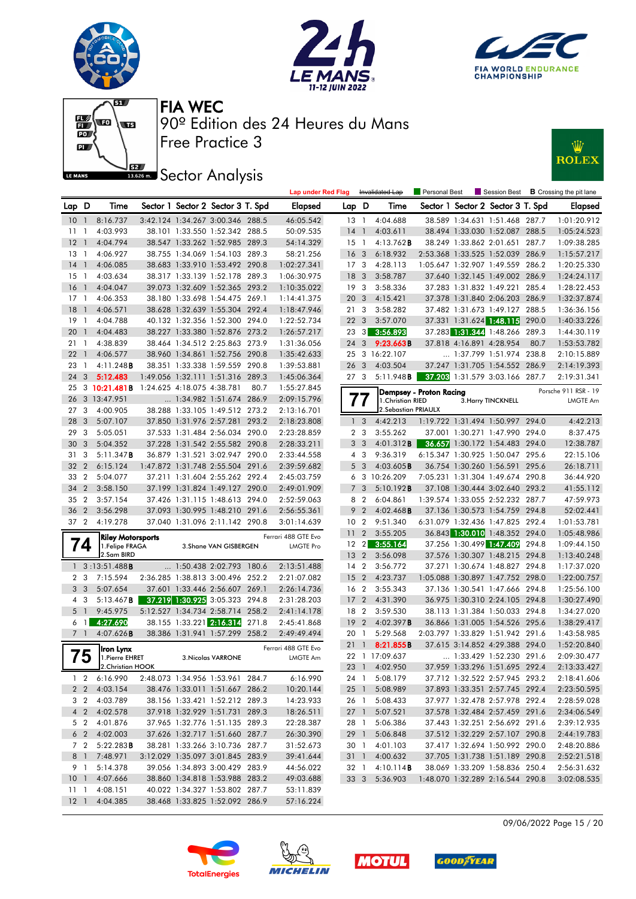# FIA WEC

90º Edition des 24 Heures du Mans

Free Practice 3

Sector Analysis

Lap under Red Flag | Invalidated Lap | Personal Best | Session Best | B Crossing the pit lane

| Lap | D | Time | Sector 1 | Sector 2 | Sector 3 | T. Spd | Elapsed |
|---|---|---|---|---|---|---|---|
| 10 | 1 | 8:16.737 | 3:42.124 | 1:34.267 | 3:00.346 | 288.5 | 46:05.542 |
| 11 | 1 | 4:03.993 | 38.101 | 1:33.550 | 1:52.342 | 288.5 | 50:09.535 |
| 12 | 1 | 4:04.794 | 38.547 | 1:33.262 | 1:52.985 | 289.3 | 54:14.329 |
| 13 | 1 | 4:06.927 | 38.755 | 1:34.069 | 1:54.103 | 289.3 | 58:21.256 |
| 14 | 1 | 4:06.085 | 38.683 | 1:33.910 | 1:53.492 | 290.8 | 1:02:27.341 |
| 15 | 1 | 4:03.634 | 38.317 | 1:33.139 | 1:52.178 | 289.3 | 1:06:30.975 |
| 16 | 1 | 4:04.047 | 39.073 | 1:32.609 | 1:52.365 | 293.2 | 1:10:35.022 |
| 17 | 1 | 4:06.353 | 38.180 | 1:33.698 | 1:54.475 | 269.1 | 1:14:41.375 |
| 18 | 1 | 4:06.571 | 38.628 | 1:32.639 | 1:55.304 | 292.4 | 1:18:47.946 |
| 19 | 1 | 4:04.788 | 40.132 | 1:32.356 | 1:52.300 | 294.0 | 1:22:52.734 |
| 20 | 1 | 4:04.483 | 38.227 | 1:33.380 | 1:52.876 | 273.2 | 1:26:57.217 |
| 21 | 1 | 4:38.839 | 38.464 | 1:34.512 | 2:25.863 | 273.9 | 1:31:36.056 |
| 22 | 1 | 4:06.577 | 38.960 | 1:34.861 | 1:52.756 | 290.8 | 1:35:42.633 |
| 23 | 1 | 4:11.248B | 38.351 | 1:33.338 | 1:59.559 | 290.8 | 1:39:53.881 |
| 24 | 3 | 5:12.483 | 1:49.056 | 1:32.111 | 1:51.316 | 289.3 | 1:45:06.364 |
| 25 | 3 | 10:21.481B | 1:24.625 | 4:18.075 | 4:38.781 | 80.7 | 1:55:27.845 |
| 26 | 3 | 13:47.951 | ... | 1:34.982 | 1:51.674 | 286.9 | 2:09:15.796 |
| 27 | 3 | 4:00.905 | 38.288 | 1:33.105 | 1:49.512 | 273.2 | 2:13:16.701 |
| 28 | 3 | 5:07.107 | 37.850 | 1:31.976 | 2:57.281 | 293.2 | 2:18:23.808 |
| 29 | 3 | 5:05.051 | 37.533 | 1:31.484 | 2:56.034 | 290.0 | 2:23:28.859 |
| 30 | 3 | 5:04.352 | 37.228 | 1:31.542 | 2:55.582 | 290.8 | 2:28:33.211 |
| 31 | 3 | 5:11.347B | 36.879 | 1:31.521 | 3:02.947 | 290.0 | 2:33:44.558 |
| 32 | 2 | 6:15.124 | 1:47.872 | 1:31.748 | 2:55.504 | 291.6 | 2:39:59.682 |
| 33 | 2 | 5:04.077 | 37.211 | 1:31.604 | 2:55.262 | 292.4 | 2:45:03.759 |
| 34 | 2 | 3:58.150 | 37.199 | 1:31.824 | 1:49.127 | 290.0 | 2:49:01.909 |
| 35 | 2 | 3:57.154 | 37.426 | 1:31.115 | 1:48.613 | 294.0 | 2:52:59.063 |
| 36 | 2 | 3:56.298 | 37.093 | 1:30.995 | 1:48.210 | 291.6 | 2:56:55.361 |
| 37 | 2 | 4:19.278 | 37.040 | 1:31.096 | 2:11.142 | 290.8 | 3:01:14.639 |

## 74 Riley Motorsports — Ferrari 488 GTE Evo — LMGTE Pro
1.Felipe FRAGA 2.Sam BIRD 3.Shane VAN GISBERGEN

| Lap | D | Time | Sector 1 | Sector 2 | Sector 3 | T. Spd | Elapsed |
|---|---|---|---|---|---|---|---|
| 1 | 3 | 2:13:51.488B | ... | 1:50.438 | 2:02.793 | 180.6 | 2:13:51.488 |
| 2 | 3 | 7:15.594 | 2:36.285 | 1:38.813 | 3:00.496 | 252.2 | 2:21:07.082 |
| 3 | 3 | 5:07.654 | 37.601 | 1:33.446 | 2:56.607 | 269.1 | 2:26:14.736 |
| 4 | 3 | 5:13.467B | 37.219 | 1:30.925 | 3:05.323 | 294.8 | 2:31:28.203 |
| 5 | 1 | 9:45.975 | 5:12.527 | 1:34.734 | 2:58.714 | 258.2 | 2:41:14.178 |
| 6 | 1 | 4:27.690 | 38.155 | 1:33.221 | 2:16.314 | 271.8 | 2:45:41.868 |
| 7 | 1 | 4:07.626B | 38.386 | 1:31.941 | 1:57.299 | 258.2 | 2:49:49.494 |

## 75 Iron Lynx — Ferrari 488 GTE Evo — LMGTE Am
1.Pierre EHRET 2.Christian HOOK 3.Nicolas VARRONE

| Lap | D | Time | Sector 1 | Sector 2 | Sector 3 | T. Spd | Elapsed |
|---|---|---|---|---|---|---|---|
| 1 | 2 | 6:16.990 | 2:48.073 | 1:34.956 | 1:53.961 | 284.7 | 6:16.990 |
| 2 | 2 | 4:03.154 | 38.476 | 1:33.011 | 1:51.667 | 286.2 | 10:20.144 |
| 3 | 2 | 4:03.789 | 38.156 | 1:33.421 | 1:52.212 | 289.3 | 14:23.933 |
| 4 | 2 | 4:02.578 | 37.918 | 1:32.929 | 1:51.731 | 289.3 | 18:26.511 |
| 5 | 2 | 4:01.876 | 37.965 | 1:32.776 | 1:51.135 | 289.3 | 22:28.387 |
| 6 | 2 | 4:02.003 | 37.626 | 1:32.717 | 1:51.660 | 287.7 | 26:30.390 |
| 7 | 2 | 5:22.283B | 38.281 | 1:33.266 | 3:10.736 | 287.7 | 31:52.673 |
| 8 | 1 | 7:48.971 | 3:12.029 | 1:35.097 | 3:01.845 | 283.9 | 39:41.644 |
| 9 | 1 | 5:14.378 | 39.056 | 1:34.893 | 3:00.429 | 283.9 | 44:56.022 |
| 10 | 1 | 4:07.666 | 38.860 | 1:34.818 | 1:53.988 | 283.2 | 49:03.688 |
| 11 | 1 | 4:08.151 | 40.022 | 1:34.327 | 1:53.802 | 287.7 | 53:11.839 |
| 12 | 1 | 4:04.385 | 38.468 | 1:33.825 | 1:52.092 | 286.9 | 57:16.224 |
| 13 | 1 | 4:04.688 | 38.589 | 1:34.631 | 1:51.468 | 287.7 | 1:01:20.912 |
| 14 | 1 | 4:03.611 | 38.494 | 1:33.030 | 1:52.087 | 288.5 | 1:05:24.523 |
| 15 | 1 | 4:13.762B | 38.249 | 1:33.862 | 2:01.651 | 287.7 | 1:09:38.285 |
| 16 | 3 | 6:18.932 | 2:53.368 | 1:33.525 | 1:52.039 | 286.9 | 1:15:57.217 |
| 17 | 3 | 4:28.113 | 1:05.647 | 1:32.907 | 1:49.559 | 286.2 | 1:20:25.330 |
| 18 | 3 | 3:58.787 | 37.640 | 1:32.145 | 1:49.002 | 286.9 | 1:24:24.117 |
| 19 | 3 | 3:58.336 | 37.283 | 1:31.832 | 1:49.221 | 285.4 | 1:28:22.453 |
| 20 | 3 | 4:15.421 | 37.378 | 1:31.840 | 2:06.203 | 286.9 | 1:32:37.874 |
| 21 | 3 | 3:58.282 | 37.482 | 1:31.673 | 1:49.127 | 288.5 | 1:36:36.156 |
| 22 | 3 | 3:57.070 | 37.331 | 1:31.624 | 1:48.115 | 290.0 | 1:40:33.226 |
| 23 | 3 | 3:56.893 | 37.283 | 1:31.344 | 1:48.266 | 289.3 | 1:44:30.119 |
| 24 | 3 | 9:23.663B | 37.818 | 4:16.891 | 4:28.954 | 80.7 | 1:53:53.782 |
| 25 | 3 | 16:22.107 | ... | 1:37.799 | 1:51.974 | 238.8 | 2:10:15.889 |
| 26 | 3 | 4:03.504 | 37.247 | 1:31.705 | 1:54.552 | 286.9 | 2:14:19.393 |
| 27 | 3 | 5:11.948B | 37.203 | 1:31.579 | 3:03.166 | 287.7 | 2:19:31.341 |

## 77 Dempsey - Proton Racing — Porsche 911 RSR - 19 — LMGTE Am
1.Christian RIED 2.Sebastian PRIAULX 3.Harry TINCKNELL

| Lap | D | Time | Sector 1 | Sector 2 | Sector 3 | T. Spd | Elapsed |
|---|---|---|---|---|---|---|---|
| 1 | 3 | 4:42.213 | 1:19.722 | 1:31.494 | 1:50.997 | 294.0 | 4:42.213 |
| 2 | 3 | 3:55.262 | 37.001 | 1:30.271 | 1:47.990 | 294.0 | 8:37.475 |
| 3 | 3 | 4:01.312B | 36.657 | 1:30.172 | 1:54.483 | 294.0 | 12:38.787 |
| 4 | 3 | 9:36.319 | 6:15.347 | 1:30.925 | 1:50.047 | 295.6 | 22:15.106 |
| 5 | 3 | 4:03.605B | 36.754 | 1:30.260 | 1:56.591 | 295.6 | 26:18.711 |
| 6 | 3 | 10:26.209 | 7:05.231 | 1:31.304 | 1:49.674 | 290.8 | 36:44.920 |
| 7 | 3 | 5:10.192B | 37.108 | 1:30.444 | 3:02.640 | 293.2 | 41:55.112 |
| 8 | 2 | 6:04.861 | 1:39.574 | 1:33.055 | 2:52.232 | 287.7 | 47:59.973 |
| 9 | 2 | 4:02.468B | 37.136 | 1:30.573 | 1:54.759 | 294.8 | 52:02.441 |
| 10 | 2 | 9:51.340 | 6:31.079 | 1:32.436 | 1:47.825 | 292.4 | 1:01:53.781 |
| 11 | 2 | 3:55.205 | 36.843 | 1:30.010 | 1:48.352 | 294.0 | 1:05:48.986 |
| 12 | 2 | 3:55.164 | 37.256 | 1:30.499 | 1:47.409 | 294.8 | 1:09:44.150 |
| 13 | 2 | 3:56.098 | 37.576 | 1:30.307 | 1:48.215 | 294.8 | 1:13:40.248 |
| 14 | 2 | 3:56.772 | 37.271 | 1:30.674 | 1:48.827 | 294.8 | 1:17:37.020 |
| 15 | 2 | 4:23.737 | 1:05.088 | 1:30.897 | 1:47.752 | 298.0 | 1:22:00.757 |
| 16 | 2 | 3:55.343 | 37.136 | 1:30.541 | 1:47.666 | 294.8 | 1:25:56.100 |
| 17 | 2 | 4:31.390 | 36.975 | 1:30.310 | 2:24.105 | 294.8 | 1:30:27.490 |
| 18 | 2 | 3:59.530 | 38.113 | 1:31.384 | 1:50.033 | 294.8 | 1:34:27.020 |
| 19 | 2 | 4:02.397B | 36.866 | 1:31.005 | 1:54.526 | 295.6 | 1:38:29.417 |
| 20 | 1 | 5:29.568 | 2:03.797 | 1:33.829 | 1:51.942 | 291.6 | 1:43:58.985 |
| 21 | 1 | 8:21.855B | 37.615 | 3:14.852 | 4:29.388 | 294.0 | 1:52:20.840 |
| 22 | 1 | 17:09.637 | ... | 1:33.429 | 1:52.230 | 291.6 | 2:09:30.477 |
| 23 | 1 | 4:02.950 | 37.959 | 1:33.296 | 1:51.695 | 292.4 | 2:13:33.427 |
| 24 | 1 | 5:08.179 | 37.712 | 1:32.522 | 2:57.945 | 293.2 | 2:18:41.606 |
| 25 | 1 | 5:08.989 | 37.893 | 1:33.351 | 2:57.745 | 292.4 | 2:23:50.595 |
| 26 | 1 | 5:08.433 | 37.977 | 1:32.478 | 2:57.978 | 292.4 | 2:28:59.028 |
| 27 | 1 | 5:07.521 | 37.578 | 1:32.484 | 2:57.459 | 291.6 | 2:34:06.549 |
| 28 | 1 | 5:06.386 | 37.443 | 1:32.251 | 2:56.692 | 291.6 | 2:39:12.935 |
| 29 | 1 | 5:06.848 | 37.512 | 1:32.229 | 2:57.107 | 290.8 | 2:44:19.783 |
| 30 | 1 | 4:01.103 | 37.417 | 1:32.694 | 1:50.992 | 290.0 | 2:48:20.886 |
| 31 | 1 | 4:00.632 | 37.705 | 1:31.738 | 1:51.189 | 290.8 | 2:52:21.518 |
| 32 | 1 | 4:10.114B | 38.069 | 1:33.209 | 1:58.836 | 250.4 | 2:56:31.632 |
| 33 | 3 | 5:36.903 | 1:48.070 | 1:32.289 | 2:16.544 | 290.8 | 3:02:08.535 |

09/06/2022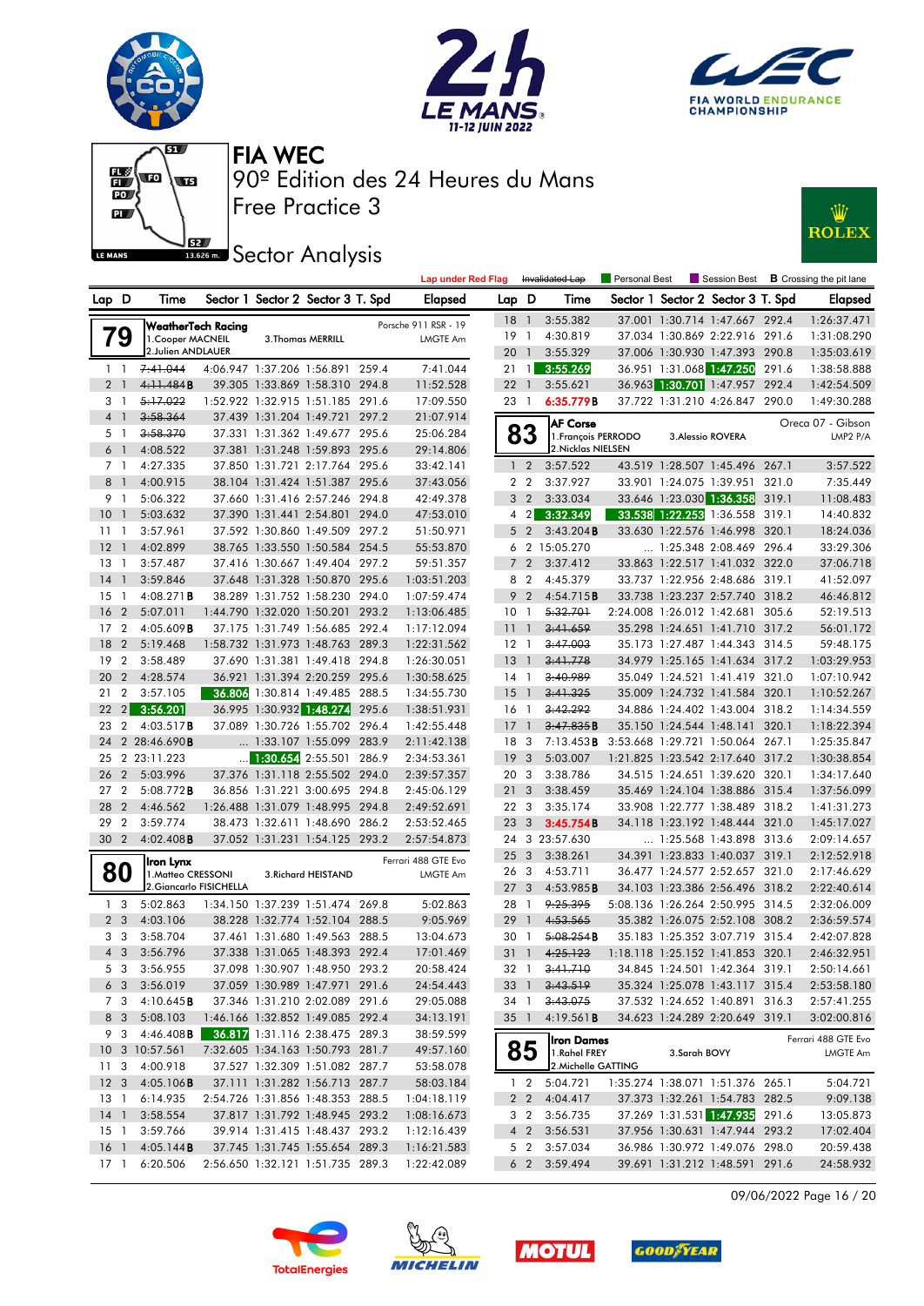# FIA WEC

## 90º Edition des 24 Heures du Mans

## Free Practice 3

## Sector Analysis

Lap under Red Flag | Invalidated Lap | Personal Best | Session Best | B Crossing the pit lane

### 79 WeatherTech Racing — Porsche 911 RSR - 19 — LMGTE Am
1.Cooper MACNEIL, 2.Julien ANDLAUER, 3.Thomas MERRILL

| Lap | D | Time | Sector 1 | Sector 2 | Sector 3 | T. Spd | Elapsed |
|---|---|---|---|---|---|---|---|
| 1 | 1 | ~~7:41.044~~ | 4:06.947 | 1:37.206 | 1:56.891 | 259.4 | 7:41.044 |
| 2 | 1 | ~~4:11.484~~B | 39.305 | 1:33.869 | 1:58.310 | 294.8 | 11:52.528 |
| 3 | 1 | ~~5:17.022~~ | 1:52.922 | 1:32.915 | 1:51.185 | 291.6 | 17:09.550 |
| 4 | 1 | ~~3:58.364~~ | 37.439 | 1:31.204 | 1:49.721 | 297.2 | 21:07.914 |
| 5 | 1 | ~~3:58.370~~ | 37.331 | 1:31.362 | 1:49.677 | 295.6 | 25:06.284 |
| 6 | 1 | 4:08.522 | 37.381 | 1:31.248 | 1:59.893 | 295.6 | 29:14.806 |
| 7 | 1 | 4:27.335 | 37.850 | 1:31.721 | 2:17.764 | 295.6 | 33:42.141 |
| 8 | 1 | 4:00.915 | 38.104 | 1:31.424 | 1:51.387 | 295.6 | 37:43.056 |
| 9 | 1 | 5:06.322 | 37.660 | 1:31.416 | 2:57.246 | 294.8 | 42:49.378 |
| 10 | 1 | 5:03.632 | 37.390 | 1:31.441 | 2:54.801 | 294.0 | 47:53.010 |
| 11 | 1 | 3:57.961 | 37.592 | 1:30.860 | 1:49.509 | 297.2 | 51:50.971 |
| 12 | 1 | 4:02.899 | 38.765 | 1:33.550 | 1:50.584 | 254.5 | 55:53.870 |
| 13 | 1 | 3:57.487 | 37.416 | 1:30.667 | 1:49.404 | 297.2 | 59:51.357 |
| 14 | 1 | 3:59.846 | 37.648 | 1:31.328 | 1:50.870 | 295.6 | 1:03:51.203 |
| 15 | 1 | 4:08.271B | 38.289 | 1:31.752 | 1:58.230 | 294.0 | 1:07:59.474 |
| 16 | 2 | 5:07.011 | 1:44.790 | 1:32.020 | 1:50.201 | 293.2 | 1:13:06.485 |
| 17 | 2 | 4:05.609B | 37.175 | 1:31.749 | 1:56.685 | 292.4 | 1:17:12.094 |
| 18 | 2 | 5:19.468 | 1:58.732 | 1:31.973 | 1:48.763 | 289.3 | 1:22:31.562 |
| 19 | 2 | 3:58.489 | 37.690 | 1:31.381 | 1:49.418 | 294.8 | 1:26:30.051 |
| 20 | 2 | 4:28.574 | 36.921 | 1:31.394 | 2:20.259 | 295.6 | 1:30:58.625 |
| 21 | 2 | 3:57.105 | 36.806 | 1:30.814 | 1:49.485 | 288.5 | 1:34:55.730 |
| 22 | 2 | 3:56.201 | 36.995 | 1:30.932 | 1:48.274 | 295.6 | 1:38:51.931 |
| 23 | 2 | 4:03.517B | 37.089 | 1:30.726 | 1:55.702 | 296.4 | 1:42:55.448 |
| 24 | 2 | 28:46.690B | ... | 1:33.107 | 1:55.099 | 283.9 | 2:11:42.138 |
| 25 | 2 | 23:11.223 | ... | 1:30.654 | 2:55.501 | 286.9 | 2:34:53.361 |
| 26 | 2 | 5:03.996 | 37.376 | 1:31.118 | 2:55.502 | 294.0 | 2:39:57.357 |
| 27 | 2 | 5:08.772B | 36.856 | 1:31.221 | 3:00.695 | 294.8 | 2:45:06.129 |
| 28 | 2 | 4:46.562 | 1:26.488 | 1:31.079 | 1:48.995 | 294.8 | 2:49:52.691 |
| 29 | 2 | 3:59.774 | 38.473 | 1:32.611 | 1:48.690 | 286.2 | 2:53:52.465 |
| 30 | 2 | 4:02.408B | 37.052 | 1:31.231 | 1:54.125 | 293.2 | 2:57:54.873 |

### 80 Iron Lynx — Ferrari 488 GTE Evo — LMGTE Am
1.Matteo CRESSONI, 2.Giancarlo FISICHELLA, 3.Richard HEISTAND

| Lap | D | Time | Sector 1 | Sector 2 | Sector 3 | T. Spd | Elapsed |
|---|---|---|---|---|---|---|---|
| 1 | 3 | 5:02.863 | 1:34.150 | 1:37.239 | 1:51.474 | 269.8 | 5:02.863 |
| 2 | 3 | 4:03.106 | 38.228 | 1:32.774 | 1:52.104 | 288.5 | 9:05.969 |
| 3 | 3 | 3:58.704 | 37.461 | 1:31.680 | 1:49.563 | 288.5 | 13:04.673 |
| 4 | 3 | 3:56.796 | 37.338 | 1:31.065 | 1:48.393 | 292.4 | 17:01.469 |
| 5 | 3 | 3:56.955 | 37.098 | 1:30.907 | 1:48.950 | 293.2 | 20:58.424 |
| 6 | 3 | 3:56.019 | 37.059 | 1:30.989 | 1:47.971 | 291.6 | 24:54.443 |
| 7 | 3 | 4:10.645B | 37.346 | 1:31.210 | 2:02.089 | 291.6 | 29:05.088 |
| 8 | 3 | 5:08.103 | 1:46.166 | 1:32.852 | 1:49.085 | 292.4 | 34:13.191 |
| 9 | 3 | 4:46.408B | 36.817 | 1:31.116 | 2:38.475 | 289.3 | 38:59.599 |
| 10 | 3 | 10:57.561 | 7:32.605 | 1:34.163 | 1:50.793 | 281.7 | 49:57.160 |
| 11 | 3 | 4:00.918 | 37.527 | 1:32.309 | 1:51.082 | 287.7 | 53:58.078 |
| 12 | 3 | 4:05.106B | 37.111 | 1:31.282 | 1:56.713 | 287.7 | 58:03.184 |
| 13 | 1 | 6:14.935 | 2:54.726 | 1:31.856 | 1:48.353 | 288.5 | 1:04:18.119 |
| 14 | 1 | 3:58.554 | 37.817 | 1:31.792 | 1:48.945 | 293.2 | 1:08:16.673 |
| 15 | 1 | 3:59.766 | 39.914 | 1:31.415 | 1:48.437 | 293.2 | 1:12:16.439 |
| 16 | 1 | 4:05.144B | 37.745 | 1:31.745 | 1:55.654 | 289.3 | 1:16:21.583 |
| 17 | 1 | 6:20.506 | 2:56.650 | 1:32.121 | 1:51.735 | 289.3 | 1:22:42.089 |
| 18 | 1 | 3:55.382 | 37.001 | 1:30.714 | 1:47.667 | 292.4 | 1:26:37.471 |
| 19 | 1 | 4:30.819 | 37.034 | 1:30.869 | 2:22.916 | 291.6 | 1:31:08.290 |
| 20 | 1 | 3:55.329 | 37.006 | 1:30.930 | 1:47.393 | 290.8 | 1:35:03.619 |
| 21 | 1 | 3:55.269 | 36.951 | 1:31.068 | 1:47.250 | 291.6 | 1:38:58.888 |
| 22 | 1 | 3:55.621 | 36.963 | 1:30.701 | 1:47.957 | 292.4 | 1:42:54.509 |
| 23 | 1 | 6:35.779B | 37.722 | 1:31.210 | 4:26.847 | 290.0 | 1:49:30.288 |

### 83 AF Corse — Oreca 07 - Gibson — LMP2 P/A
1.François PERRODO, 2.Nicklas NIELSEN, 3.Alessio ROVERA

| Lap | D | Time | Sector 1 | Sector 2 | Sector 3 | T. Spd | Elapsed |
|---|---|---|---|---|---|---|---|
| 1 | 2 | 3:57.522 | 43.519 | 1:28.507 | 1:45.496 | 267.1 | 3:57.522 |
| 2 | 2 | 3:37.927 | 33.901 | 1:24.075 | 1:39.951 | 321.0 | 7:35.449 |
| 3 | 2 | 3:33.034 | 33.646 | 1:23.030 | 1:36.358 | 319.1 | 11:08.483 |
| 4 | 2 | 3:32.349 | 33.538 | 1:22.253 | 1:36.558 | 319.1 | 14:40.832 |
| 5 | 2 | 3:43.204B | 33.630 | 1:22.576 | 1:46.998 | 320.1 | 18:24.036 |
| 6 | 2 | 15:05.270 | ... | 1:25.348 | 2:08.469 | 296.4 | 33:29.306 |
| 7 | 2 | 3:37.412 | 33.863 | 1:22.517 | 1:41.032 | 322.0 | 37:06.718 |
| 8 | 2 | 4:45.379 | 33.737 | 1:22.956 | 2:48.686 | 319.1 | 41:52.097 |
| 9 | 2 | 4:54.715B | 33.738 | 1:23.237 | 2:57.740 | 318.2 | 46:46.812 |
| 10 | 1 | ~~5:32.701~~ | 2:24.008 | 1:26.012 | 1:42.681 | 305.6 | 52:19.513 |
| 11 | 1 | ~~3:41.659~~ | 35.298 | 1:24.651 | 1:41.710 | 317.2 | 56:01.172 |
| 12 | 1 | ~~3:47.003~~ | 35.173 | 1:27.487 | 1:44.343 | 314.5 | 59:48.175 |
| 13 | 1 | ~~3:41.778~~ | 34.979 | 1:25.165 | 1:41.634 | 317.2 | 1:03:29.953 |
| 14 | 1 | ~~3:40.989~~ | 35.049 | 1:24.521 | 1:41.419 | 321.0 | 1:07:10.942 |
| 15 | 1 | ~~3:41.325~~ | 35.009 | 1:24.732 | 1:41.584 | 320.1 | 1:10:52.267 |
| 16 | 1 | ~~3:42.292~~ | 34.886 | 1:24.402 | 1:43.004 | 318.2 | 1:14:34.559 |
| 17 | 1 | ~~3:47.835~~B | 35.150 | 1:24.544 | 1:48.141 | 320.1 | 1:18:22.394 |
| 18 | 3 | 7:13.453B | 3:53.668 | 1:29.721 | 1:50.064 | 267.1 | 1:25:35.847 |
| 19 | 3 | 5:03.007 | 1:21.825 | 1:23.542 | 2:17.640 | 317.2 | 1:30:38.854 |
| 20 | 3 | 3:38.786 | 34.515 | 1:24.651 | 1:39.620 | 320.1 | 1:34:17.640 |
| 21 | 3 | 3:38.459 | 35.469 | 1:24.104 | 1:38.886 | 315.4 | 1:37:56.099 |
| 22 | 3 | 3:35.174 | 33.908 | 1:22.777 | 1:38.489 | 318.2 | 1:41:31.273 |
| 23 | 3 | 3:45.754B | 34.118 | 1:23.192 | 1:48.444 | 321.0 | 1:45:17.027 |
| 24 | 3 | 23:57.630 | ... | 1:25.568 | 1:43.898 | 313.6 | 2:09:14.657 |
| 25 | 3 | 3:38.261 | 34.391 | 1:23.833 | 1:40.037 | 319.1 | 2:12:52.918 |
| 26 | 3 | 4:53.711 | 36.477 | 1:24.577 | 2:52.657 | 321.0 | 2:17:46.629 |
| 27 | 3 | 4:53.985B | 34.103 | 1:23.386 | 2:56.496 | 318.2 | 2:22:40.614 |
| 28 | 1 | ~~9:25.395~~ | 5:08.136 | 1:26.264 | 2:50.995 | 314.5 | 2:32:06.009 |
| 29 | 1 | ~~4:53.565~~ | 35.382 | 1:26.075 | 2:52.108 | 308.2 | 2:36:59.574 |
| 30 | 1 | ~~5:08.254~~B | 35.183 | 1:25.352 | 3:07.719 | 315.4 | 2:42:07.828 |
| 31 | 1 | ~~4:25.123~~ | 1:18.118 | 1:25.152 | 1:41.853 | 320.1 | 2:46:32.951 |
| 32 | 1 | ~~3:41.710~~ | 34.845 | 1:24.501 | 1:42.364 | 319.1 | 2:50:14.661 |
| 33 | 1 | ~~3:43.519~~ | 35.324 | 1:25.078 | 1:43.117 | 315.4 | 2:53:58.180 |
| 34 | 1 | ~~3:43.075~~ | 37.532 | 1:24.652 | 1:40.891 | 316.3 | 2:57:41.255 |
| 35 | 1 | 4:19.561B | 34.623 | 1:24.289 | 2:20.649 | 319.1 | 3:02:00.816 |

### 85 Iron Dames — Ferrari 488 GTE Evo — LMGTE Am
1.Rahel FREY, 2.Michelle GATTING, 3.Sarah BOVY

| Lap | D | Time | Sector 1 | Sector 2 | Sector 3 | T. Spd | Elapsed |
|---|---|---|---|---|---|---|---|
| 1 | 2 | 5:04.721 | 1:35.274 | 1:38.071 | 1:51.376 | 265.1 | 5:04.721 |
| 2 | 2 | 4:04.417 | 37.373 | 1:32.261 | 1:54.783 | 282.5 | 9:09.138 |
| 3 | 2 | 3:56.735 | 37.269 | 1:31.531 | 1:47.935 | 291.6 | 13:05.873 |
| 4 | 2 | 3:56.531 | 37.956 | 1:30.631 | 1:47.944 | 293.2 | 17:02.404 |
| 5 | 2 | 3:57.034 | 36.986 | 1:30.972 | 1:49.076 | 298.0 | 20:59.438 |
| 6 | 2 | 3:59.494 | 39.691 | 1:31.212 | 1:48.591 | 291.6 | 24:58.932 |

09/06/2022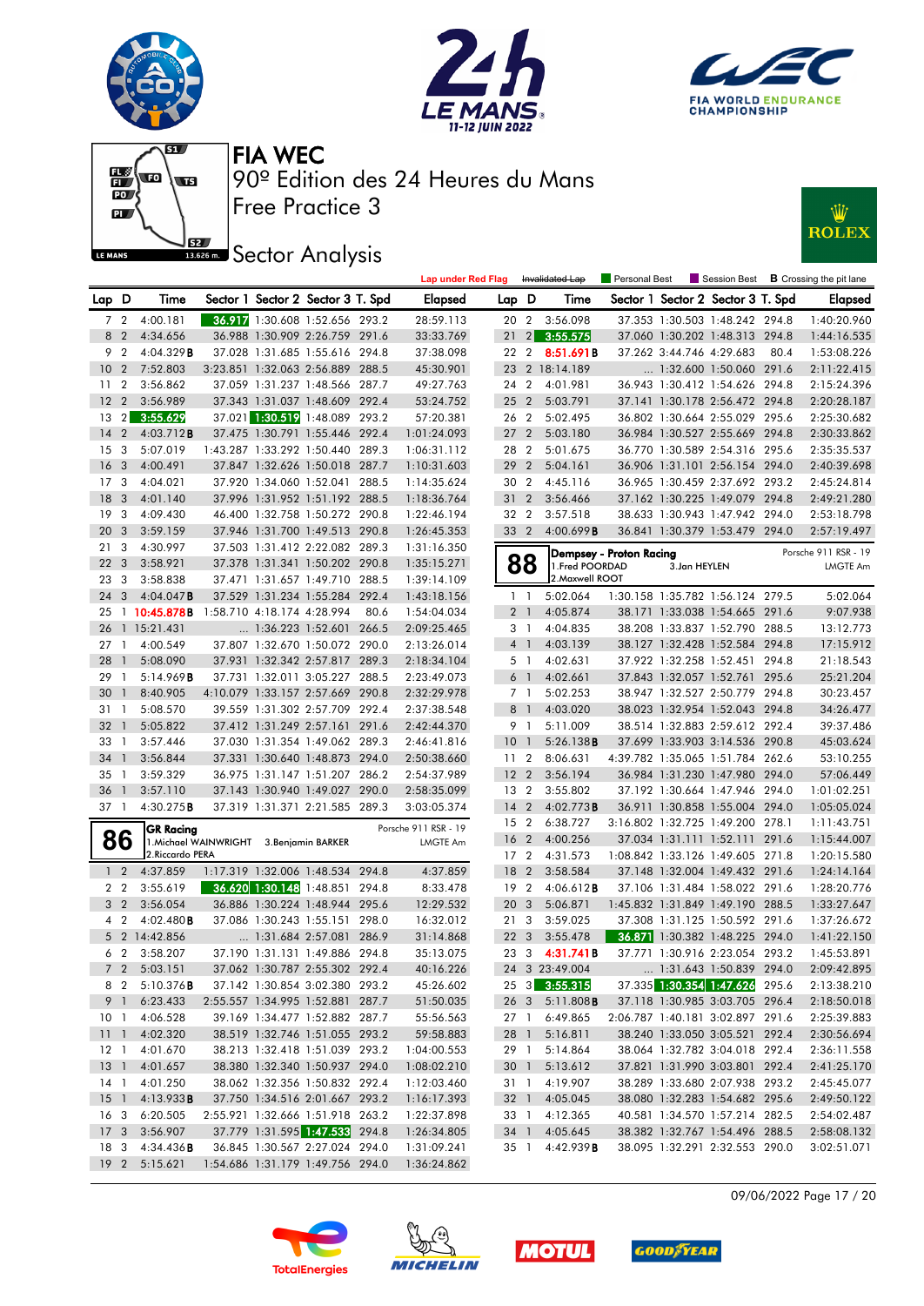# FIA WEC

90º Edition des 24 Heures du Mans

Free Practice 3

## Sector Analysis

Lap under Red Flag | Invalidated Lap | Personal Best | Session Best | **B** Crossing the pit lane

| Lap | D | Time | Sector 1 | Sector 2 | Sector 3 | T. Spd | Elapsed |
|---|---|---|---|---|---|---|---|
| 7 | 2 | 4:00.181 | 36.917 | 1:30.608 | 1:52.656 | 293.2 | 28:59.113 |
| 8 | 2 | 4:34.656 | 36.988 | 1:30.909 | 2:26.759 | 291.6 | 33:33.769 |
| 9 | 2 | 4:04.329**B** | 37.028 | 1:31.685 | 1:55.616 | 294.8 | 37:38.098 |
| 10 | 2 | 7:52.803 | 3:23.851 | 1:32.063 | 2:56.889 | 288.5 | 45:30.901 |
| 11 | 2 | 3:56.862 | 37.059 | 1:31.237 | 1:48.566 | 287.7 | 49:27.763 |
| 12 | 2 | 3:56.989 | 37.343 | 1:31.037 | 1:48.609 | 292.4 | 53:24.752 |
| 13 | 2 | 3:55.629 | 37.021 | 1:30.519 | 1:48.089 | 293.2 | 57:20.381 |
| 14 | 2 | 4:03.712**B** | 37.475 | 1:30.791 | 1:55.446 | 292.4 | 1:01:24.093 |
| 15 | 3 | 5:07.019 | 1:43.287 | 1:33.292 | 1:50.440 | 289.3 | 1:06:31.112 |
| 16 | 3 | 4:00.491 | 37.847 | 1:32.626 | 1:50.018 | 287.7 | 1:10:31.603 |
| 17 | 3 | 4:04.021 | 37.920 | 1:34.060 | 1:52.041 | 288.5 | 1:14:35.624 |
| 18 | 3 | 4:01.140 | 37.996 | 1:31.952 | 1:51.192 | 288.5 | 1:18:36.764 |
| 19 | 3 | 4:09.430 | 46.400 | 1:32.758 | 1:50.272 | 290.8 | 1:22:46.194 |
| 20 | 3 | 3:59.159 | 37.946 | 1:31.700 | 1:49.513 | 290.8 | 1:26:45.353 |
| 21 | 3 | 4:30.997 | 37.503 | 1:31.412 | 2:22.082 | 289.3 | 1:31:16.350 |
| 22 | 3 | 3:58.921 | 37.378 | 1:31.341 | 1:50.202 | 290.8 | 1:35:15.271 |
| 23 | 3 | 3:58.838 | 37.471 | 1:31.657 | 1:49.710 | 288.5 | 1:39:14.109 |
| 24 | 3 | 4:04.047**B** | 37.529 | 1:31.234 | 1:55.284 | 292.4 | 1:43:18.156 |
| 25 | 1 | 10:45.878**B** | 1:58.710 | 4:18.174 | 4:28.994 | 80.6 | 1:54:04.034 |
| 26 | 1 | 15:21.431 | ... | 1:36.223 | 1:52.601 | 266.5 | 2:09:25.465 |
| 27 | 1 | 4:00.549 | 37.807 | 1:32.670 | 1:50.072 | 290.0 | 2:13:26.014 |
| 28 | 1 | 5:08.090 | 37.931 | 1:32.342 | 2:57.817 | 289.3 | 2:18:34.104 |
| 29 | 1 | 5:14.969**B** | 37.731 | 1:32.011 | 3:05.227 | 288.5 | 2:23:49.073 |
| 30 | 1 | 8:40.905 | 4:10.079 | 1:33.157 | 2:57.669 | 290.8 | 2:32:29.978 |
| 31 | 1 | 5:08.570 | 39.559 | 1:31.302 | 2:57.709 | 292.4 | 2:37:38.548 |
| 32 | 1 | 5:05.822 | 37.412 | 1:31.249 | 2:57.161 | 291.6 | 2:42:44.370 |
| 33 | 1 | 3:57.446 | 37.030 | 1:31.354 | 1:49.062 | 289.3 | 2:46:41.816 |
| 34 | 1 | 3:56.844 | 37.331 | 1:30.640 | 1:48.873 | 294.0 | 2:50:38.660 |
| 35 | 1 | 3:59.329 | 36.975 | 1:31.147 | 1:51.207 | 286.2 | 2:54:37.989 |
| 36 | 1 | 3:57.110 | 37.143 | 1:30.940 | 1:49.027 | 290.0 | 2:58:35.099 |
| 37 | 1 | 4:30.275**B** | 37.319 | 1:31.371 | 2:21.585 | 289.3 | 3:03:05.374 |

**86** GR Racing — Porsche 911 RSR - 19 — LMGTE Am
1.Michael WAINWRIGHT, 2.Riccardo PERA, 3.Benjamin BARKER

| Lap | D | Time | Sector 1 | Sector 2 | Sector 3 | T. Spd | Elapsed |
|---|---|---|---|---|---|---|---|
| 1 | 2 | 4:37.859 | 1:17.319 | 1:32.006 | 1:48.534 | 294.8 | 4:37.859 |
| 2 | 2 | 3:55.619 | 36.620 | 1:30.148 | 1:48.851 | 294.8 | 8:33.478 |
| 3 | 2 | 3:56.054 | 36.886 | 1:30.224 | 1:48.944 | 295.6 | 12:29.532 |
| 4 | 2 | 4:02.480**B** | 37.086 | 1:30.243 | 1:55.151 | 298.0 | 16:32.012 |
| 5 | 2 | 14:42.856 | ... | 1:31.684 | 2:57.081 | 286.9 | 31:14.868 |
| 6 | 2 | 3:58.207 | 37.190 | 1:31.131 | 1:49.886 | 294.8 | 35:13.075 |
| 7 | 2 | 5:03.151 | 37.062 | 1:30.787 | 2:55.302 | 292.4 | 40:16.226 |
| 8 | 2 | 5:10.376**B** | 37.142 | 1:30.854 | 3:02.380 | 293.2 | 45:26.602 |
| 9 | 1 | 6:23.433 | 2:55.557 | 1:34.995 | 1:52.881 | 287.7 | 51:50.035 |
| 10 | 1 | 4:06.528 | 39.169 | 1:34.477 | 1:52.882 | 287.7 | 55:56.563 |
| 11 | 1 | 4:02.320 | 38.519 | 1:32.746 | 1:51.055 | 293.2 | 59:58.883 |
| 12 | 1 | 4:01.670 | 38.213 | 1:32.418 | 1:51.039 | 293.2 | 1:04:00.553 |
| 13 | 1 | 4:01.657 | 38.380 | 1:32.340 | 1:50.937 | 294.0 | 1:08:02.210 |
| 14 | 1 | 4:01.250 | 38.062 | 1:32.356 | 1:50.832 | 292.4 | 1:12:03.460 |
| 15 | 1 | 4:13.933**B** | 37.750 | 1:34.516 | 2:01.667 | 293.2 | 1:16:17.393 |
| 16 | 3 | 6:20.505 | 2:55.921 | 1:32.666 | 1:51.918 | 263.2 | 1:22:37.898 |
| 17 | 3 | 3:56.907 | 37.779 | 1:31.595 | 1:47.533 | 294.8 | 1:26:34.805 |
| 18 | 3 | 4:34.436**B** | 36.845 | 1:30.567 | 2:27.024 | 294.0 | 1:31:09.241 |
| 19 | 2 | 5:15.621 | 1:54.686 | 1:31.179 | 1:49.756 | 294.8 | 1:36:24.862 |
| 20 | 2 | 3:56.098 | 37.353 | 1:30.503 | 1:48.242 | 294.8 | 1:40:20.960 |
| 21 | 2 | 3:55.575 | 37.060 | 1:30.202 | 1:48.313 | 294.8 | 1:44:16.535 |
| 22 | 2 | 8:51.691**B** | 37.262 | 3:44.746 | 4:29.683 | 80.4 | 1:53:08.226 |
| 23 | 2 | 18:14.189 | ... | 1:32.600 | 1:50.060 | 291.6 | 2:11:22.415 |
| 24 | 2 | 4:01.981 | 36.943 | 1:30.412 | 1:54.626 | 294.8 | 2:15:24.396 |
| 25 | 2 | 5:03.791 | 37.141 | 1:30.178 | 2:56.472 | 294.8 | 2:20:28.187 |
| 26 | 2 | 5:02.495 | 36.802 | 1:30.664 | 2:55.029 | 295.6 | 2:25:30.682 |
| 27 | 2 | 5:03.180 | 36.984 | 1:30.527 | 2:55.669 | 294.8 | 2:30:33.862 |
| 28 | 2 | 5:01.675 | 36.770 | 1:30.589 | 2:54.316 | 295.6 | 2:35:35.537 |
| 29 | 2 | 5:04.161 | 36.906 | 1:31.101 | 2:56.154 | 294.0 | 2:40:39.698 |
| 30 | 2 | 4:45.116 | 36.965 | 1:30.459 | 2:37.692 | 293.2 | 2:45:24.814 |
| 31 | 2 | 3:56.466 | 37.162 | 1:30.225 | 1:49.079 | 294.8 | 2:49:21.280 |
| 32 | 2 | 3:57.518 | 36.841 | 1:30.943 | 1:47.942 | 294.0 | 2:53:18.798 |
| 33 | 2 | 4:00.699**B** | 36.841 | 1:30.379 | 1:53.479 | 294.0 | 2:57:19.497 |

**88** Dempsey - Proton Racing — Porsche 911 RSR - 19 — LMGTE Am
1.Fred POORDAD, 2.Maxwell ROOT, 3.Jan HEYLEN

| Lap | D | Time | Sector 1 | Sector 2 | Sector 3 | T. Spd | Elapsed |
|---|---|---|---|---|---|---|---|
| 1 | 1 | 5:02.064 | 1:30.158 | 1:35.782 | 1:56.124 | 279.5 | 5:02.064 |
| 2 | 1 | 4:05.874 | 38.171 | 1:33.038 | 1:54.665 | 291.6 | 9:07.938 |
| 3 | 1 | 4:04.835 | 38.208 | 1:33.837 | 1:52.790 | 288.5 | 13:12.773 |
| 4 | 1 | 4:03.139 | 38.127 | 1:32.428 | 1:52.584 | 294.8 | 17:15.912 |
| 5 | 1 | 4:02.631 | 37.922 | 1:32.258 | 1:52.451 | 294.8 | 21:18.543 |
| 6 | 1 | 4:02.661 | 37.843 | 1:32.057 | 1:52.761 | 295.6 | 25:21.204 |
| 7 | 1 | 5:02.253 | 38.947 | 1:32.527 | 2:50.779 | 294.8 | 30:23.457 |
| 8 | 1 | 4:03.020 | 38.023 | 1:32.954 | 1:52.043 | 294.8 | 34:26.477 |
| 9 | 1 | 5:11.009 | 38.514 | 1:32.883 | 2:59.612 | 292.4 | 39:37.486 |
| 10 | 1 | 5:26.138**B** | 37.699 | 1:33.903 | 3:14.536 | 290.8 | 45:03.624 |
| 11 | 2 | 8:06.631 | 4:39.782 | 1:35.065 | 1:51.784 | 262.6 | 53:10.255 |
| 12 | 2 | 3:56.194 | 36.984 | 1:31.230 | 1:47.980 | 294.0 | 57:06.449 |
| 13 | 2 | 3:55.802 | 37.192 | 1:30.664 | 1:47.946 | 294.0 | 1:01:02.251 |
| 14 | 2 | 4:02.773**B** | 36.911 | 1:30.858 | 1:55.004 | 294.0 | 1:05:05.024 |
| 15 | 2 | 6:38.727 | 3:16.802 | 1:32.725 | 1:49.200 | 278.1 | 1:11:43.751 |
| 16 | 2 | 4:00.256 | 37.034 | 1:31.111 | 1:52.111 | 291.6 | 1:15:44.007 |
| 17 | 2 | 4:31.573 | 1:08.842 | 1:33.126 | 1:49.605 | 271.8 | 1:20:15.580 |
| 18 | 2 | 3:58.584 | 37.148 | 1:32.004 | 1:49.432 | 291.6 | 1:24:14.164 |
| 19 | 2 | 4:06.612**B** | 37.106 | 1:31.484 | 1:58.022 | 291.6 | 1:28:20.776 |
| 20 | 3 | 5:06.871 | 1:45.832 | 1:31.849 | 1:49.190 | 288.5 | 1:33:27.647 |
| 21 | 3 | 3:59.025 | 37.308 | 1:31.125 | 1:50.592 | 291.6 | 1:37:26.672 |
| 22 | 3 | 3:55.478 | 36.871 | 1:30.382 | 1:48.225 | 294.0 | 1:41:22.150 |
| 23 | 3 | 4:31.741**B** | 37.771 | 1:30.916 | 2:23.054 | 293.2 | 1:45:53.891 |
| 24 | 3 | 23:49.004 | ... | 1:31.643 | 1:50.839 | 294.0 | 2:09:42.895 |
| 25 | 3 | 3:55.315 | 37.335 | 1:30.354 | 1:47.626 | 295.6 | 2:13:38.210 |
| 26 | 3 | 5:11.808**B** | 37.122 | 1:30.985 | 3:03.705 | 296.4 | 2:18:50.018 |
| 27 | 1 | 6:49.865 | 2:06.787 | 1:40.181 | 3:02.897 | 291.6 | 2:25:39.883 |
| 28 | 1 | 5:16.811 | 38.240 | 1:33.050 | 3:05.521 | 292.4 | 2:30:56.694 |
| 29 | 1 | 5:14.864 | 38.064 | 1:32.782 | 3:04.018 | 292.4 | 2:36:11.558 |
| 30 | 1 | 5:13.612 | 37.821 | 1:31.990 | 3:03.801 | 292.4 | 2:41:25.170 |
| 31 | 1 | 4:19.907 | 38.289 | 1:33.680 | 2:07.938 | 293.2 | 2:45:45.077 |
| 32 | 1 | 4:05.045 | 38.080 | 1:32.283 | 1:54.682 | 295.6 | 2:49:50.122 |
| 33 | 1 | 4:12.365 | 40.581 | 1:34.570 | 1:57.214 | 282.5 | 2:54:02.487 |
| 34 | 1 | 4:05.645 | 38.382 | 1:32.767 | 1:54.496 | 288.5 | 2:58:08.132 |
| 35 | 1 | 4:42.939**B** | 38.095 | 1:32.291 | 2:32.553 | 290.0 | 3:02:51.071 |

09/06/2022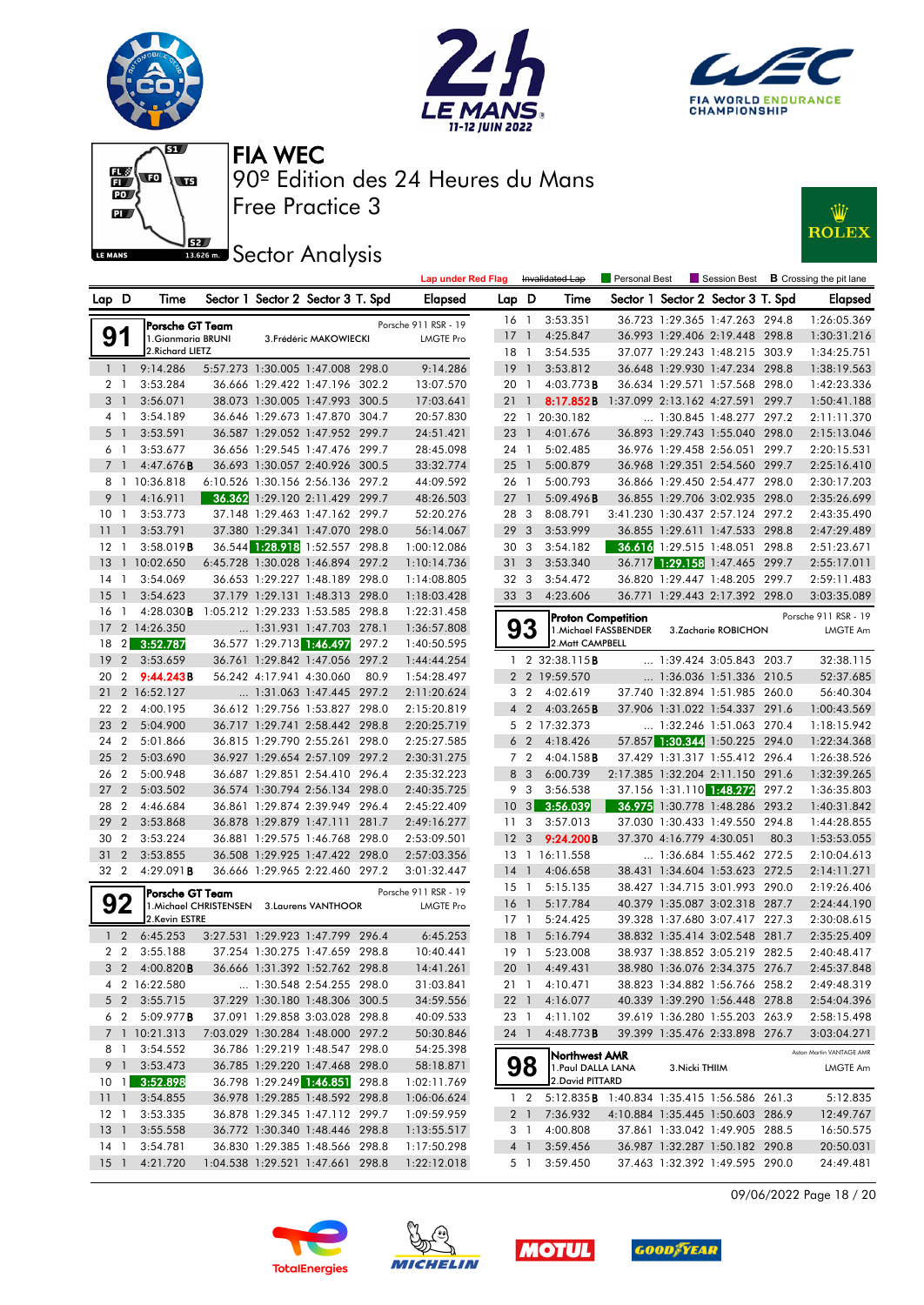# FIA WEC

## 90º Edition des 24 Heures du Mans

### Free Practice 3

### Sector Analysis

Lap under Red Flag | Invalidated Lap | Personal Best | Session Best | **B** Crossing the pit lane

**91 — Porsche GT Team** — Porsche 911 RSR - 19 — LMGTE Pro
1.Gianmaria BRUNI, 2.Richard LIETZ, 3.Frédéric MAKOWIECKI

| Lap | D | Time | Sector 1 | Sector 2 | Sector 3 | T. Spd | Elapsed |
|---|---|---|---|---|---|---|---|
| 1 | 1 | 9:14.286 | 5:57.273 | 1:30.005 | 1:47.008 | 298.0 | 9:14.286 |
| 2 | 1 | 3:53.284 | 36.666 | 1:29.422 | 1:47.196 | 302.2 | 13:07.570 |
| 3 | 1 | 3:56.071 | 38.073 | 1:30.005 | 1:47.993 | 300.5 | 17:03.641 |
| 4 | 1 | 3:54.189 | 36.646 | 1:29.673 | 1:47.870 | 304.7 | 20:57.830 |
| 5 | 1 | 3:53.591 | 36.587 | 1:29.052 | 1:47.952 | 299.7 | 24:51.421 |
| 6 | 1 | 3:53.677 | 36.656 | 1:29.545 | 1:47.476 | 299.7 | 28:45.098 |
| 7 | 1 | 4:47.676B | 36.693 | 1:30.057 | 2:40.926 | 300.5 | 33:32.774 |
| 8 | 1 | 10:36.818 | 6:10.526 | 1:30.156 | 2:56.136 | 297.2 | 44:09.592 |
| 9 | 1 | 4:16.911 | 36.362 | 1:29.120 | 2:11.429 | 299.7 | 48:26.503 |
| 10 | 1 | 3:53.773 | 37.148 | 1:29.463 | 1:47.162 | 299.7 | 52:20.276 |
| 11 | 1 | 3:53.791 | 37.380 | 1:29.341 | 1:47.070 | 298.0 | 56:14.067 |
| 12 | 1 | 3:58.019B | 36.544 | 1:28.918 | 1:52.557 | 298.8 | 1:00:12.086 |
| 13 | 1 | 10:02.650 | 6:45.728 | 1:30.028 | 1:46.894 | 297.2 | 1:10:14.736 |
| 14 | 1 | 3:54.069 | 36.653 | 1:29.227 | 1:48.189 | 298.0 | 1:14:08.805 |
| 15 | 1 | 3:54.623 | 37.179 | 1:29.131 | 1:48.313 | 298.0 | 1:18:03.428 |
| 16 | 1 | 4:28.030B | 1:05.212 | 1:29.233 | 1:53.585 | 298.8 | 1:22:31.458 |
| 17 | 2 | 14:26.350 | ... | 1:31.931 | 1:47.703 | 278.1 | 1:36:57.808 |
| 18 | 2 | 3:52.787 | 36.577 | 1:29.713 | 1:46.497 | 297.2 | 1:40:50.595 |
| 19 | 2 | 3:53.659 | 36.761 | 1:29.842 | 1:47.056 | 297.2 | 1:44:44.254 |
| 20 | 2 | 9:44.243B | 56.242 | 4:17.941 | 4:30.060 | 80.9 | 1:54:28.497 |
| 21 | 2 | 16:52.127 | ... | 1:31.063 | 1:47.445 | 297.2 | 2:11:20.624 |
| 22 | 2 | 4:00.195 | 36.612 | 1:29.568 | 1:53.827 | 298.0 | 2:15:20.819 |
| 23 | 2 | 5:04.900 | 36.717 | 1:29.741 | 2:58.442 | 298.8 | 2:20:25.719 |
| 24 | 2 | 5:01.866 | 36.815 | 1:29.790 | 2:55.261 | 298.0 | 2:25:27.585 |
| 25 | 2 | 5:03.690 | 36.927 | 1:29.654 | 2:57.109 | 297.2 | 2:30:31.275 |
| 26 | 2 | 5:00.948 | 36.687 | 1:29.851 | 2:54.410 | 296.4 | 2:35:32.223 |
| 27 | 2 | 5:03.502 | 36.574 | 1:30.794 | 2:56.134 | 298.0 | 2:40:35.725 |
| 28 | 2 | 4:46.684 | 36.861 | 1:29.874 | 2:39.949 | 296.4 | 2:45:22.409 |
| 29 | 2 | 3:53.868 | 36.878 | 1:29.879 | 1:47.111 | 281.7 | 2:49:16.277 |
| 30 | 2 | 3:53.224 | 36.881 | 1:29.575 | 1:46.768 | 298.0 | 2:53:09.501 |
| 31 | 2 | 3:53.855 | 36.508 | 1:29.925 | 1:47.422 | 298.0 | 2:57:03.356 |
| 32 | 2 | 4:29.091B | 36.666 | 1:29.965 | 2:22.460 | 297.2 | 3:01:32.447 |

**92 — Porsche GT Team** — Porsche 911 RSR - 19 — LMGTE Pro
1.Michael CHRISTENSEN, 2.Kevin ESTRE, 3.Laurens VANTHOOR

| Lap | D | Time | Sector 1 | Sector 2 | Sector 3 | T. Spd | Elapsed |
|---|---|---|---|---|---|---|---|
| 1 | 2 | 6:45.253 | 3:27.531 | 1:29.923 | 1:47.799 | 296.4 | 6:45.253 |
| 2 | 2 | 3:55.188 | 37.254 | 1:30.275 | 1:47.659 | 298.8 | 10:40.441 |
| 3 | 2 | 4:00.820B | 36.666 | 1:31.392 | 1:52.762 | 298.8 | 14:41.261 |
| 4 | 2 | 16:22.580 | ... | 1:30.548 | 2:54.255 | 298.0 | 31:03.841 |
| 5 | 2 | 3:55.715 | 37.229 | 1:30.180 | 1:48.306 | 300.5 | 34:59.556 |
| 6 | 2 | 5:09.977B | 37.091 | 1:29.858 | 3:03.028 | 298.8 | 40:09.533 |
| 7 | 1 | 10:21.313 | 7:03.029 | 1:30.284 | 1:48.000 | 297.2 | 50:30.846 |
| 8 | 1 | 3:54.552 | 36.786 | 1:29.219 | 1:48.547 | 298.0 | 54:25.398 |
| 9 | 1 | 3:53.473 | 36.785 | 1:29.220 | 1:47.468 | 298.0 | 58:18.871 |
| 10 | 1 | 3:52.898 | 36.798 | 1:29.249 | 1:46.851 | 298.8 | 1:02:11.769 |
| 11 | 1 | 3:54.855 | 36.978 | 1:29.285 | 1:48.592 | 298.8 | 1:06:06.624 |
| 12 | 1 | 3:53.335 | 36.878 | 1:29.345 | 1:47.112 | 299.7 | 1:09:59.959 |
| 13 | 1 | 3:55.558 | 36.772 | 1:30.340 | 1:48.446 | 298.8 | 1:13:55.517 |
| 14 | 1 | 3:54.781 | 36.830 | 1:29.385 | 1:48.566 | 298.8 | 1:17:50.298 |
| 15 | 1 | 4:21.720 | 1:04.538 | 1:29.521 | 1:47.661 | 298.8 | 1:22:12.018 |
| 16 | 1 | 3:53.351 | 36.723 | 1:29.365 | 1:47.263 | 294.8 | 1:26:05.369 |
| 17 | 1 | 4:25.847 | 36.993 | 1:29.406 | 2:19.448 | 298.8 | 1:30:31.216 |
| 18 | 1 | 3:54.535 | 37.077 | 1:29.243 | 1:48.215 | 303.9 | 1:34:25.751 |
| 19 | 1 | 3:53.812 | 36.648 | 1:29.930 | 1:47.234 | 298.8 | 1:38:19.563 |
| 20 | 1 | 4:03.773B | 36.634 | 1:29.571 | 1:57.568 | 298.0 | 1:42:23.336 |
| 21 | 1 | 8:17.852B | 1:37.099 | 2:13.162 | 4:27.591 | 299.7 | 1:50:41.188 |
| 22 | 1 | 20:30.182 | ... | 1:30.845 | 1:48.277 | 297.2 | 2:11:11.370 |
| 23 | 1 | 4:01.676 | 36.893 | 1:29.743 | 1:55.040 | 298.0 | 2:15:13.046 |
| 24 | 1 | 5:02.485 | 36.976 | 1:29.458 | 2:56.051 | 299.7 | 2:20:15.531 |
| 25 | 1 | 5:00.879 | 36.968 | 1:29.351 | 2:54.560 | 299.7 | 2:25:16.410 |
| 26 | 1 | 5:00.793 | 36.866 | 1:29.450 | 2:54.477 | 298.0 | 2:30:17.203 |
| 27 | 1 | 5:09.496B | 36.855 | 1:29.706 | 3:02.935 | 298.0 | 2:35:26.699 |
| 28 | 3 | 8:08.791 | 3:41.230 | 1:30.437 | 2:57.124 | 297.2 | 2:43:35.490 |
| 29 | 3 | 3:53.999 | 36.855 | 1:29.611 | 1:47.533 | 298.8 | 2:47:29.489 |
| 30 | 3 | 3:54.182 | 36.616 | 1:29.515 | 1:48.051 | 298.8 | 2:51:23.671 |
| 31 | 3 | 3:53.340 | 36.717 | 1:29.158 | 1:47.465 | 299.7 | 2:55:17.011 |
| 32 | 3 | 3:54.472 | 36.820 | 1:29.447 | 1:48.205 | 299.7 | 2:59:11.483 |
| 33 | 3 | 4:23.606 | 36.771 | 1:29.443 | 2:17.392 | 298.0 | 3:03:35.089 |

**93 — Proton Competition** — Porsche 911 RSR - 19 — LMGTE Am
1.Michael FASSBENDER, 2.Matt CAMPBELL, 3.Zacharie ROBICHON

| Lap | D | Time | Sector 1 | Sector 2 | Sector 3 | T. Spd | Elapsed |
|---|---|---|---|---|---|---|---|
| 1 | 2 | 32:38.115B | ... | 1:39.424 | 3:05.843 | 203.7 | 32:38.115 |
| 2 | 2 | 19:59.570 | ... | 1:36.036 | 1:51.336 | 210.5 | 52:37.685 |
| 3 | 2 | 4:02.619 | 37.740 | 1:32.894 | 1:51.985 | 260.0 | 56:40.304 |
| 4 | 2 | 4:03.265B | 37.906 | 1:31.022 | 1:54.337 | 291.6 | 1:00:43.569 |
| 5 | 2 | 17:32.373 | ... | 1:32.246 | 1:51.063 | 270.4 | 1:18:15.942 |
| 6 | 2 | 4:18.426 | 57.857 | 1:30.344 | 1:50.225 | 294.0 | 1:22:34.368 |
| 7 | 2 | 4:04.158B | 37.429 | 1:31.317 | 1:55.412 | 296.4 | 1:26:38.526 |
| 8 | 3 | 6:00.739 | 2:17.385 | 1:32.204 | 2:11.150 | 291.6 | 1:32:39.265 |
| 9 | 3 | 3:56.538 | 37.156 | 1:31.110 | 1:48.272 | 297.2 | 1:36:35.803 |
| 10 | 3 | 3:56.039 | 36.975 | 1:30.778 | 1:48.286 | 293.2 | 1:40:31.842 |
| 11 | 3 | 3:57.013 | 37.030 | 1:30.433 | 1:49.550 | 294.8 | 1:44:28.855 |
| 12 | 3 | 9:24.200B | 37.370 | 4:16.779 | 4:30.051 | 80.3 | 1:53:53.055 |
| 13 | 1 | 16:11.558 | ... | 1:36.684 | 1:55.462 | 272.5 | 2:10:04.613 |
| 14 | 1 | 4:06.658 | 38.431 | 1:34.604 | 1:53.623 | 272.5 | 2:14:11.271 |
| 15 | 1 | 5:15.135 | 38.427 | 1:34.715 | 3:01.993 | 290.0 | 2:19:26.406 |
| 16 | 1 | 5:17.784 | 40.379 | 1:35.087 | 3:02.318 | 287.7 | 2:24:44.190 |
| 17 | 1 | 5:24.425 | 39.328 | 1:37.680 | 3:07.417 | 227.3 | 2:30:08.615 |
| 18 | 1 | 5:16.794 | 38.832 | 1:35.414 | 3:02.548 | 281.7 | 2:35:25.409 |
| 19 | 1 | 5:23.008 | 38.937 | 1:38.852 | 3:05.219 | 282.5 | 2:40:48.417 |
| 20 | 1 | 4:49.431 | 38.980 | 1:36.076 | 2:34.375 | 276.7 | 2:45:37.848 |
| 21 | 1 | 4:10.471 | 38.823 | 1:34.882 | 1:56.766 | 258.2 | 2:49:48.319 |
| 22 | 1 | 4:16.077 | 40.339 | 1:39.290 | 1:56.448 | 278.8 | 2:54:04.396 |
| 23 | 1 | 4:11.102 | 39.619 | 1:36.280 | 1:55.203 | 263.9 | 2:58:15.498 |
| 24 | 1 | 4:48.773B | 39.399 | 1:35.476 | 2:33.898 | 276.7 | 3:03:04.271 |

**98 — Northwest AMR** — Aston Martin VANTAGE AMR — LMGTE Am
1.Paul DALLA LANA, 2.David PITTARD, 3.Nicki THIIM

| Lap | D | Time | Sector 1 | Sector 2 | Sector 3 | T. Spd | Elapsed |
|---|---|---|---|---|---|---|---|
| 1 | 2 | 5:12.835B | 1:40.834 | 1:35.415 | 1:56.586 | 261.3 | 5:12.835 |
| 2 | 1 | 7:36.932 | 4:10.884 | 1:35.445 | 1:50.603 | 286.9 | 12:49.767 |
| 3 | 1 | 4:00.808 | 37.861 | 1:33.042 | 1:49.905 | 288.5 | 16:50.575 |
| 4 | 1 | 3:59.456 | 36.987 | 1:32.287 | 1:50.182 | 290.8 | 20:50.031 |
| 5 | 1 | 3:59.450 | 37.463 | 1:32.392 | 1:49.595 | 290.0 | 24:49.481 |

09/06/2022 Page 18 / 20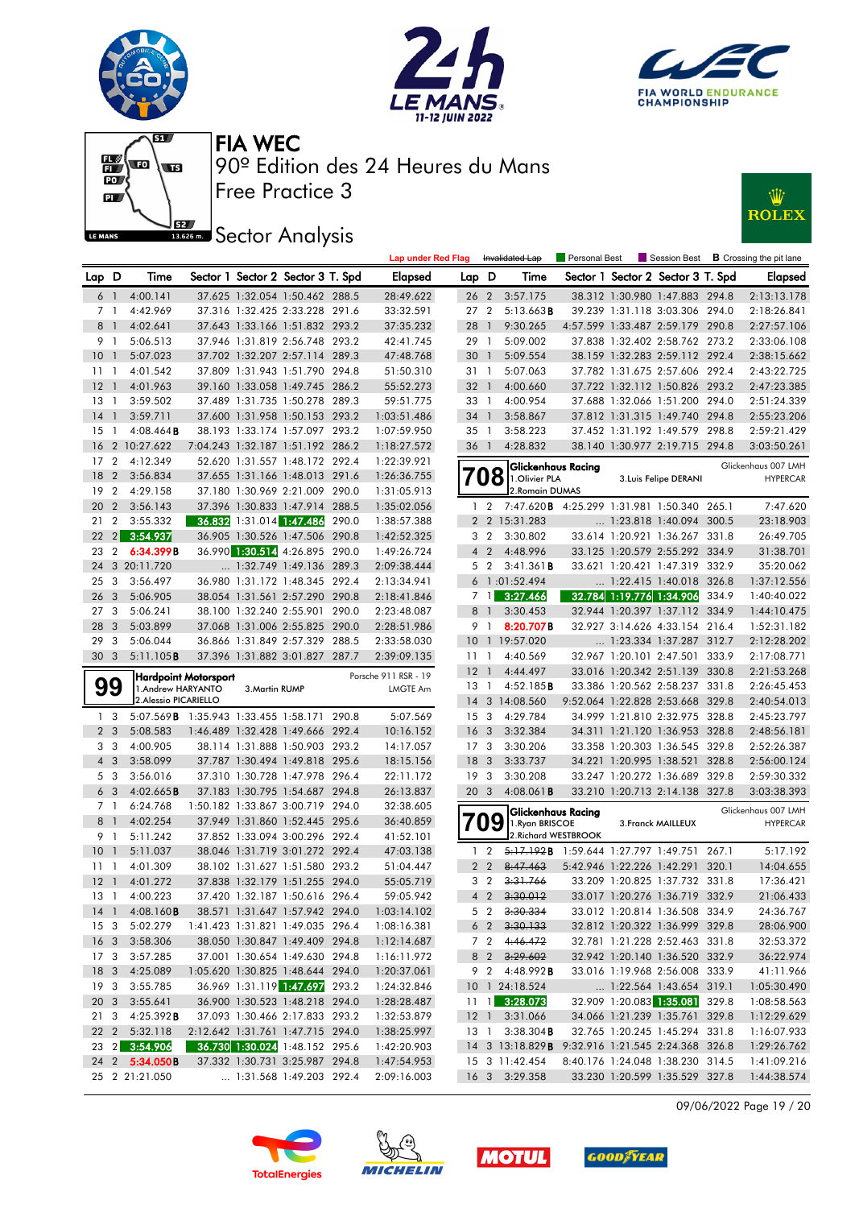# FIA WEC

90º Edition des 24 Heures du Mans

Free Practice 3

## Sector Analysis

Lap under Red Flag | Invalidated Lap | Personal Best | Session Best | B Crossing the pit lane

| Lap | D | Time | Sector 1 | Sector 2 | Sector 3 | T. Spd | Elapsed |
|---|---|---|---|---|---|---|---|
| 6 | 1 | 4:00.141 | 37.625 | 1:32.054 | 1:50.462 | 288.5 | 28:49.622 |
| 7 | 1 | 4:42.969 | 37.316 | 1:32.425 | 2:33.228 | 291.6 | 33:32.591 |
| 8 | 1 | 4:02.641 | 37.643 | 1:33.166 | 1:51.832 | 293.2 | 37:35.232 |
| 9 | 1 | 5:06.513 | 37.946 | 1:31.819 | 2:56.748 | 293.2 | 42:41.745 |
| 10 | 1 | 5:07.023 | 37.702 | 1:32.207 | 2:57.114 | 289.3 | 47:48.768 |
| 11 | 1 | 4:01.542 | 37.809 | 1:31.943 | 1:51.790 | 294.8 | 51:50.310 |
| 12 | 1 | 4:01.963 | 39.160 | 1:33.058 | 1:49.745 | 286.2 | 55:52.273 |
| 13 | 1 | 3:59.502 | 37.489 | 1:31.735 | 1:50.278 | 289.3 | 59:51.775 |
| 14 | 1 | 3:59.711 | 37.600 | 1:31.958 | 1:50.153 | 293.2 | 1:03:51.486 |
| 15 | 1 | 4:08.464B | 38.193 | 1:33.174 | 1:57.097 | 293.2 | 1:07:59.950 |
| 16 | 2 | 10:27.622 | 7:04.243 | 1:32.187 | 1:51.192 | 286.2 | 1:18:27.572 |
| 17 | 2 | 4:12.349 | 52.620 | 1:31.557 | 1:48.172 | 292.4 | 1:22:39.921 |
| 18 | 2 | 3:56.834 | 37.655 | 1:31.166 | 1:48.013 | 291.6 | 1:26:36.755 |
| 19 | 2 | 4:29.158 | 37.180 | 1:30.969 | 2:21.009 | 290.0 | 1:31:05.913 |
| 20 | 2 | 3:56.143 | 37.396 | 1:30.833 | 1:47.914 | 288.5 | 1:35:02.056 |
| 21 | 2 | 3:55.332 | 36.832 | 1:31.014 | 1:47.486 | 290.0 | 1:38:57.388 |
| 22 | 2 | 3:54.937 | 36.905 | 1:30.526 | 1:47.506 | 290.8 | 1:42:52.325 |
| 23 | 2 | 6:34.399B | 36.990 | 1:30.514 | 4:26.895 | 290.0 | 1:49:26.724 |
| 24 | 3 | 20:11.720 | ... | 1:32.749 | 1:49.136 | 289.3 | 2:09:38.444 |
| 25 | 3 | 3:56.497 | 36.980 | 1:31.172 | 1:48.345 | 292.4 | 2:13:34.941 |
| 26 | 3 | 5:06.905 | 38.054 | 1:31.561 | 2:57.290 | 290.8 | 2:18:41.846 |
| 27 | 3 | 5:06.241 | 38.100 | 1:32.240 | 2:55.901 | 290.0 | 2:23:48.087 |
| 28 | 3 | 5:03.899 | 37.068 | 1:31.006 | 2:55.825 | 290.0 | 2:28:51.986 |
| 29 | 3 | 5:06.044 | 36.866 | 1:31.849 | 2:57.329 | 288.5 | 2:33:58.030 |
| 30 | 3 | 5:11.105B | 37.396 | 1:31.882 | 3:01.827 | 287.7 | 2:39:09.135 |

**99** Hardpoint Motorsport — Porsche 911 RSR - 19 — LMGTE Am
1.Andrew HARYANTO / 2.Alessio PICARIELLO / 3.Martin RUMP

| Lap | D | Time | Sector 1 | Sector 2 | Sector 3 | T. Spd | Elapsed |
|---|---|---|---|---|---|---|---|
| 1 | 3 | 5:07.569B | 1:35.943 | 1:33.455 | 1:58.171 | 290.8 | 5:07.569 |
| 2 | 3 | 5:08.583 | 1:46.489 | 1:32.428 | 1:49.666 | 292.4 | 10:16.152 |
| 3 | 3 | 4:00.905 | 38.114 | 1:31.888 | 1:50.903 | 293.2 | 14:17.057 |
| 4 | 3 | 3:58.099 | 37.787 | 1:30.494 | 1:49.818 | 295.6 | 18:15.156 |
| 5 | 3 | 3:56.016 | 37.310 | 1:30.728 | 1:47.978 | 296.4 | 22:11.172 |
| 6 | 3 | 4:02.665B | 37.183 | 1:30.795 | 1:54.687 | 294.8 | 26:13.837 |
| 7 | 1 | 6:24.768 | 1:50.182 | 1:33.867 | 3:00.719 | 294.0 | 32:38.605 |
| 8 | 1 | 4:02.254 | 37.949 | 1:31.860 | 1:52.445 | 295.6 | 36:40.859 |
| 9 | 1 | 5:11.242 | 37.852 | 1:33.094 | 3:00.296 | 292.4 | 41:52.101 |
| 10 | 1 | 5:11.037 | 38.046 | 1:31.719 | 3:01.272 | 292.4 | 47:03.138 |
| 11 | 1 | 4:01.309 | 38.102 | 1:31.627 | 1:51.580 | 293.2 | 51:04.447 |
| 12 | 1 | 4:01.272 | 37.838 | 1:32.179 | 1:51.255 | 294.0 | 55:05.719 |
| 13 | 1 | 4:00.223 | 37.420 | 1:32.187 | 1:50.616 | 296.4 | 59:05.942 |
| 14 | 1 | 4:08.160B | 38.571 | 1:31.647 | 1:57.942 | 294.0 | 1:03:14.102 |
| 15 | 3 | 5:02.279 | 1:41.423 | 1:31.821 | 1:49.035 | 296.4 | 1:08:16.381 |
| 16 | 3 | 3:58.306 | 38.050 | 1:30.847 | 1:49.409 | 294.8 | 1:12:14.687 |
| 17 | 3 | 3:57.285 | 37.001 | 1:30.654 | 1:49.630 | 294.8 | 1:16:11.972 |
| 18 | 3 | 4:25.089 | 1:05.620 | 1:30.825 | 1:48.644 | 294.0 | 1:20:37.061 |
| 19 | 3 | 3:55.785 | 36.969 | 1:31.119 | 1:47.697 | 293.2 | 1:24:32.846 |
| 20 | 3 | 3:55.641 | 36.900 | 1:30.523 | 1:48.218 | 294.0 | 1:28:28.487 |
| 21 | 3 | 4:25.392B | 37.093 | 1:30.466 | 2:17.833 | 293.2 | 1:32:53.879 |
| 22 | 2 | 5:32.118 | 2:12.642 | 1:31.761 | 1:47.715 | 294.0 | 1:38:25.997 |
| 23 | 2 | 3:54.906 | 36.730 | 1:30.024 | 1:48.152 | 295.6 | 1:42:20.903 |
| 24 | 2 | 5:34.050B | 37.332 | 1:30.731 | 3:25.987 | 294.8 | 1:47:54.953 |
| 25 | 2 | 21:21.050 | ... | 1:31.568 | 1:49.203 | 292.4 | 2:09:16.003 |
| 26 | 2 | 3:57.175 | 38.312 | 1:30.980 | 1:47.883 | 294.8 | 2:13:13.178 |
| 27 | 2 | 5:13.663B | 39.239 | 1:31.118 | 3:03.306 | 294.0 | 2:18:26.841 |
| 28 | 1 | 9:30.265 | 4:57.599 | 1:33.487 | 2:59.179 | 290.8 | 2:27:57.106 |
| 29 | 1 | 5:09.002 | 37.838 | 1:32.402 | 2:58.762 | 273.2 | 2:33:06.108 |
| 30 | 1 | 5:09.554 | 38.159 | 1:32.283 | 2:59.112 | 292.4 | 2:38:15.662 |
| 31 | 1 | 5:07.063 | 37.782 | 1:31.675 | 2:57.606 | 292.4 | 2:43:22.725 |
| 32 | 1 | 4:00.660 | 37.722 | 1:32.112 | 1:50.826 | 293.2 | 2:47:23.385 |
| 33 | 1 | 4:00.954 | 37.688 | 1:32.066 | 1:51.200 | 294.0 | 2:51:24.339 |
| 34 | 1 | 3:58.867 | 37.812 | 1:31.315 | 1:49.740 | 294.8 | 2:55:23.206 |
| 35 | 1 | 3:58.223 | 37.452 | 1:31.192 | 1:49.579 | 298.8 | 2:59:21.429 |
| 36 | 1 | 4:28.832 | 38.140 | 1:30.977 | 2:19.715 | 294.8 | 3:03:50.261 |

**708** Glickenhaus Racing — Glickenhaus 007 LMH — HYPERCAR
1.Olivier PLA / 2.Romain DUMAS / 3.Luis Felipe DERANI

| Lap | D | Time | Sector 1 | Sector 2 | Sector 3 | T. Spd | Elapsed |
|---|---|---|---|---|---|---|---|
| 1 | 2 | 7:47.620B | 4:25.299 | 1:31.981 | 1:50.340 | 265.1 | 7:47.620 |
| 2 | 2 | 15:31.283 | ... | 1:23.818 | 1:40.094 | 300.5 | 23:18.903 |
| 3 | 2 | 3:30.802 | 33.614 | 1:20.921 | 1:36.267 | 331.8 | 26:49.705 |
| 4 | 2 | 4:48.996 | 33.125 | 1:20.579 | 2:55.292 | 334.9 | 31:38.701 |
| 5 | 2 | 3:41.361B | 33.621 | 1:20.421 | 1:47.319 | 332.9 | 35:20.062 |
| 6 | 1 | 1:01:52.494 | ... | 1:22.415 | 1:40.018 | 326.8 | 1:37:12.556 |
| 7 | 1 | 3:27.466 | 32.784 | 1:19.776 | 1:34.906 | 334.9 | 1:40:40.022 |
| 8 | 1 | 3:30.453 | 32.944 | 1:20.397 | 1:37.112 | 334.9 | 1:44:10.475 |
| 9 | 1 | 8:20.707B | 32.927 | 3:14.626 | 4:33.154 | 216.4 | 1:52:31.182 |
| 10 | 1 | 19:57.020 | ... | 1:23.334 | 1:37.287 | 312.7 | 2:12:28.202 |
| 11 | 1 | 4:40.569 | 32.967 | 1:20.101 | 2:47.501 | 333.9 | 2:17:08.771 |
| 12 | 1 | 4:44.497 | 33.016 | 1:20.342 | 2:51.139 | 330.8 | 2:21:53.268 |
| 13 | 1 | 4:52.185B | 33.386 | 1:20.562 | 2:58.237 | 331.8 | 2:26:45.453 |
| 14 | 3 | 14:08.560 | 9:52.064 | 1:22.828 | 2:53.668 | 329.8 | 2:40:54.013 |
| 15 | 3 | 4:29.784 | 34.999 | 1:21.810 | 2:32.975 | 328.8 | 2:45:23.797 |
| 16 | 3 | 3:32.384 | 34.311 | 1:21.120 | 1:36.953 | 328.8 | 2:48:56.181 |
| 17 | 3 | 3:30.206 | 33.358 | 1:20.303 | 1:36.545 | 329.8 | 2:52:26.387 |
| 18 | 3 | 3:33.737 | 34.221 | 1:20.995 | 1:38.521 | 328.8 | 2:56:00.124 |
| 19 | 3 | 3:30.208 | 33.247 | 1:20.272 | 1:36.689 | 329.8 | 2:59:30.332 |
| 20 | 3 | 4:08.061B | 33.210 | 1:20.713 | 2:14.138 | 327.8 | 3:03:38.393 |

**709** Glickenhaus Racing — Glickenhaus 007 LMH — HYPERCAR
1.Ryan BRISCOE / 2.Richard WESTBROOK / 3.Franck MAILLEUX

| Lap | D | Time | Sector 1 | Sector 2 | Sector 3 | T. Spd | Elapsed |
|---|---|---|---|---|---|---|---|
| 1 | 2 | ~~5:17.192B~~ | 1:59.644 | 1:27.797 | 1:49.751 | 267.1 | 5:17.192 |
| 2 | 2 | ~~8:47.463~~ | 5:42.946 | 1:22.226 | 1:42.291 | 320.1 | 14:04.655 |
| 3 | 2 | ~~3:31.766~~ | 33.209 | 1:20.825 | 1:37.732 | 331.8 | 17:36.421 |
| 4 | 2 | ~~3:30.012~~ | 33.017 | 1:20.276 | 1:36.719 | 332.9 | 21:06.433 |
| 5 | 2 | ~~3:30.334~~ | 33.012 | 1:20.814 | 1:36.508 | 334.9 | 24:36.767 |
| 6 | 2 | ~~3:30.133~~ | 32.812 | 1:20.322 | 1:36.999 | 329.8 | 28:06.900 |
| 7 | 2 | ~~4:46.472~~ | 32.781 | 1:21.228 | 2:52.463 | 331.8 | 32:53.372 |
| 8 | 2 | ~~3:29.602~~ | 32.942 | 1:20.140 | 1:36.520 | 332.9 | 36:22.974 |
| 9 | 2 | 4:48.992B | 33.016 | 1:19.968 | 2:56.008 | 333.9 | 41:11.966 |
| 10 | 1 | 24:18.524 | ... | 1:22.564 | 1:43.654 | 319.1 | 1:05:30.490 |
| 11 | 1 | 3:28.073 | 32.909 | 1:20.083 | 1:35.081 | 329.8 | 1:08:58.563 |
| 12 | 1 | 3:31.066 | 34.066 | 1:21.239 | 1:35.761 | 329.8 | 1:12:29.629 |
| 13 | 1 | 3:38.304B | 32.765 | 1:20.245 | 1:45.294 | 331.8 | 1:16:07.933 |
| 14 | 3 | 13:18.829B | 9:32.916 | 1:21.545 | 2:24.368 | 326.8 | 1:29:26.762 |
| 15 | 3 | 11:42.454 | 8:40.176 | 1:24.048 | 1:38.230 | 314.5 | 1:41:09.216 |
| 16 | 3 | 3:29.358 | 33.230 | 1:20.599 | 1:35.529 | 327.8 | 1:44:38.574 |

09/06/2022 Page 19 / 20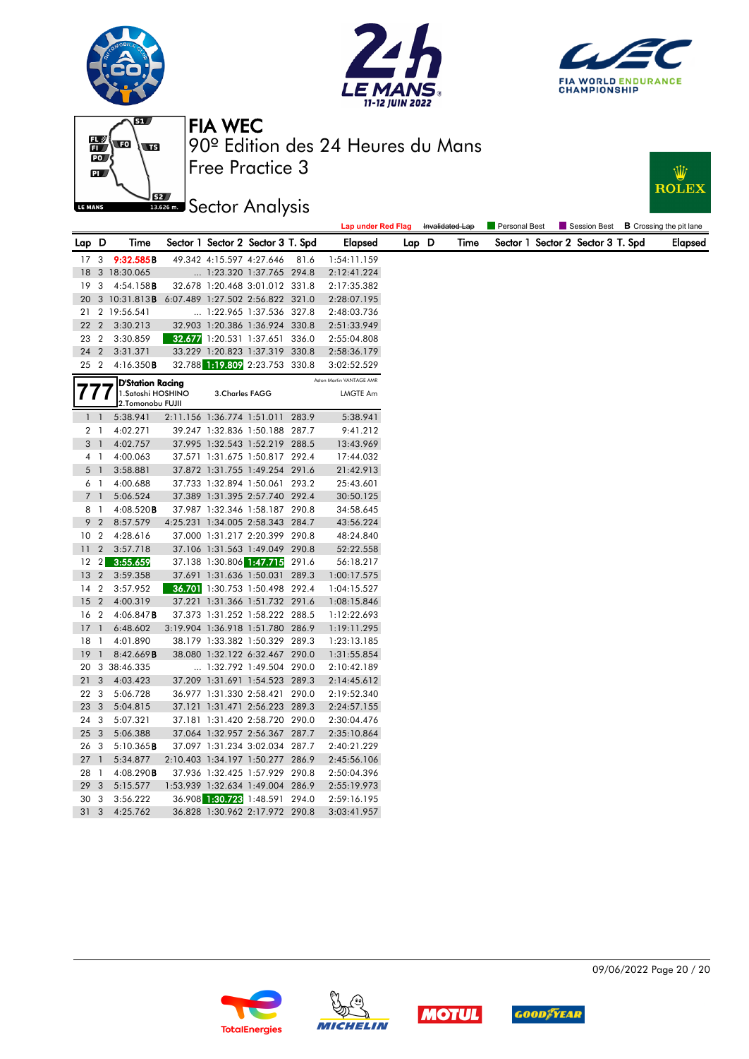# FIA WEC

## 90º Edition des 24 Heures du Mans

## Free Practice 3

## Sector Analysis

Lap under Red Flag | ~~Invalidated Lap~~ | Personal Best | Session Best | **B** Crossing the pit lane

| Lap | D | Time | Sector 1 | Sector 2 | Sector 3 | T. Spd | Elapsed |
|---|---|---|---|---|---|---|---|
| 17 | 3 | 9:32.585**B** | 49.342 | 4:15.597 | 4:27.646 | 81.6 | 1:54:11.159 |
| 18 | 3 | 18:30.065 | ... | 1:23.320 | 1:37.765 | 294.8 | 2:12:41.224 |
| 19 | 3 | 4:54.158**B** | 32.678 | 1:20.468 | 3:01.012 | 331.8 | 2:17:35.382 |
| 20 | 3 | 10:31.813**B** | 6:07.489 | 1:27.502 | 2:56.822 | 321.0 | 2:28:07.195 |
| 21 | 2 | 19:56.541 | ... | 1:22.965 | 1:37.536 | 327.8 | 2:48:03.736 |
| 22 | 2 | 3:30.213 | 32.903 | 1:20.386 | 1:36.924 | 330.8 | 2:51:33.949 |
| 23 | 2 | 3:30.859 | 32.677 | 1:20.531 | 1:37.651 | 336.0 | 2:55:04.808 |
| 24 | 2 | 3:31.371 | 33.229 | 1:20.823 | 1:37.319 | 330.8 | 2:58:36.179 |
| 25 | 2 | 4:16.350**B** | 32.788 | 1:19.809 | 2:23.753 | 330.8 | 3:02:52.529 |

**777** **D'Station Racing** — Aston Martin VANTAGE AMR — LMGTE Am
1.Satoshi HOSHINO
2.Tomonobu FUJII
3.Charles FAGG

| Lap | D | Time | Sector 1 | Sector 2 | Sector 3 | T. Spd | Elapsed |
|---|---|---|---|---|---|---|---|
| 1 | 1 | 5:38.941 | 2:11.156 | 1:36.774 | 1:51.011 | 283.9 | 5:38.941 |
| 2 | 1 | 4:02.271 | 39.247 | 1:32.836 | 1:50.188 | 287.7 | 9:41.212 |
| 3 | 1 | 4:02.757 | 37.995 | 1:32.543 | 1:52.219 | 288.5 | 13:43.969 |
| 4 | 1 | 4:00.063 | 37.571 | 1:31.675 | 1:50.817 | 292.4 | 17:44.032 |
| 5 | 1 | 3:58.881 | 37.872 | 1:31.755 | 1:49.254 | 291.6 | 21:42.913 |
| 6 | 1 | 4:00.688 | 37.733 | 1:32.894 | 1:50.061 | 293.2 | 25:43.601 |
| 7 | 1 | 5:06.524 | 37.389 | 1:31.395 | 2:57.740 | 292.4 | 30:50.125 |
| 8 | 1 | 4:08.520**B** | 37.987 | 1:32.346 | 1:58.187 | 290.8 | 34:58.645 |
| 9 | 2 | 8:57.579 | 4:25.231 | 1:34.005 | 2:58.343 | 284.7 | 43:56.224 |
| 10 | 2 | 4:28.616 | 37.000 | 1:31.217 | 2:20.399 | 290.8 | 48:24.840 |
| 11 | 2 | 3:57.718 | 37.106 | 1:31.563 | 1:49.049 | 290.8 | 52:22.558 |
| 12 | 2 | 3:55.659 | 37.138 | 1:30.806 | 1:47.715 | 291.6 | 56:18.217 |
| 13 | 2 | 3:59.358 | 37.691 | 1:31.636 | 1:50.031 | 289.3 | 1:00:17.575 |
| 14 | 2 | 3:57.952 | 36.701 | 1:30.753 | 1:50.498 | 292.4 | 1:04:15.527 |
| 15 | 2 | 4:00.319 | 37.221 | 1:31.366 | 1:51.732 | 291.6 | 1:08:15.846 |
| 16 | 2 | 4:06.847**B** | 37.373 | 1:31.252 | 1:58.222 | 288.5 | 1:12:22.693 |
| 17 | 1 | 6:48.602 | 3:19.904 | 1:36.918 | 1:51.780 | 286.9 | 1:19:11.295 |
| 18 | 1 | 4:01.890 | 38.179 | 1:33.382 | 1:50.329 | 289.3 | 1:23:13.185 |
| 19 | 1 | 8:42.669**B** | 38.080 | 1:32.122 | 6:32.467 | 290.0 | 1:31:55.854 |
| 20 | 3 | 38:46.335 | ... | 1:32.792 | 1:49.504 | 290.0 | 2:10:42.189 |
| 21 | 3 | 4:03.423 | 37.209 | 1:31.691 | 1:54.523 | 289.3 | 2:14:45.612 |
| 22 | 3 | 5:06.728 | 36.977 | 1:31.330 | 2:58.421 | 290.0 | 2:19:52.340 |
| 23 | 3 | 5:04.815 | 37.121 | 1:31.471 | 2:56.223 | 289.3 | 2:24:57.155 |
| 24 | 3 | 5:07.321 | 37.181 | 1:31.420 | 2:58.720 | 290.0 | 2:30:04.476 |
| 25 | 3 | 5:06.388 | 37.064 | 1:32.957 | 2:56.367 | 287.7 | 2:35:10.864 |
| 26 | 3 | 5:10.365**B** | 37.097 | 1:31.234 | 3:02.034 | 287.7 | 2:40:21.229 |
| 27 | 1 | 5:34.877 | 2:10.403 | 1:34.197 | 1:50.277 | 286.9 | 2:45:56.106 |
| 28 | 1 | 4:08.290**B** | 37.936 | 1:32.425 | 1:57.929 | 290.8 | 2:50:04.396 |
| 29 | 3 | 5:15.577 | 1:53.939 | 1:32.634 | 1:49.004 | 286.9 | 2:55:19.973 |
| 30 | 3 | 3:56.222 | 36.908 | 1:30.723 | 1:48.591 | 294.0 | 2:59:16.195 |
| 31 | 3 | 4:25.762 | 36.828 | 1:30.962 | 2:17.972 | 290.8 | 3:03:41.957 |

09/06/2022